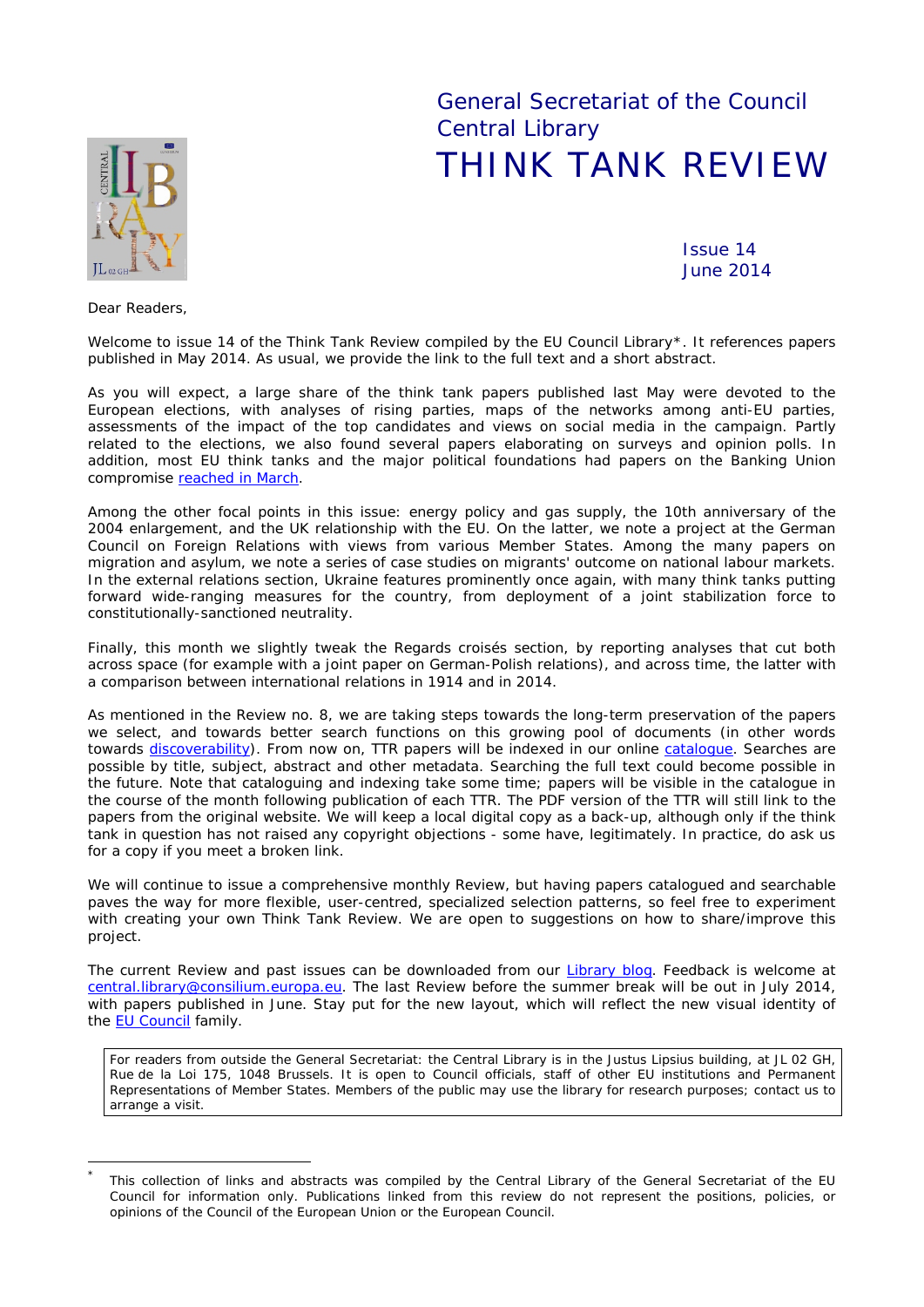# General Secretariat of the Council
# Central Library
# THINK TANK REVIEW

Issue 14
June 2014

Dear Readers,

Welcome to issue 14 of the Think Tank Review compiled by the EU Council Library*. It references papers published in May 2014. As usual, we provide the link to the full text and a short abstract.

As you will expect, a large share of the think tank papers published last May were devoted to the European elections, with analyses of rising parties, maps of the networks among anti-EU parties, assessments of the impact of the top candidates and views on social media in the campaign. Partly related to the elections, we also found several papers elaborating on surveys and opinion polls. In addition, most EU think tanks and the major political foundations had papers on the Banking Union compromise reached in March.

Among the other focal points in this issue: energy policy and gas supply, the 10th anniversary of the 2004 enlargement, and the UK relationship with the EU. On the latter, we note a project at the German Council on Foreign Relations with views from various Member States. Among the many papers on migration and asylum, we note a series of case studies on migrants' outcome on national labour markets. In the external relations section, Ukraine features prominently once again, with many think tanks putting forward wide-ranging measures for the country, from deployment of a joint stabilization force to constitutionally-sanctioned neutrality.

Finally, this month we slightly tweak the Regards croisés section, by reporting analyses that cut both across space (for example with a joint paper on German-Polish relations), and across time, the latter with a comparison between international relations in 1914 and in 2014.

As mentioned in the Review no. 8, we are taking steps towards the long-term preservation of the papers we select, and towards better search functions on this growing pool of documents (in other words towards discoverability). From now on, TTR papers will be indexed in our online catalogue. Searches are possible by title, subject, abstract and other metadata. Searching the full text could become possible in the future. Note that cataloguing and indexing take some time; papers will be visible in the catalogue in the course of the month following publication of each TTR. The PDF version of the TTR will still link to the papers from the original website. We will keep a local digital copy as a back-up, although only if the think tank in question has not raised any copyright objections - some have, legitimately. In practice, do ask us for a copy if you meet a broken link.

We will continue to issue a comprehensive monthly Review, but having papers catalogued and searchable paves the way for more flexible, user-centred, specialized selection patterns, so feel free to experiment with creating your own Think Tank Review. We are open to suggestions on how to share/improve this project.

The current Review and past issues can be downloaded from our Library blog. Feedback is welcome at central.library@consilium.europa.eu. The last Review before the summer break will be out in July 2014, with papers published in June. Stay put for the new layout, which will reflect the new visual identity of the EU Council family.

For readers from outside the General Secretariat: the Central Library is in the Justus Lipsius building, at JL 02 GH, Rue de la Loi 175, 1048 Brussels. It is open to Council officials, staff of other EU institutions and Permanent Representations of Member States. Members of the public may use the library for research purposes; contact us to arrange a visit.

---

* This collection of links and abstracts was compiled by the Central Library of the General Secretariat of the EU Council for information only. Publications linked from this review do not represent the positions, policies, or opinions of the Council of the European Union or the European Council.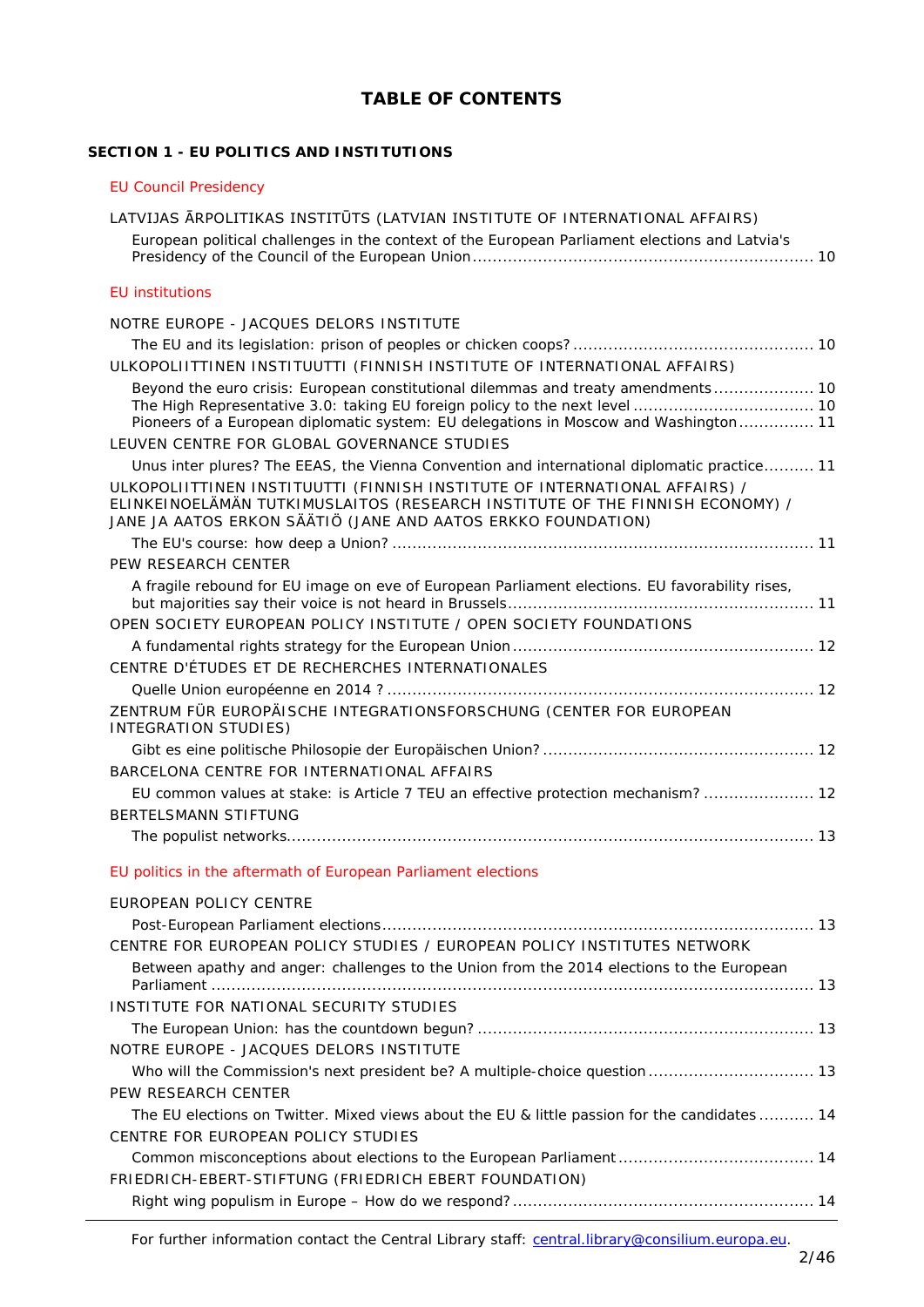# TABLE OF CONTENTS

## SECTION 1 - EU POLITICS AND INSTITUTIONS

### EU Council Presidency

LATVIJAS ĀRPOLITIKAS INSTITŪTS (LATVIAN INSTITUTE OF INTERNATIONAL AFFAIRS)

- European political challenges in the context of the European Parliament elections and Latvia's Presidency of the Council of the European Union .................... 10

### EU institutions

NOTRE EUROPE - JACQUES DELORS INSTITUTE

- The EU and its legislation: prison of peoples or chicken coops? .................... 10

ULKOPOLIITTINEN INSTITUUTTI (FINNISH INSTITUTE OF INTERNATIONAL AFFAIRS)

- Beyond the euro crisis: European constitutional dilemmas and treaty amendments .................... 10
- The High Representative 3.0: taking EU foreign policy to the next level .................... 10
- Pioneers of a European diplomatic system: EU delegations in Moscow and Washington .................... 11

LEUVEN CENTRE FOR GLOBAL GOVERNANCE STUDIES

- Unus inter plures? The EEAS, the Vienna Convention and international diplomatic practice .................... 11

ULKOPOLIITTINEN INSTITUUTTI (FINNISH INSTITUTE OF INTERNATIONAL AFFAIRS) / ELINKEINOELÄMÄN TUTKIMUSLAITOS (RESEARCH INSTITUTE OF THE FINNISH ECONOMY) / JANE JA AATOS ERKON SÄÄTIÖ (JANE AND AATOS ERKKO FOUNDATION)

- The EU's course: how deep a Union? .................... 11

PEW RESEARCH CENTER

- A fragile rebound for EU image on eve of European Parliament elections. EU favorability rises, but majorities say their voice is not heard in Brussels .................... 11

OPEN SOCIETY EUROPEAN POLICY INSTITUTE / OPEN SOCIETY FOUNDATIONS

- A fundamental rights strategy for the European Union .................... 12

CENTRE D'ÉTUDES ET DE RECHERCHES INTERNATIONALES

- Quelle Union européenne en 2014 ? .................... 12

ZENTRUM FÜR EUROPÄISCHE INTEGRATIONSFORSCHUNG (CENTER FOR EUROPEAN INTEGRATION STUDIES)

- Gibt es eine politische Philosophie der Europäischen Union? .................... 12

BARCELONA CENTRE FOR INTERNATIONAL AFFAIRS

- EU common values at stake: is Article 7 TEU an effective protection mechanism? .................... 12

BERTELSMANN STIFTUNG

- The populist networks .................... 13

### EU politics in the aftermath of European Parliament elections

EUROPEAN POLICY CENTRE

- Post-European Parliament elections .................... 13

CENTRE FOR EUROPEAN POLICY STUDIES / EUROPEAN POLICY INSTITUTES NETWORK

- Between apathy and anger: challenges to the Union from the 2014 elections to the European Parliament .................... 13

INSTITUTE FOR NATIONAL SECURITY STUDIES

- The European Union: has the countdown begun? .................... 13

NOTRE EUROPE - JACQUES DELORS INSTITUTE

- Who will the Commission's next president be? A multiple-choice question .................... 13

PEW RESEARCH CENTER

- The EU elections on Twitter. Mixed views about the EU & little passion for the candidates .................... 14

CENTRE FOR EUROPEAN POLICY STUDIES

- Common misconceptions about elections to the European Parliament .................... 14

FRIEDRICH-EBERT-STIFTUNG (FRIEDRICH EBERT FOUNDATION)

- Right wing populism in Europe – How do we respond? .................... 14

For further information contact the Central Library staff: central.library@consilium.europa.eu.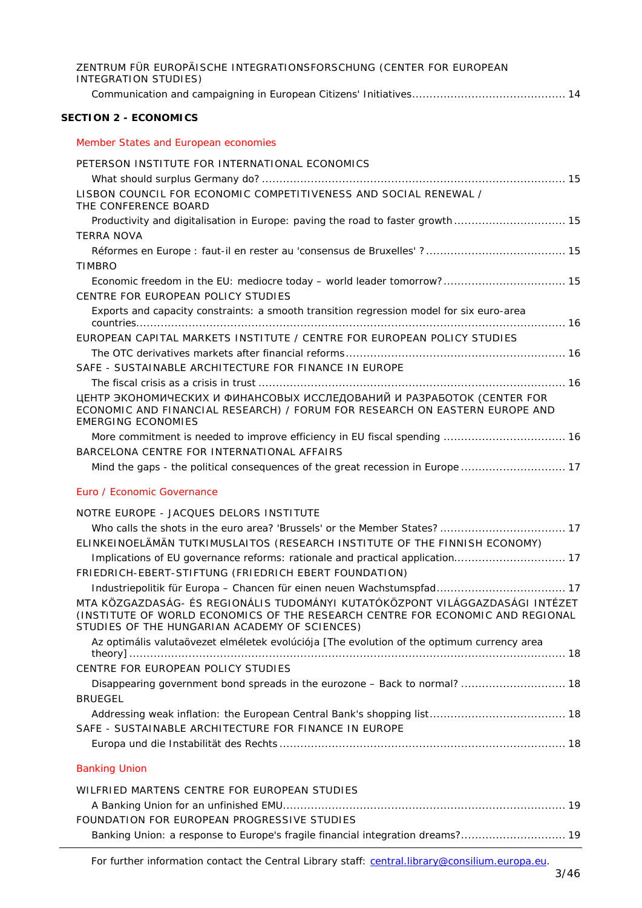ZENTRUM FÜR EUROPÄISCHE INTEGRATIONSFORSCHUNG (CENTER FOR EUROPEAN INTEGRATION STUDIES)

Communication and campaigning in European Citizens' Initiatives ........................................... 14

**SECTION 2 - ECONOMICS**

Member States and European economies

PETERSON INSTITUTE FOR INTERNATIONAL ECONOMICS

What should surplus Germany do? ........................................................................................ 15

LISBON COUNCIL FOR ECONOMIC COMPETITIVENESS AND SOCIAL RENEWAL / THE CONFERENCE BOARD

Productivity and digitalisation in Europe: paving the road to faster growth ................................ 15

TERRA NOVA

Réformes en Europe : faut-il en rester au 'consensus de Bruxelles' ? ........................................ 15

TIMBRO

Economic freedom in the EU: mediocre today – world leader tomorrow? ................................... 15

CENTRE FOR EUROPEAN POLICY STUDIES

Exports and capacity constraints: a smooth transition regression model for six euro-area countries ............................................................................................................................ 16

EUROPEAN CAPITAL MARKETS INSTITUTE / CENTRE FOR EUROPEAN POLICY STUDIES

The OTC derivatives markets after financial reforms ............................................................... 16

SAFE - SUSTAINABLE ARCHITECTURE FOR FINANCE IN EUROPE

The fiscal crisis as a crisis in trust ........................................................................................ 16

ЦЕНТР ЭКОНОМИЧЕСКИХ И ФИНАНСОВЫХ ИССЛЕДОВАНИЙ И РАЗРАБОТОК (CENTER FOR ECONOMIC AND FINANCIAL RESEARCH) / FORUM FOR RESEARCH ON EASTERN EUROPE AND EMERGING ECONOMIES

More commitment is needed to improve efficiency in EU fiscal spending .................................. 16

BARCELONA CENTRE FOR INTERNATIONAL AFFAIRS

Mind the gaps - the political consequences of the great recession in Europe ............................. 17

Euro / Economic Governance

NOTRE EUROPE - JACQUES DELORS INSTITUTE

Who calls the shots in the euro area? 'Brussels' or the Member States? .................................... 17

ELINKEINOELÄMÄN TUTKIMUSLAITOS (RESEARCH INSTITUTE OF THE FINNISH ECONOMY)

Implications of EU governance reforms: rationale and practical application................................ 17

FRIEDRICH-EBERT-STIFTUNG (FRIEDRICH EBERT FOUNDATION)

Industriepolitik für Europa – Chancen für einen neuen Wachstumspfad ..................................... 17

MTA KÖZGAZDASÁG- ÉS REGIONÁLIS TUDOMÁNYI KUTATÓKÖZPONT VILÁGGAZDASÁGI INTÉZET (INSTITUTE OF WORLD ECONOMICS OF THE RESEARCH CENTRE FOR ECONOMIC AND REGIONAL STUDIES OF THE HUNGARIAN ACADEMY OF SCIENCES)

Az optimális valutaövezet elméletek evolúciója [The evolution of the optimum currency area theory] ............................................................................................................................. 18

CENTRE FOR EUROPEAN POLICY STUDIES

Disappearing government bond spreads in the eurozone – Back to normal? .............................. 18

BRUEGEL

Addressing weak inflation: the European Central Bank's shopping list ....................................... 18

SAFE - SUSTAINABLE ARCHITECTURE FOR FINANCE IN EUROPE

Europa und die Instabilität des Rechts .................................................................................. 18

Banking Union

WILFRIED MARTENS CENTRE FOR EUROPEAN STUDIES

A Banking Union for an unfinished EMU ................................................................................. 19

FOUNDATION FOR EUROPEAN PROGRESSIVE STUDIES

Banking Union: a response to Europe's fragile financial integration dreams? .............................. 19

For further information contact the Central Library staff: central.library@consilium.europa.eu.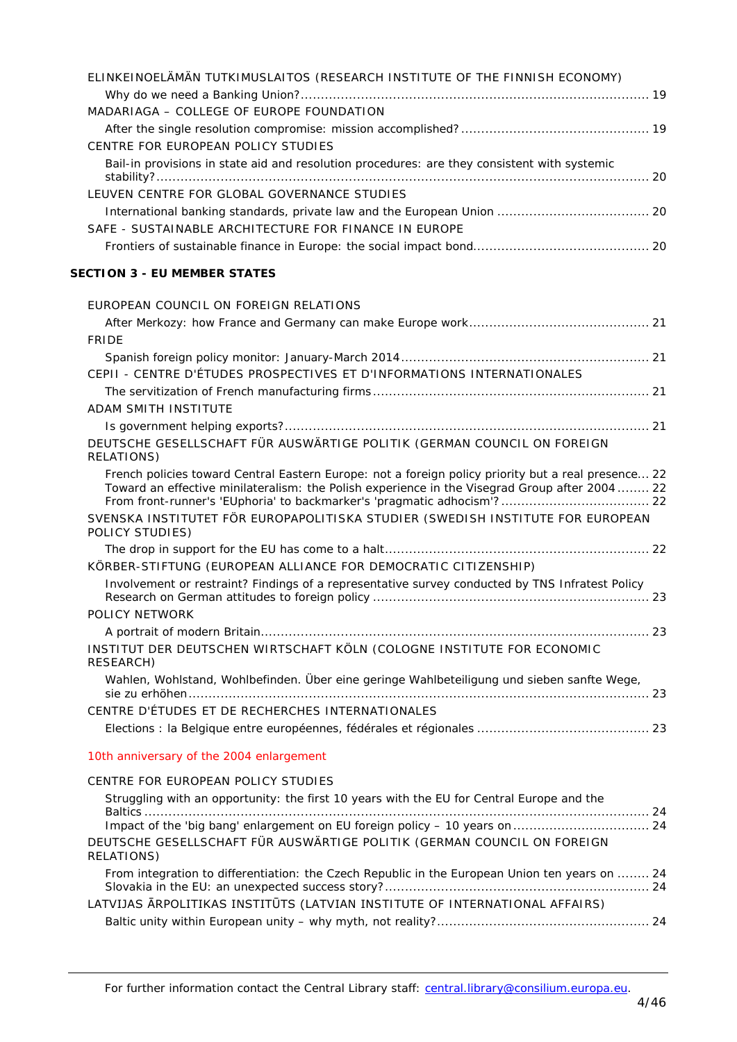ELINKEINOELÄMÄN TUTKIMUSLAITOS (RESEARCH INSTITUTE OF THE FINNISH ECONOMY)

Why do we need a Banking Union? ..... 19

MADARIAGA – COLLEGE OF EUROPE FOUNDATION

After the single resolution compromise: mission accomplished? ..... 19

CENTRE FOR EUROPEAN POLICY STUDIES

Bail-in provisions in state aid and resolution procedures: are they consistent with systemic stability? ..... 20

LEUVEN CENTRE FOR GLOBAL GOVERNANCE STUDIES

International banking standards, private law and the European Union ..... 20

SAFE - SUSTAINABLE ARCHITECTURE FOR FINANCE IN EUROPE

Frontiers of sustainable finance in Europe: the social impact bond ..... 20

**SECTION 3 - EU MEMBER STATES**

EUROPEAN COUNCIL ON FOREIGN RELATIONS

After Merkozy: how France and Germany can make Europe work ..... 21

FRIDE

Spanish foreign policy monitor: January-March 2014 ..... 21

CEPII - CENTRE D'ÉTUDES PROSPECTIVES ET D'INFORMATIONS INTERNATIONALES

The servitization of French manufacturing firms ..... 21

ADAM SMITH INSTITUTE

Is government helping exports? ..... 21

DEUTSCHE GESELLSCHAFT FÜR AUSWÄRTIGE POLITIK (GERMAN COUNCIL ON FOREIGN RELATIONS)

French policies toward Central Eastern Europe: not a foreign policy priority but a real presence ... 22
Toward an effective minilateralism: the Polish experience in the Visegrad Group after 2004 ..... 22
From front-runner's 'EUphoria' to backmarker's 'pragmatic adhocism'? ..... 22

SVENSKA INSTITUTET FÖR EUROPAPOLITISKA STUDIER (SWEDISH INSTITUTE FOR EUROPEAN POLICY STUDIES)

The drop in support for the EU has come to a halt ..... 22

KÖRBER-STIFTUNG (EUROPEAN ALLIANCE FOR DEMOCRATIC CITIZENSHIP)

Involvement or restraint? Findings of a representative survey conducted by TNS Infratest Policy Research on German attitudes to foreign policy ..... 23

POLICY NETWORK

A portrait of modern Britain ..... 23

INSTITUT DER DEUTSCHEN WIRTSCHAFT KÖLN (COLOGNE INSTITUTE FOR ECONOMIC RESEARCH)

Wahlen, Wohlstand, Wohlbefinden. Über eine geringe Wahlbeteiligung und sieben sanfte Wege, sie zu erhöhen ..... 23

CENTRE D'ÉTUDES ET DE RECHERCHES INTERNATIONALES

Elections : la Belgique entre européennes, fédérales et régionales ..... 23

10th anniversary of the 2004 enlargement

CENTRE FOR EUROPEAN POLICY STUDIES

Struggling with an opportunity: the first 10 years with the EU for Central Europe and the Baltics ..... 24
Impact of the 'big bang' enlargement on EU foreign policy – 10 years on ..... 24

DEUTSCHE GESELLSCHAFT FÜR AUSWÄRTIGE POLITIK (GERMAN COUNCIL ON FOREIGN RELATIONS)

From integration to differentiation: the Czech Republic in the European Union ten years on ..... 24
Slovakia in the EU: an unexpected success story? ..... 24

LATVIJAS ĀRPOLITIKAS INSTITŪTS (LATVIAN INSTITUTE OF INTERNATIONAL AFFAIRS)

Baltic unity within European unity – why myth, not reality? ..... 24

For further information contact the Central Library staff: central.library@consilium.europa.eu.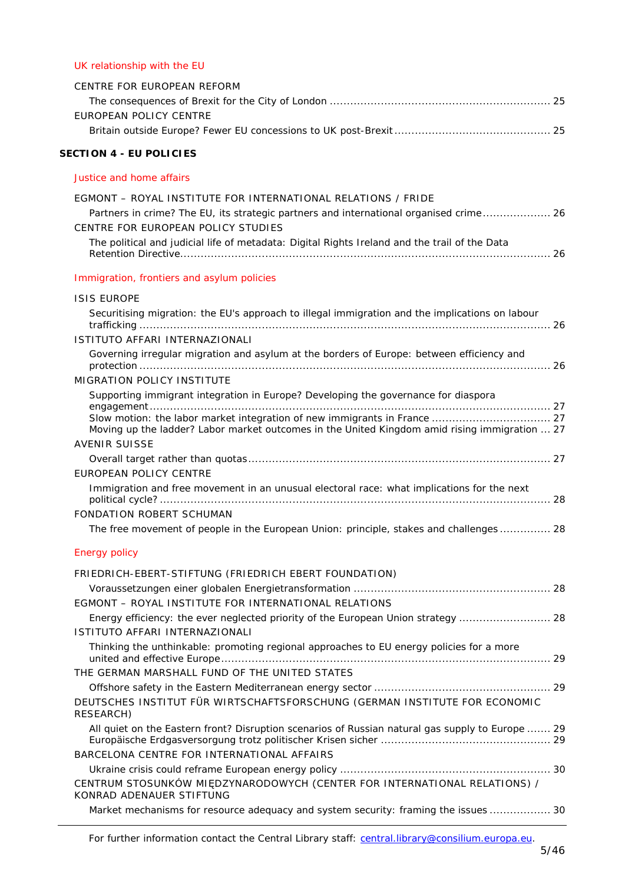### UK relationship with the EU

CENTRE FOR EUROPEAN REFORM

- The consequences of Brexit for the City of London ........ 25

EUROPEAN POLICY CENTRE

- Britain outside Europe? Fewer EU concessions to UK post-Brexit ........ 25

## SECTION 4 - EU POLICIES

### Justice and home affairs

EGMONT – ROYAL INSTITUTE FOR INTERNATIONAL RELATIONS / FRIDE

- Partners in crime? The EU, its strategic partners and international organised crime ........ 26

CENTRE FOR EUROPEAN POLICY STUDIES

- The political and judicial life of metadata: Digital Rights Ireland and the trail of the Data Retention Directive ........ 26

### Immigration, frontiers and asylum policies

ISIS EUROPE

- Securitising migration: the EU's approach to illegal immigration and the implications on labour trafficking ........ 26

ISTITUTO AFFARI INTERNAZIONALI

- Governing irregular migration and asylum at the borders of Europe: between efficiency and protection ........ 26

MIGRATION POLICY INSTITUTE

- Supporting immigrant integration in Europe? Developing the governance for diaspora engagement ........ 27
- Slow motion: the labor market integration of new immigrants in France ........ 27
- Moving up the ladder? Labor market outcomes in the United Kingdom amid rising immigration ... 27

AVENIR SUISSE

- Overall target rather than quotas ........ 27

EUROPEAN POLICY CENTRE

- Immigration and free movement in an unusual electoral race: what implications for the next political cycle? ........ 28

FONDATION ROBERT SCHUMAN

- The free movement of people in the European Union: principle, stakes and challenges ........ 28

### Energy policy

FRIEDRICH-EBERT-STIFTUNG (FRIEDRICH EBERT FOUNDATION)

- Voraussetzungen einer globalen Energietransformation ........ 28

EGMONT – ROYAL INSTITUTE FOR INTERNATIONAL RELATIONS

- Energy efficiency: the ever neglected priority of the European Union strategy ........ 28

ISTITUTO AFFARI INTERNAZIONALI

- Thinking the unthinkable: promoting regional approaches to EU energy policies for a more united and effective Europe ........ 29

THE GERMAN MARSHALL FUND OF THE UNITED STATES

- Offshore safety in the Eastern Mediterranean energy sector ........ 29

DEUTSCHES INSTITUT FÜR WIRTSCHAFTSFORSCHUNG (GERMAN INSTITUTE FOR ECONOMIC RESEARCH)

- All quiet on the Eastern front? Disruption scenarios of Russian natural gas supply to Europe ........ 29
- Europäische Erdgasversorgung trotz politischer Krisen sicher ........ 29

BARCELONA CENTRE FOR INTERNATIONAL AFFAIRS

- Ukraine crisis could reframe European energy policy ........ 30

CENTRUM STOSUNKÓW MIĘDZYNARODOWYCH (CENTER FOR INTERNATIONAL RELATIONS) / KONRAD ADENAUER STIFTUNG

- Market mechanisms for resource adequacy and system security: framing the issues ........ 30

For further information contact the Central Library staff: central.library@consilium.europa.eu.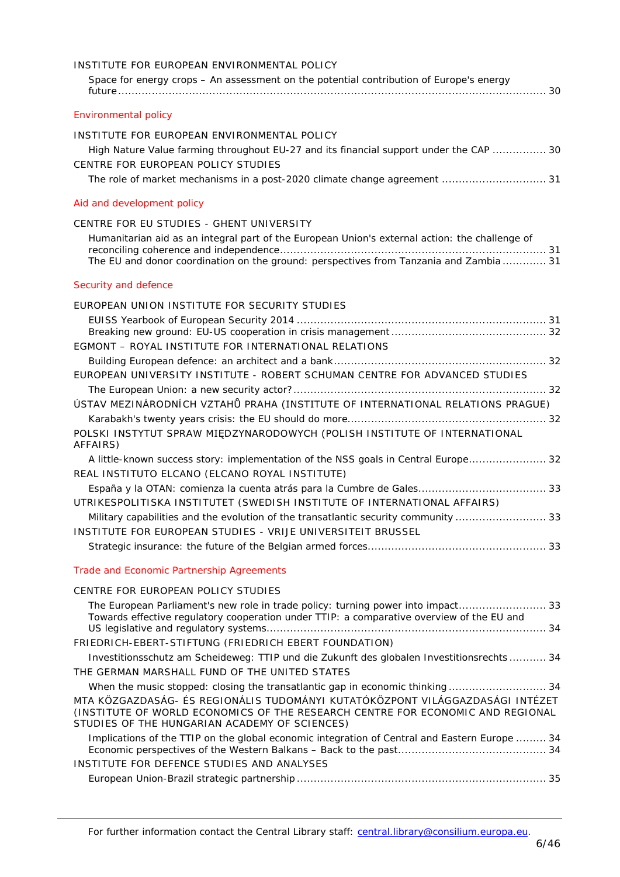INSTITUTE FOR EUROPEAN ENVIRONMENTAL POLICY

Space for energy crops – An assessment on the potential contribution of Europe's energy future ........ 30

## Environmental policy

INSTITUTE FOR EUROPEAN ENVIRONMENTAL POLICY

High Nature Value farming throughout EU-27 and its financial support under the CAP ........ 30

CENTRE FOR EUROPEAN POLICY STUDIES

The role of market mechanisms in a post-2020 climate change agreement ........ 31

## Aid and development policy

CENTRE FOR EU STUDIES - GHENT UNIVERSITY

Humanitarian aid as an integral part of the European Union's external action: the challenge of reconciling coherence and independence ........ 31

The EU and donor coordination on the ground: perspectives from Tanzania and Zambia ........ 31

## Security and defence

EUROPEAN UNION INSTITUTE FOR SECURITY STUDIES

EUISS Yearbook of European Security 2014 ........ 31

Breaking new ground: EU-US cooperation in crisis management ........ 32

EGMONT – ROYAL INSTITUTE FOR INTERNATIONAL RELATIONS

Building European defence: an architect and a bank ........ 32

EUROPEAN UNIVERSITY INSTITUTE - ROBERT SCHUMAN CENTRE FOR ADVANCED STUDIES

The European Union: a new security actor? ........ 32

ÚSTAV MEZINÁRODNÍCH VZTAHŮ PRAHA (INSTITUTE OF INTERNATIONAL RELATIONS PRAGUE)

Karabakh's twenty years crisis: the EU should do more ........ 32

POLSKI INSTYTUT SPRAW MIĘDZYNARODOWYCH (POLISH INSTITUTE OF INTERNATIONAL AFFAIRS)

A little-known success story: implementation of the NSS goals in Central Europe ........ 32

REAL INSTITUTO ELCANO (ELCANO ROYAL INSTITUTE)

España y la OTAN: comienza la cuenta atrás para la Cumbre de Gales ........ 33

UTRIKESPOLITISKA INSTITUTET (SWEDISH INSTITUTE OF INTERNATIONAL AFFAIRS)

Military capabilities and the evolution of the transatlantic security community ........ 33

INSTITUTE FOR EUROPEAN STUDIES - VRIJE UNIVERSITEIT BRUSSEL

Strategic insurance: the future of the Belgian armed forces ........ 33

## Trade and Economic Partnership Agreements

CENTRE FOR EUROPEAN POLICY STUDIES

The European Parliament's new role in trade policy: turning power into impact ........ 33

Towards effective regulatory cooperation under TTIP: a comparative overview of the EU and US legislative and regulatory systems ........ 34

FRIEDRICH-EBERT-STIFTUNG (FRIEDRICH EBERT FOUNDATION)

Investitionsschutz am Scheideweg: TTIP und die Zukunft des globalen Investitionsrechts ........ 34

THE GERMAN MARSHALL FUND OF THE UNITED STATES

When the music stopped: closing the transatlantic gap in economic thinking ........ 34

MTA KÖZGAZDASÁG- ÉS REGIONÁLIS TUDOMÁNYI KUTATÓKÖZPONT VILÁGGAZDASÁGI INTÉZET (INSTITUTE OF WORLD ECONOMICS OF THE RESEARCH CENTRE FOR ECONOMIC AND REGIONAL STUDIES OF THE HUNGARIAN ACADEMY OF SCIENCES)

Implications of the TTIP on the global economic integration of Central and Eastern Europe ........ 34

Economic perspectives of the Western Balkans – Back to the past ........ 34

INSTITUTE FOR DEFENCE STUDIES AND ANALYSES

European Union-Brazil strategic partnership ........ 35

For further information contact the Central Library staff: central.library@consilium.europa.eu.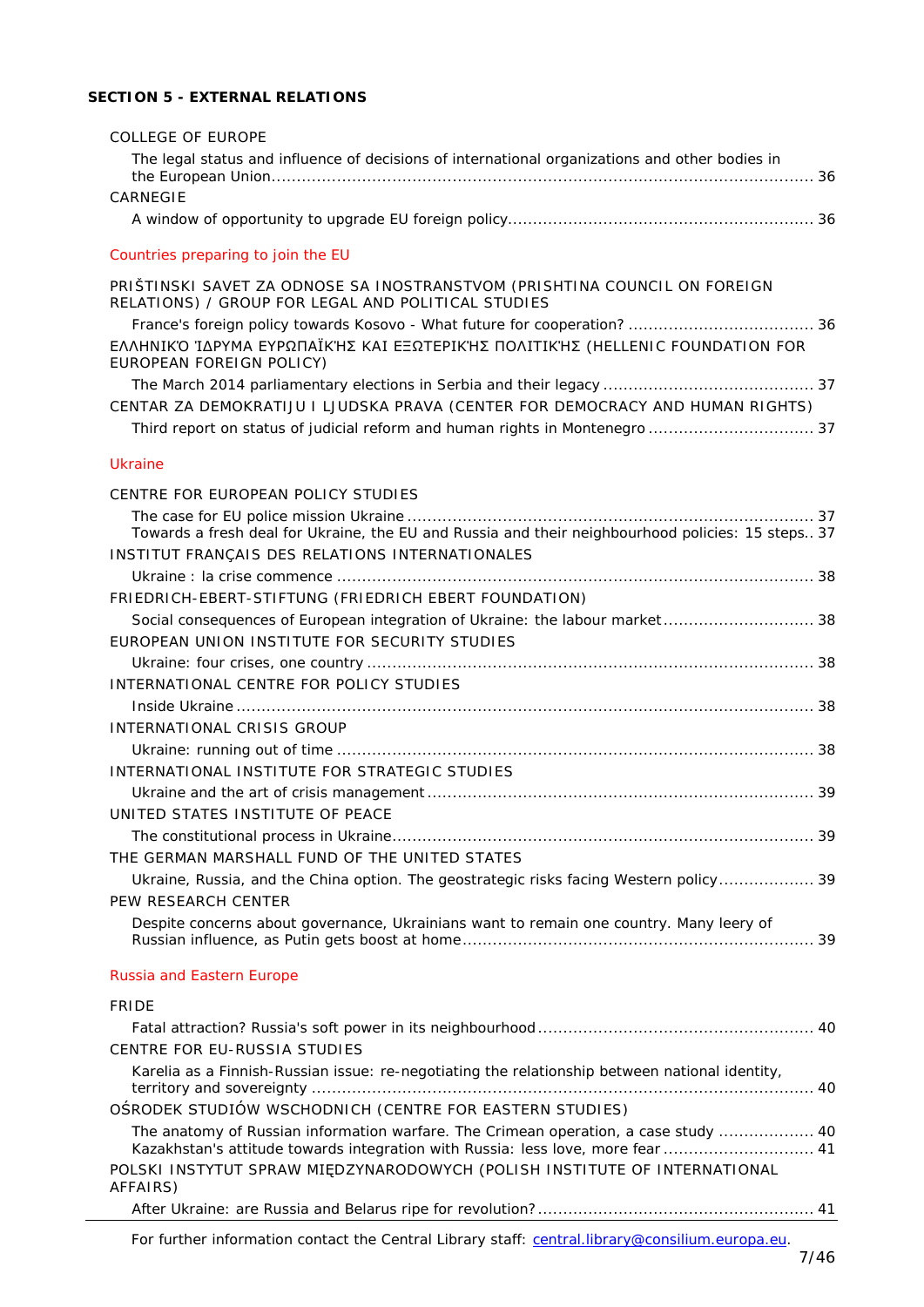**SECTION 5 - EXTERNAL RELATIONS**

COLLEGE OF EUROPE

The legal status and influence of decisions of international organizations and other bodies in the European Union ........................................................................................................ 36

CARNEGIE

A window of opportunity to upgrade EU foreign policy ............................................................ 36

Countries preparing to join the EU

PRIŠTINSKI SAVET ZA ODNOSE SA INOSTRANSTVOM (PRISHTINA COUNCIL ON FOREIGN RELATIONS) / GROUP FOR LEGAL AND POLITICAL STUDIES

France's foreign policy towards Kosovo - What future for cooperation? .................................... 36

ΕΛΛΗΝΙΚΌ ΊΔΡΥΜΑ ΕΥΡΩΠΑΪΚΉΣ ΚΑΙ ΕΞΩΤΕΡΙΚΉΣ ΠΟΛΙΤΙΚΉΣ (HELLENIC FOUNDATION FOR EUROPEAN FOREIGN POLICY)

The March 2014 parliamentary elections in Serbia and their legacy .......................................... 37

CENTAR ZA DEMOKRATIJU I LJUDSKA PRAVA (CENTER FOR DEMOCRACY AND HUMAN RIGHTS)

Third report on status of judicial reform and human rights in Montenegro ................................ 37

Ukraine

CENTRE FOR EUROPEAN POLICY STUDIES

The case for EU police mission Ukraine ................................................................................ 37
Towards a fresh deal for Ukraine, the EU and Russia and their neighbourhood policies: 15 steps.. 37

INSTITUT FRANÇAIS DES RELATIONS INTERNATIONALES

Ukraine : la crise commence ................................................................................................ 38

FRIEDRICH-EBERT-STIFTUNG (FRIEDRICH EBERT FOUNDATION)

Social consequences of European integration of Ukraine: the labour market ............................. 38

EUROPEAN UNION INSTITUTE FOR SECURITY STUDIES

Ukraine: four crises, one country ......................................................................................... 38

INTERNATIONAL CENTRE FOR POLICY STUDIES

Inside Ukraine .................................................................................................................... 38

INTERNATIONAL CRISIS GROUP

Ukraine: running out of time ................................................................................................ 38

INTERNATIONAL INSTITUTE FOR STRATEGIC STUDIES

Ukraine and the art of crisis management ............................................................................ 39

UNITED STATES INSTITUTE OF PEACE

The constitutional process in Ukraine ................................................................................... 39

THE GERMAN MARSHALL FUND OF THE UNITED STATES

Ukraine, Russia, and the China option. The geostrategic risks facing Western policy ................... 39

PEW RESEARCH CENTER

Despite concerns about governance, Ukrainians want to remain one country. Many leery of Russian influence, as Putin gets boost at home ..................................................................... 39

Russia and Eastern Europe

FRIDE

Fatal attraction? Russia's soft power in its neighbourhood ...................................................... 40

CENTRE FOR EU-RUSSIA STUDIES

Karelia as a Finnish-Russian issue: re-negotiating the relationship between national identity, territory and sovereignty ...................................................................................................... 40

OŚRODEK STUDIÓW WSCHODNICH (CENTRE FOR EASTERN STUDIES)

The anatomy of Russian information warfare. The Crimean operation, a case study ................... 40
Kazakhstan's attitude towards integration with Russia: less love, more fear ............................. 41

POLSKI INSTYTUT SPRAW MIĘDZYNARODOWYCH (POLISH INSTITUTE OF INTERNATIONAL AFFAIRS)

After Ukraine: are Russia and Belarus ripe for revolution? ....................................................... 41

For further information contact the Central Library staff: central.library@consilium.europa.eu.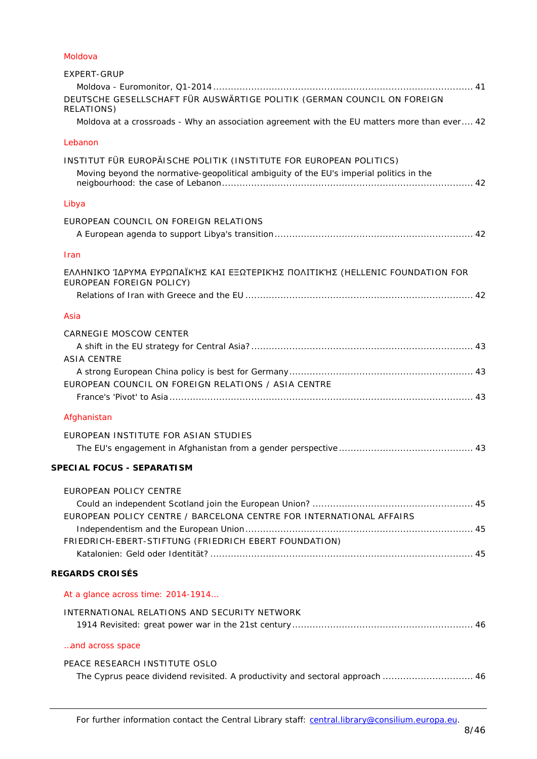Moldova

EXPERT-GRUP

Moldova - Euromonitor, Q1-2014 ........................................................................................ 41

DEUTSCHE GESELLSCHAFT FÜR AUSWÄRTIGE POLITIK (GERMAN COUNCIL ON FOREIGN RELATIONS)

Moldova at a crossroads - Why an association agreement with the EU matters more than ever.... 42

Lebanon

INSTITUT FÜR EUROPÄISCHE POLITIK (INSTITUTE FOR EUROPEAN POLITICS)

Moving beyond the normative-geopolitical ambiguity of the EU's imperial politics in the neigbourhood: the case of Lebanon..................................................................................... 42

Libya

EUROPEAN COUNCIL ON FOREIGN RELATIONS

A European agenda to support Libya's transition ................................................................... 42

Iran

ΕΛΛΗΝΙΚΌ ΊΔΡΥΜΑ ΕΥΡΩΠΑΪΚΉΣ ΚΑΙ ΕΞΩΤΕΡΙΚΉΣ ΠΟΛΙΤΙΚΉΣ (HELLENIC FOUNDATION FOR EUROPEAN FOREIGN POLICY)

Relations of Iran with Greece and the EU ............................................................................. 42

Asia

CARNEGIE MOSCOW CENTER

A shift in the EU strategy for Central Asia? ........................................................................... 43

ASIA CENTRE

A strong European China policy is best for Germany.............................................................. 43

EUROPEAN COUNCIL ON FOREIGN RELATIONS / ASIA CENTRE

France's 'Pivot' to Asia ....................................................................................................... 43

Afghanistan

EUROPEAN INSTITUTE FOR ASIAN STUDIES

The EU's engagement in Afghanistan from a gender perspective ............................................. 43

**SPECIAL FOCUS - SEPARATISM**

EUROPEAN POLICY CENTRE

Could an independent Scotland join the European Union? ...................................................... 45

EUROPEAN POLICY CENTRE / BARCELONA CENTRE FOR INTERNATIONAL AFFAIRS

Independentism and the European Union ............................................................................. 45

FRIEDRICH-EBERT-STIFTUNG (FRIEDRICH EBERT FOUNDATION)

Katalonien: Geld oder Identität? ......................................................................................... 45

**REGARDS CROISÉS**

At a glance across time: 2014-1914...

INTERNATIONAL RELATIONS AND SECURITY NETWORK

1914 Revisited: great power war in the 21st century............................................................. 46

..and across space

PEACE RESEARCH INSTITUTE OSLO

The Cyprus peace dividend revisited. A productivity and sectoral approach ............................... 46

For further information contact the Central Library staff: central.library@consilium.europa.eu.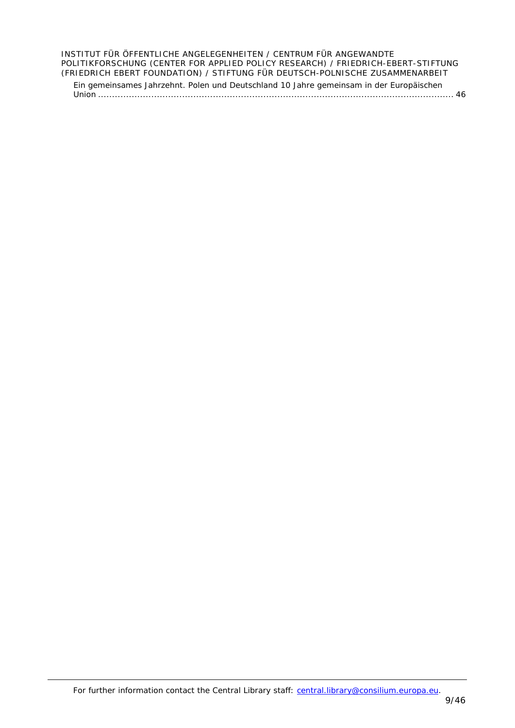INSTITUT FÜR ÖFFENTLICHE ANGELEGENHEITEN / CENTRUM FÜR ANGEWANDTE POLITIKFORSCHUNG (CENTER FOR APPLIED POLICY RESEARCH) / FRIEDRICH-EBERT-STIFTUNG (FRIEDRICH EBERT FOUNDATION) / STIFTUNG FÜR DEUTSCH-POLNISCHE ZUSAMMENARBEIT

Ein gemeinsames Jahrzehnt. Polen und Deutschland 10 Jahre gemeinsam in der Europäischen Union ........................................................................................................................ 46

For further information contact the Central Library staff: central.library@consilium.europa.eu.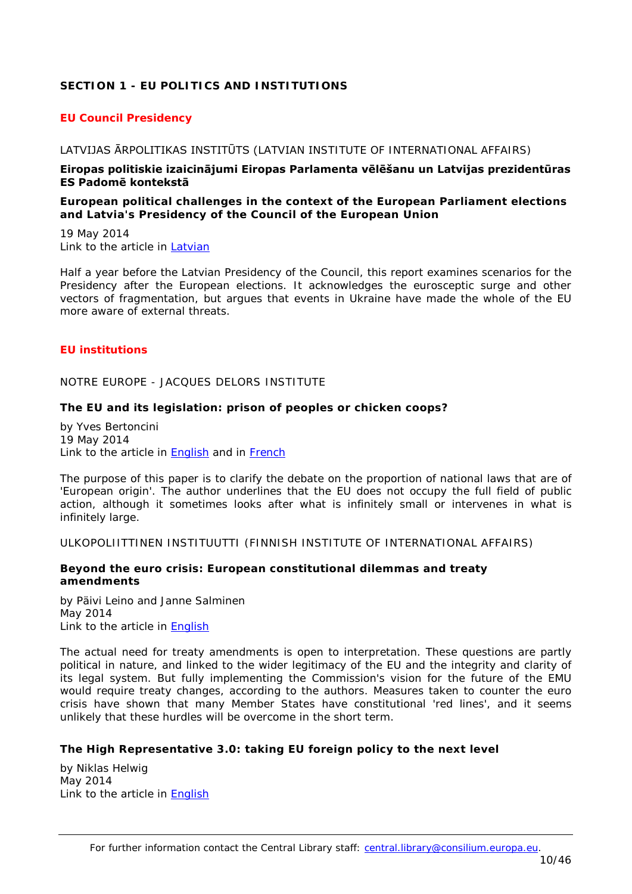# SECTION 1 - EU POLITICS AND INSTITUTIONS

## EU Council Presidency

LATVIJAS ĀRPOLITIKAS INSTITŪTS (LATVIAN INSTITUTE OF INTERNATIONAL AFFAIRS)

**Eiropas politiskie izaicinājumi Eiropas Parlamenta vēlēšanu un Latvijas prezidentūras ES Padomē kontekstā**

**European political challenges in the context of the European Parliament elections and Latvia's Presidency of the Council of the European Union**

19 May 2014
Link to the article in Latvian

Half a year before the Latvian Presidency of the Council, this report examines scenarios for the Presidency after the European elections. It acknowledges the eurosceptic surge and other vectors of fragmentation, but argues that events in Ukraine have made the whole of the EU more aware of external threats.

## EU institutions

NOTRE EUROPE - JACQUES DELORS INSTITUTE

**The EU and its legislation: prison of peoples or chicken coops?**

by Yves Bertoncini
19 May 2014
Link to the article in English and in French

The purpose of this paper is to clarify the debate on the proportion of national laws that are of 'European origin'. The author underlines that the EU does not occupy the full field of public action, although it sometimes looks after what is infinitely small or intervenes in what is infinitely large.

ULKOPOLIITTINEN INSTITUUTTI (FINNISH INSTITUTE OF INTERNATIONAL AFFAIRS)

**Beyond the euro crisis: European constitutional dilemmas and treaty amendments**

by Päivi Leino and Janne Salminen
May 2014
Link to the article in English

The actual need for treaty amendments is open to interpretation. These questions are partly political in nature, and linked to the wider legitimacy of the EU and the integrity and clarity of its legal system. But fully implementing the Commission's vision for the future of the EMU would require treaty changes, according to the authors. Measures taken to counter the euro crisis have shown that many Member States have constitutional 'red lines', and it seems unlikely that these hurdles will be overcome in the short term.

**The High Representative 3.0: taking EU foreign policy to the next level**

by Niklas Helwig
May 2014
Link to the article in English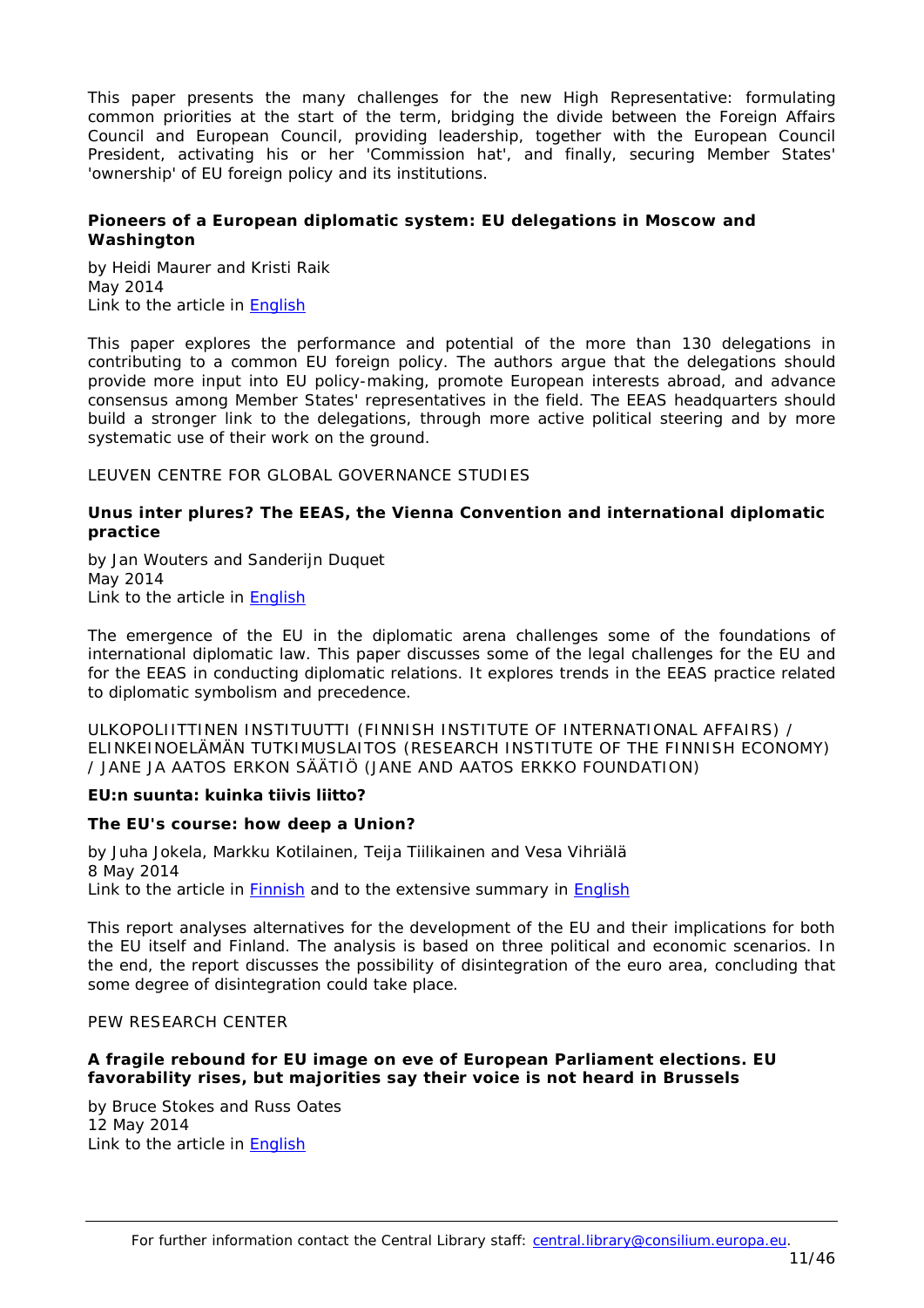This paper presents the many challenges for the new High Representative: formulating common priorities at the start of the term, bridging the divide between the Foreign Affairs Council and European Council, providing leadership, together with the European Council President, activating his or her 'Commission hat', and finally, securing Member States' 'ownership' of EU foreign policy and its institutions.

**Pioneers of a European diplomatic system: EU delegations in Moscow and Washington**

by Heidi Maurer and Kristi Raik
May 2014
Link to the article in English

This paper explores the performance and potential of the more than 130 delegations in contributing to a common EU foreign policy. The authors argue that the delegations should provide more input into EU policy-making, promote European interests abroad, and advance consensus among Member States' representatives in the field. The EEAS headquarters should build a stronger link to the delegations, through more active political steering and by more systematic use of their work on the ground.

LEUVEN CENTRE FOR GLOBAL GOVERNANCE STUDIES

**Unus inter plures? The EEAS, the Vienna Convention and international diplomatic practice**

by Jan Wouters and Sanderijn Duquet
May 2014
Link to the article in English

The emergence of the EU in the diplomatic arena challenges some of the foundations of international diplomatic law. This paper discusses some of the legal challenges for the EU and for the EEAS in conducting diplomatic relations. It explores trends in the EEAS practice related to diplomatic symbolism and precedence.

ULKOPOLIITTINEN INSTITUUTTI (FINNISH INSTITUTE OF INTERNATIONAL AFFAIRS) / ELINKEINOELÄMÄN TUTKIMUSLAITOS (RESEARCH INSTITUTE OF THE FINNISH ECONOMY) / JANE JA AATOS ERKON SÄÄTIÖ (JANE AND AATOS ERKKO FOUNDATION)

**EU:n suunta: kuinka tiivis liitto?**

**The EU's course: how deep a Union?**

by Juha Jokela, Markku Kotilainen, Teija Tiilikainen and Vesa Vihriälä
8 May 2014
Link to the article in Finnish and to the extensive summary in English

This report analyses alternatives for the development of the EU and their implications for both the EU itself and Finland. The analysis is based on three political and economic scenarios. In the end, the report discusses the possibility of disintegration of the euro area, concluding that some degree of disintegration could take place.

PEW RESEARCH CENTER

**A fragile rebound for EU image on eve of European Parliament elections. EU favorability rises, but majorities say their voice is not heard in Brussels**

by Bruce Stokes and Russ Oates
12 May 2014
Link to the article in English

For further information contact the Central Library staff: central.library@consilium.europa.eu.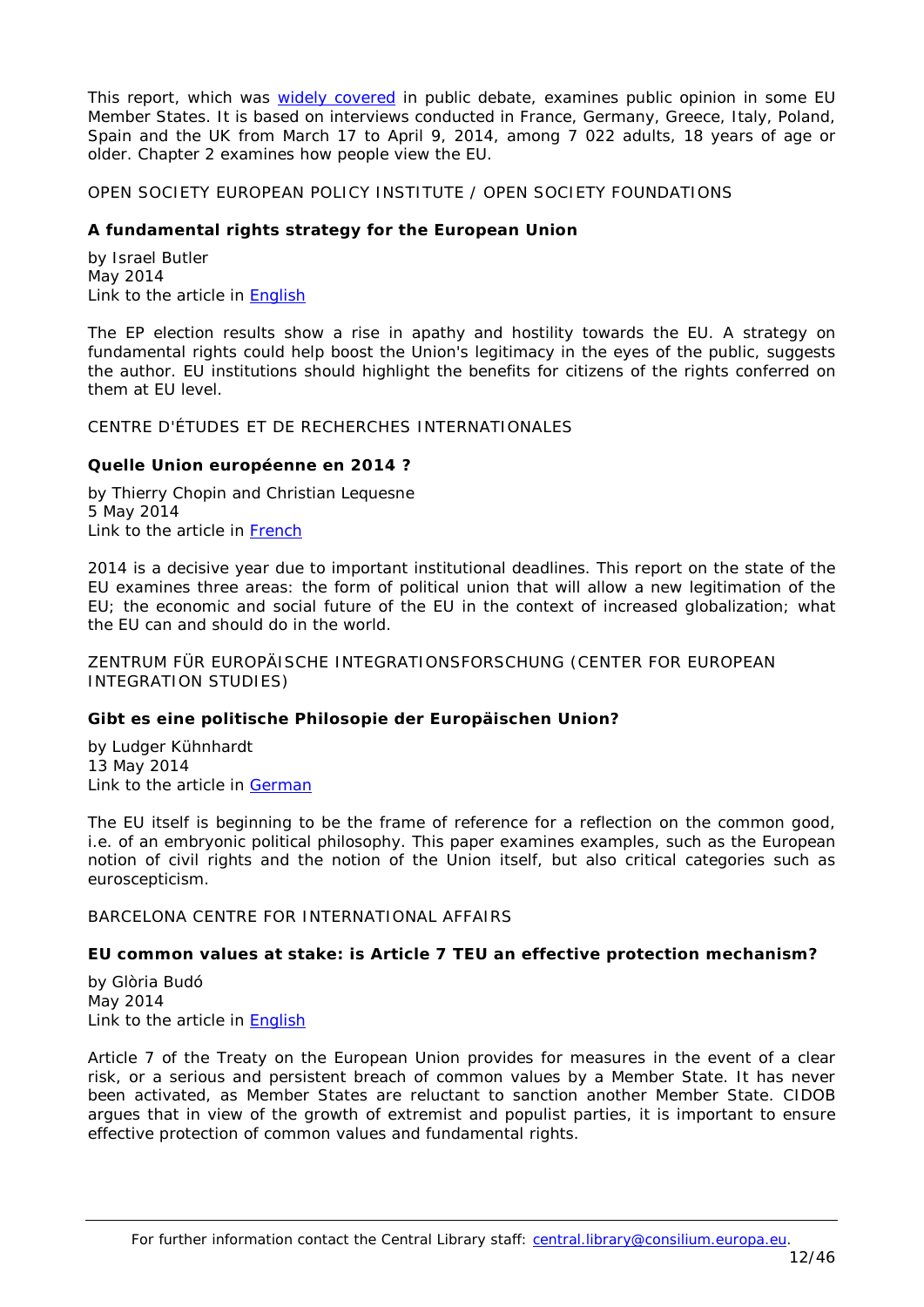This report, which was widely covered in public debate, examines public opinion in some EU Member States. It is based on interviews conducted in France, Germany, Greece, Italy, Poland, Spain and the UK from March 17 to April 9, 2014, among 7 022 adults, 18 years of age or older. Chapter 2 examines how people view the EU.

OPEN SOCIETY EUROPEAN POLICY INSTITUTE / OPEN SOCIETY FOUNDATIONS

**A fundamental rights strategy for the European Union**

by Israel Butler
May 2014
Link to the article in English

The EP election results show a rise in apathy and hostility towards the EU. A strategy on fundamental rights could help boost the Union's legitimacy in the eyes of the public, suggests the author. EU institutions should highlight the benefits for citizens of the rights conferred on them at EU level.

CENTRE D'ÉTUDES ET DE RECHERCHES INTERNATIONALES

**Quelle Union européenne en 2014 ?**

by Thierry Chopin and Christian Lequesne
5 May 2014
Link to the article in French

2014 is a decisive year due to important institutional deadlines. This report on the state of the EU examines three areas: the form of political union that will allow a new legitimation of the EU; the economic and social future of the EU in the context of increased globalization; what the EU can and should do in the world.

ZENTRUM FÜR EUROPÄISCHE INTEGRATIONSFORSCHUNG (CENTER FOR EUROPEAN INTEGRATION STUDIES)

**Gibt es eine politische Philosophie der Europäischen Union?**

by Ludger Kühnhardt
13 May 2014
Link to the article in German

The EU itself is beginning to be the frame of reference for a reflection on the common good, i.e. of an embryonic political philosophy. This paper examines examples, such as the European notion of civil rights and the notion of the Union itself, but also critical categories such as euroscepticism.

BARCELONA CENTRE FOR INTERNATIONAL AFFAIRS

**EU common values at stake: is Article 7 TEU an effective protection mechanism?**

by Glòria Budó
May 2014
Link to the article in English

Article 7 of the Treaty on the European Union provides for measures in the event of a clear risk, or a serious and persistent breach of common values by a Member State. It has never been activated, as Member States are reluctant to sanction another Member State. CIDOB argues that in view of the growth of extremist and populist parties, it is important to ensure effective protection of common values and fundamental rights.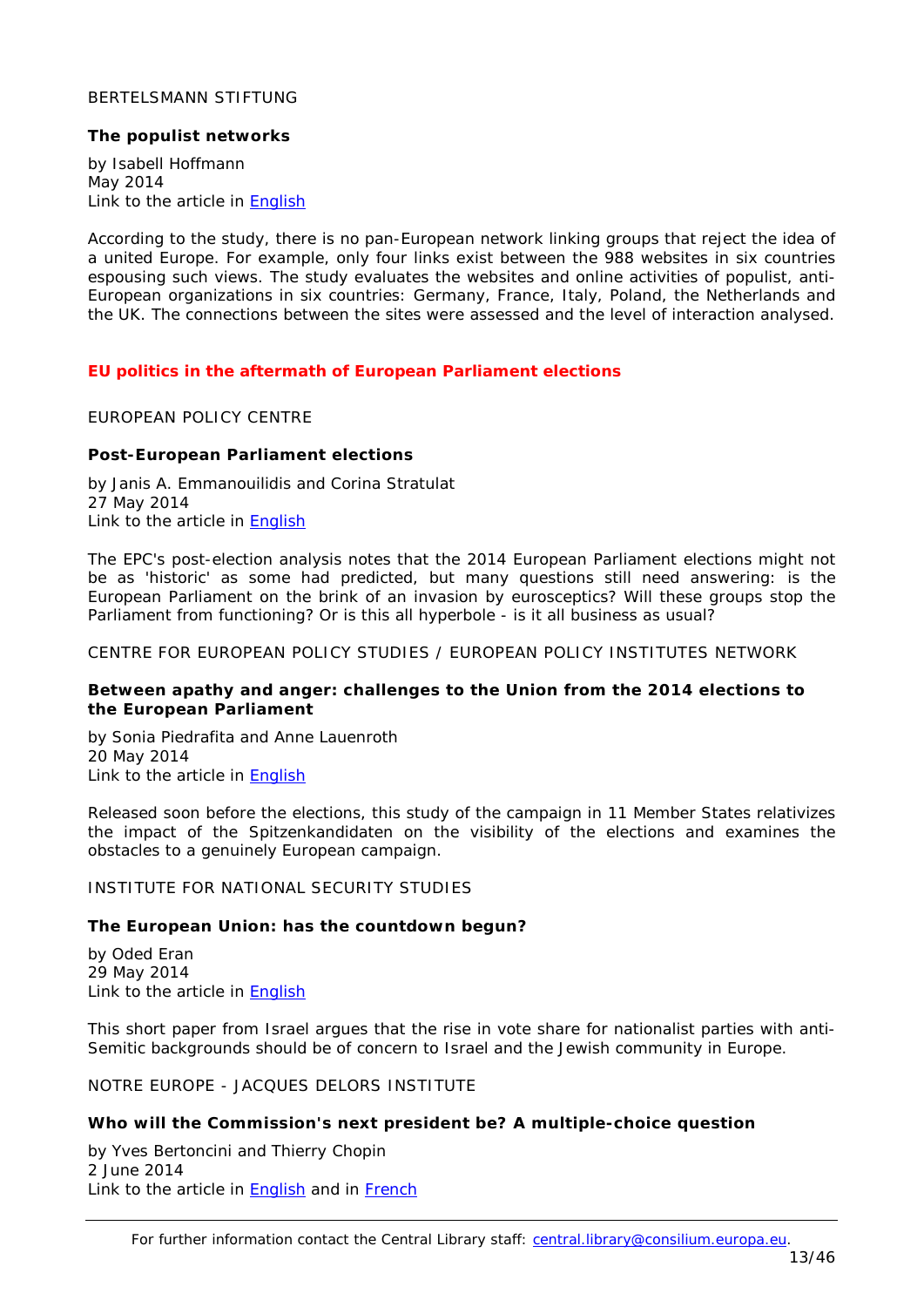BERTELSMANN STIFTUNG

**The populist networks**

by Isabell Hoffmann
May 2014
Link to the article in English

According to the study, there is no pan-European network linking groups that reject the idea of a united Europe. For example, only four links exist between the 988 websites in six countries espousing such views. The study evaluates the websites and online activities of populist, anti-European organizations in six countries: Germany, France, Italy, Poland, the Netherlands and the UK. The connections between the sites were assessed and the level of interaction analysed.

## EU politics in the aftermath of European Parliament elections

EUROPEAN POLICY CENTRE

**Post-European Parliament elections**

by Janis A. Emmanouilidis and Corina Stratulat
27 May 2014
Link to the article in English

The EPC's post-election analysis notes that the 2014 European Parliament elections might not be as 'historic' as some had predicted, but many questions still need answering: is the European Parliament on the brink of an invasion by eurosceptics? Will these groups stop the Parliament from functioning? Or is this all hyperbole - is it all business as usual?

CENTRE FOR EUROPEAN POLICY STUDIES / EUROPEAN POLICY INSTITUTES NETWORK

**Between apathy and anger: challenges to the Union from the 2014 elections to the European Parliament**

by Sonia Piedrafita and Anne Lauenroth
20 May 2014
Link to the article in English

Released soon before the elections, this study of the campaign in 11 Member States relativizes the impact of the Spitzenkandidaten on the visibility of the elections and examines the obstacles to a genuinely European campaign.

INSTITUTE FOR NATIONAL SECURITY STUDIES

**The European Union: has the countdown begun?**

by Oded Eran
29 May 2014
Link to the article in English

This short paper from Israel argues that the rise in vote share for nationalist parties with anti-Semitic backgrounds should be of concern to Israel and the Jewish community in Europe.

NOTRE EUROPE - JACQUES DELORS INSTITUTE

**Who will the Commission's next president be? A multiple-choice question**

by Yves Bertoncini and Thierry Chopin
2 June 2014
Link to the article in English and in French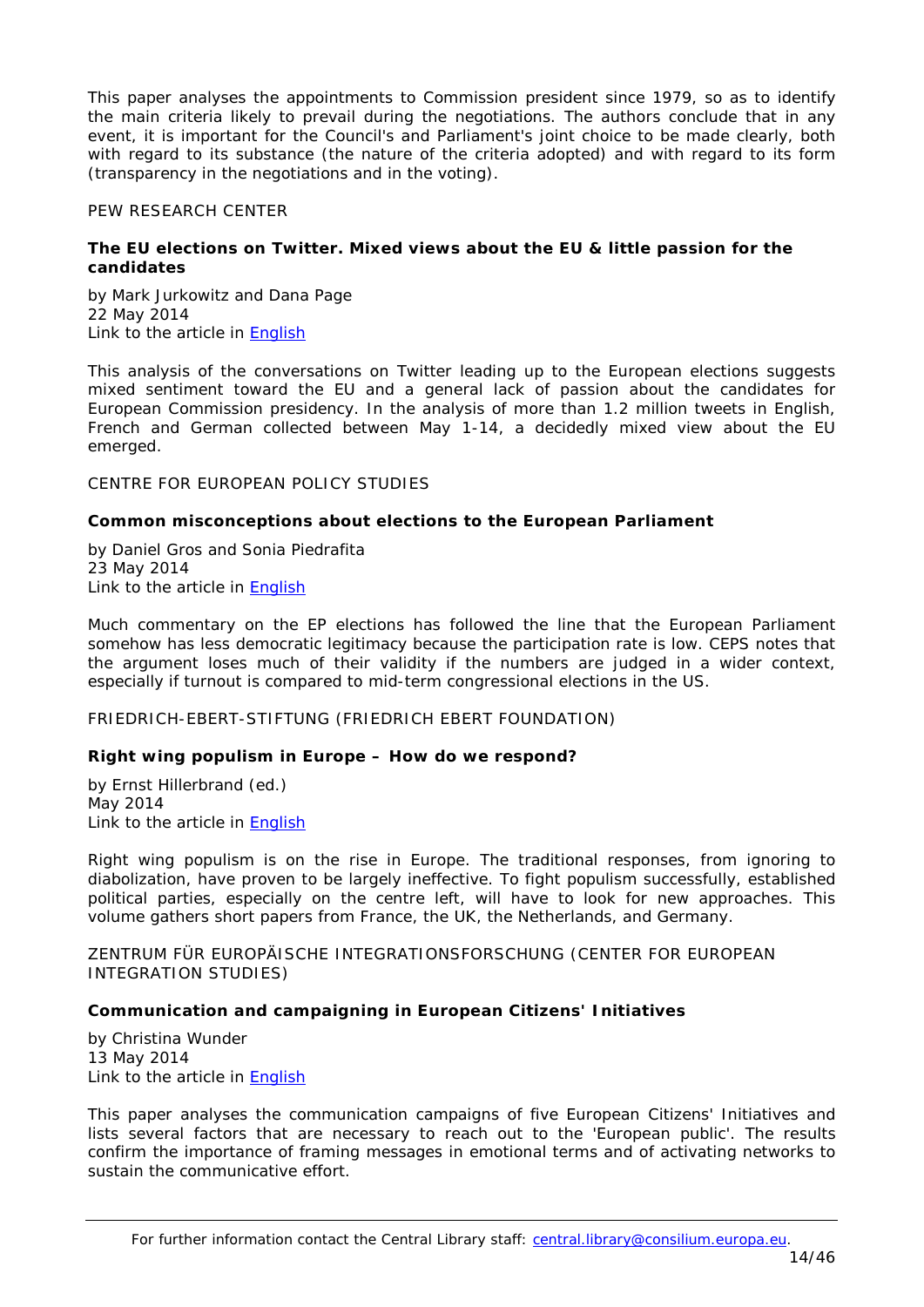This paper analyses the appointments to Commission president since 1979, so as to identify the main criteria likely to prevail during the negotiations. The authors conclude that in any event, it is important for the Council's and Parliament's joint choice to be made clearly, both with regard to its substance (the nature of the criteria adopted) and with regard to its form (transparency in the negotiations and in the voting).

PEW RESEARCH CENTER

**The EU elections on Twitter. Mixed views about the EU & little passion for the candidates**

by Mark Jurkowitz and Dana Page
22 May 2014
Link to the article in English

This analysis of the conversations on Twitter leading up to the European elections suggests mixed sentiment toward the EU and a general lack of passion about the candidates for European Commission presidency. In the analysis of more than 1.2 million tweets in English, French and German collected between May 1-14, a decidedly mixed view about the EU emerged.

CENTRE FOR EUROPEAN POLICY STUDIES

**Common misconceptions about elections to the European Parliament**

by Daniel Gros and Sonia Piedrafita
23 May 2014
Link to the article in English

Much commentary on the EP elections has followed the line that the European Parliament somehow has less democratic legitimacy because the participation rate is low. CEPS notes that the argument loses much of their validity if the numbers are judged in a wider context, especially if turnout is compared to mid-term congressional elections in the US.

FRIEDRICH-EBERT-STIFTUNG (FRIEDRICH EBERT FOUNDATION)

**Right wing populism in Europe – How do we respond?**

by Ernst Hillerbrand (ed.)
May 2014
Link to the article in English

Right wing populism is on the rise in Europe. The traditional responses, from ignoring to diabolization, have proven to be largely ineffective. To fight populism successfully, established political parties, especially on the centre left, will have to look for new approaches. This volume gathers short papers from France, the UK, the Netherlands, and Germany.

ZENTRUM FÜR EUROPÄISCHE INTEGRATIONSFORSCHUNG (CENTER FOR EUROPEAN INTEGRATION STUDIES)

**Communication and campaigning in European Citizens' Initiatives**

by Christina Wunder
13 May 2014
Link to the article in English

This paper analyses the communication campaigns of five European Citizens' Initiatives and lists several factors that are necessary to reach out to the 'European public'. The results confirm the importance of framing messages in emotional terms and of activating networks to sustain the communicative effort.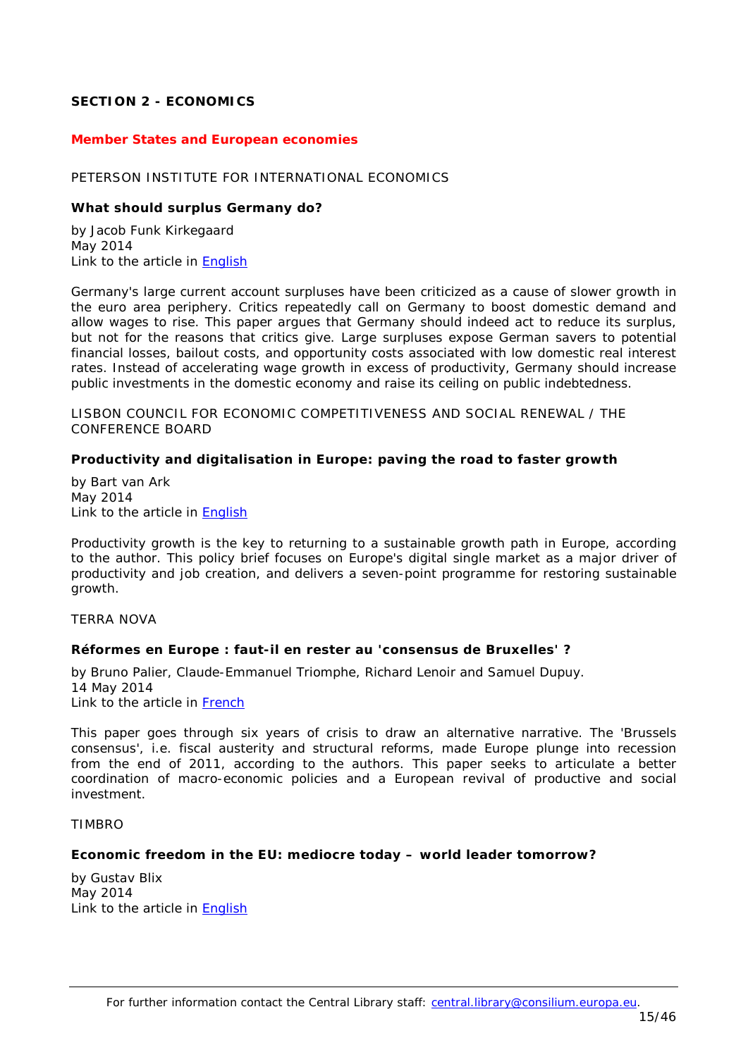## SECTION 2 - ECONOMICS

### Member States and European economies

PETERSON INSTITUTE FOR INTERNATIONAL ECONOMICS

**What should surplus Germany do?**

by Jacob Funk Kirkegaard
May 2014
Link to the article in English

Germany's large current account surpluses have been criticized as a cause of slower growth in the euro area periphery. Critics repeatedly call on Germany to boost domestic demand and allow wages to rise. This paper argues that Germany should indeed act to reduce its surplus, but not for the reasons that critics give. Large surpluses expose German savers to potential financial losses, bailout costs, and opportunity costs associated with low domestic real interest rates. Instead of accelerating wage growth in excess of productivity, Germany should increase public investments in the domestic economy and raise its ceiling on public indebtedness.

LISBON COUNCIL FOR ECONOMIC COMPETITIVENESS AND SOCIAL RENEWAL / THE CONFERENCE BOARD

**Productivity and digitalisation in Europe: paving the road to faster growth**

by Bart van Ark
May 2014
Link to the article in English

Productivity growth is the key to returning to a sustainable growth path in Europe, according to the author. This policy brief focuses on Europe's digital single market as a major driver of productivity and job creation, and delivers a seven-point programme for restoring sustainable growth.

TERRA NOVA

**Réformes en Europe : faut-il en rester au 'consensus de Bruxelles' ?**

by Bruno Palier, Claude-Emmanuel Triomphe, Richard Lenoir and Samuel Dupuy.
14 May 2014
Link to the article in French

This paper goes through six years of crisis to draw an alternative narrative. The 'Brussels consensus', i.e. fiscal austerity and structural reforms, made Europe plunge into recession from the end of 2011, according to the authors. This paper seeks to articulate a better coordination of macro-economic policies and a European revival of productive and social investment.

TIMBRO

**Economic freedom in the EU: mediocre today – world leader tomorrow?**

by Gustav Blix
May 2014
Link to the article in English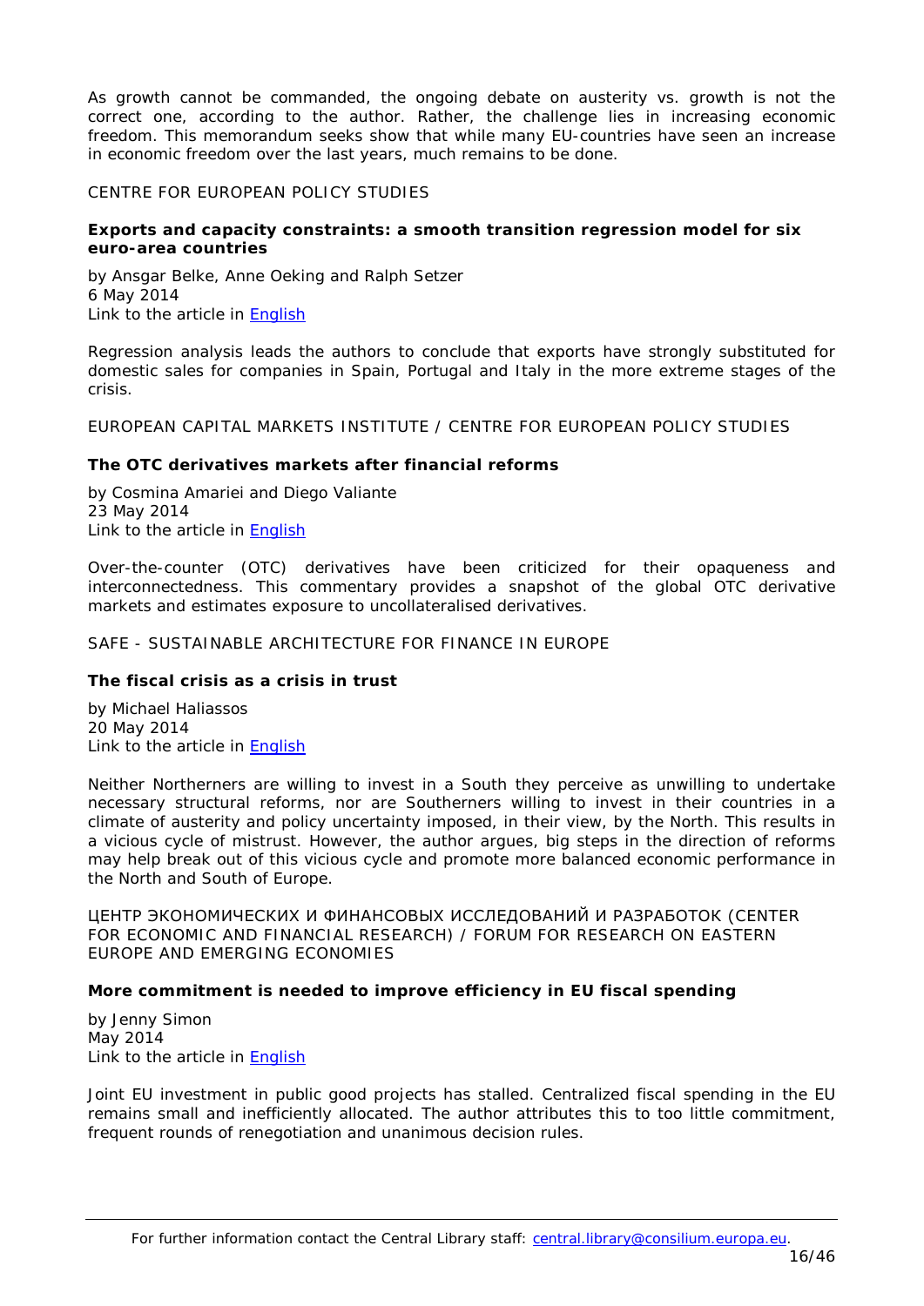As growth cannot be commanded, the ongoing debate on austerity vs. growth is not the correct one, according to the author. Rather, the challenge lies in increasing economic freedom. This memorandum seeks show that while many EU-countries have seen an increase in economic freedom over the last years, much remains to be done.

CENTRE FOR EUROPEAN POLICY STUDIES

**Exports and capacity constraints: a smooth transition regression model for six euro-area countries**

by Ansgar Belke, Anne Oeking and Ralph Setzer
6 May 2014
Link to the article in English

Regression analysis leads the authors to conclude that exports have strongly substituted for domestic sales for companies in Spain, Portugal and Italy in the more extreme stages of the crisis.

EUROPEAN CAPITAL MARKETS INSTITUTE / CENTRE FOR EUROPEAN POLICY STUDIES

**The OTC derivatives markets after financial reforms**

by Cosmina Amariei and Diego Valiante
23 May 2014
Link to the article in English

Over-the-counter (OTC) derivatives have been criticized for their opaqueness and interconnectedness. This commentary provides a snapshot of the global OTC derivative markets and estimates exposure to uncollateralised derivatives.

SAFE - SUSTAINABLE ARCHITECTURE FOR FINANCE IN EUROPE

**The fiscal crisis as a crisis in trust**

by Michael Haliassos
20 May 2014
Link to the article in English

Neither Northerners are willing to invest in a South they perceive as unwilling to undertake necessary structural reforms, nor are Southerners willing to invest in their countries in a climate of austerity and policy uncertainty imposed, in their view, by the North. This results in a vicious cycle of mistrust. However, the author argues, big steps in the direction of reforms may help break out of this vicious cycle and promote more balanced economic performance in the North and South of Europe.

ЦЕНТР ЭКОНОМИЧЕСКИХ И ФИНАНСОВЫХ ИССЛЕДОВАНИЙ И РАЗРАБОТОК (CENTER FOR ECONOMIC AND FINANCIAL RESEARCH) / FORUM FOR RESEARCH ON EASTERN EUROPE AND EMERGING ECONOMIES

**More commitment is needed to improve efficiency in EU fiscal spending**

by Jenny Simon
May 2014
Link to the article in English

Joint EU investment in public good projects has stalled. Centralized fiscal spending in the EU remains small and inefficiently allocated. The author attributes this to too little commitment, frequent rounds of renegotiation and unanimous decision rules.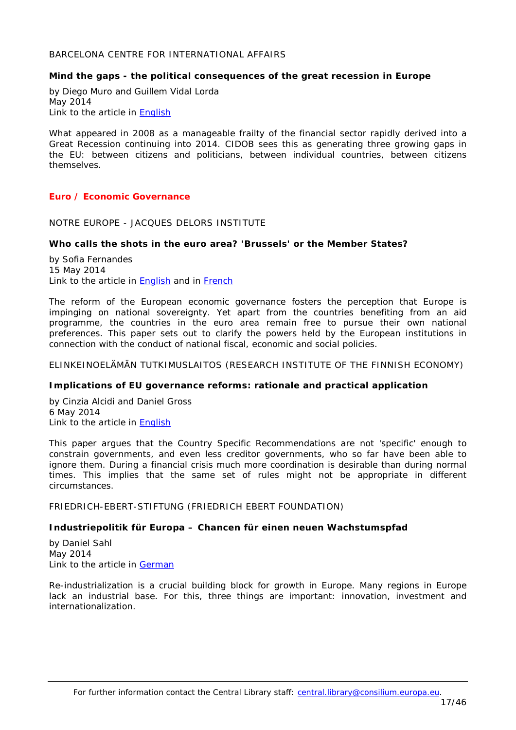BARCELONA CENTRE FOR INTERNATIONAL AFFAIRS

**Mind the gaps - the political consequences of the great recession in Europe**

by Diego Muro and Guillem Vidal Lorda
May 2014
Link to the article in English

What appeared in 2008 as a manageable frailty of the financial sector rapidly derived into a Great Recession continuing into 2014. CIDOB sees this as generating three growing gaps in the EU: between citizens and politicians, between individual countries, between citizens themselves.

## Euro / Economic Governance

NOTRE EUROPE - JACQUES DELORS INSTITUTE

**Who calls the shots in the euro area? 'Brussels' or the Member States?**

by Sofia Fernandes
15 May 2014
Link to the article in English and in French

The reform of the European economic governance fosters the perception that Europe is impinging on national sovereignty. Yet apart from the countries benefiting from an aid programme, the countries in the euro area remain free to pursue their own national preferences. This paper sets out to clarify the powers held by the European institutions in connection with the conduct of national fiscal, economic and social policies.

ELINKEINOELÄMÄN TUTKIMUSLAITOS (RESEARCH INSTITUTE OF THE FINNISH ECONOMY)

**Implications of EU governance reforms: rationale and practical application**

by Cinzia Alcidi and Daniel Gross
6 May 2014
Link to the article in English

This paper argues that the Country Specific Recommendations are not 'specific' enough to constrain governments, and even less creditor governments, who so far have been able to ignore them. During a financial crisis much more coordination is desirable than during normal times. This implies that the same set of rules might not be appropriate in different circumstances.

FRIEDRICH-EBERT-STIFTUNG (FRIEDRICH EBERT FOUNDATION)

**Industriepolitik für Europa – Chancen für einen neuen Wachstumspfad**

by Daniel Sahl
May 2014
Link to the article in German

Re-industrialization is a crucial building block for growth in Europe. Many regions in Europe lack an industrial base. For this, three things are important: innovation, investment and internationalization.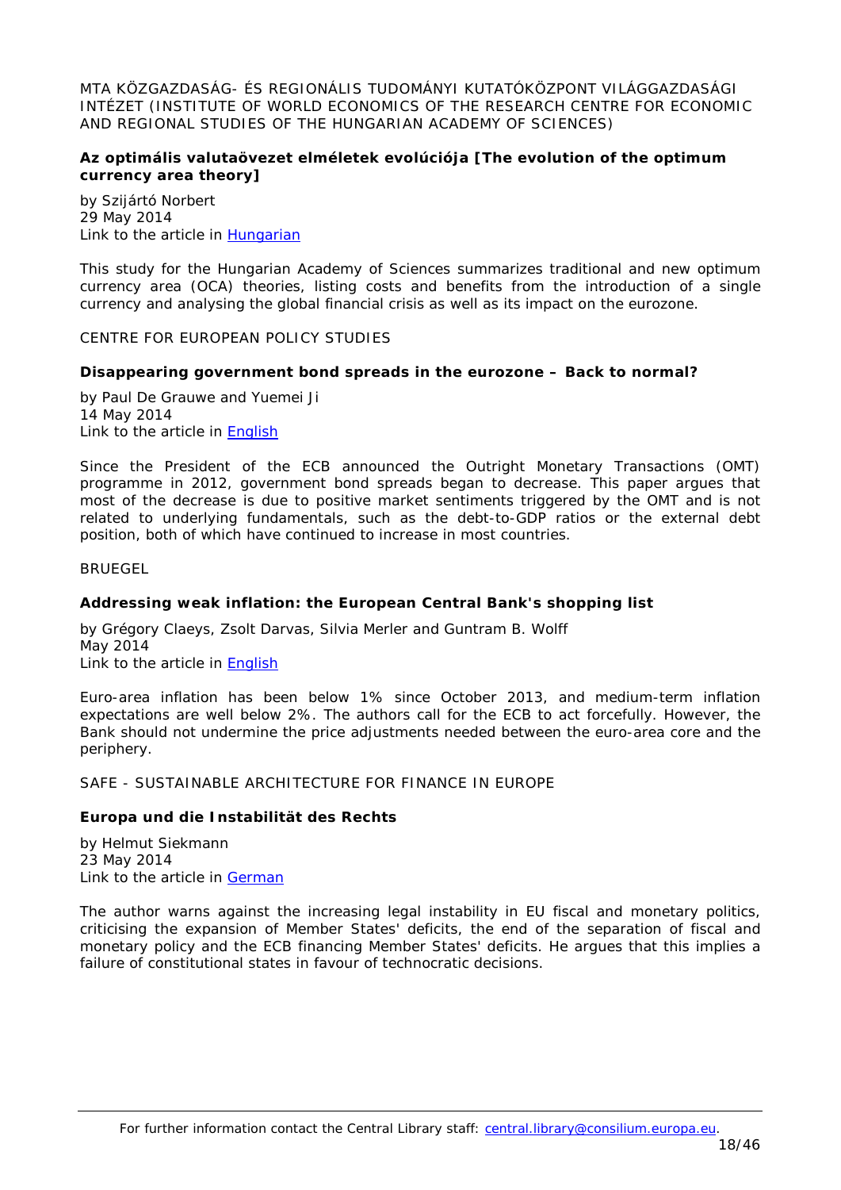MTA KÖZGAZDASÁG- ÉS REGIONÁLIS TUDOMÁNYI KUTATÓKÖZPONT VILÁGGAZDASÁGI INTÉZET (INSTITUTE OF WORLD ECONOMICS OF THE RESEARCH CENTRE FOR ECONOMIC AND REGIONAL STUDIES OF THE HUNGARIAN ACADEMY OF SCIENCES)

**Az optimális valutaövezet elméletek evolúciója [The evolution of the optimum currency area theory]**

by Szijártó Norbert
29 May 2014
Link to the article in Hungarian

This study for the Hungarian Academy of Sciences summarizes traditional and new optimum currency area (OCA) theories, listing costs and benefits from the introduction of a single currency and analysing the global financial crisis as well as its impact on the eurozone.

CENTRE FOR EUROPEAN POLICY STUDIES

**Disappearing government bond spreads in the eurozone – Back to normal?**

by Paul De Grauwe and Yuemei Ji
14 May 2014
Link to the article in English

Since the President of the ECB announced the Outright Monetary Transactions (OMT) programme in 2012, government bond spreads began to decrease. This paper argues that most of the decrease is due to positive market sentiments triggered by the OMT and is not related to underlying fundamentals, such as the debt-to-GDP ratios or the external debt position, both of which have continued to increase in most countries.

BRUEGEL

**Addressing weak inflation: the European Central Bank's shopping list**

by Grégory Claeys, Zsolt Darvas, Silvia Merler and Guntram B. Wolff
May 2014
Link to the article in English

Euro-area inflation has been below 1% since October 2013, and medium-term inflation expectations are well below 2%. The authors call for the ECB to act forcefully. However, the Bank should not undermine the price adjustments needed between the euro-area core and the periphery.

SAFE - SUSTAINABLE ARCHITECTURE FOR FINANCE IN EUROPE

**Europa und die Instabilität des Rechts**

by Helmut Siekmann
23 May 2014
Link to the article in German

The author warns against the increasing legal instability in EU fiscal and monetary politics, criticising the expansion of Member States' deficits, the end of the separation of fiscal and monetary policy and the ECB financing Member States' deficits. He argues that this implies a failure of constitutional states in favour of technocratic decisions.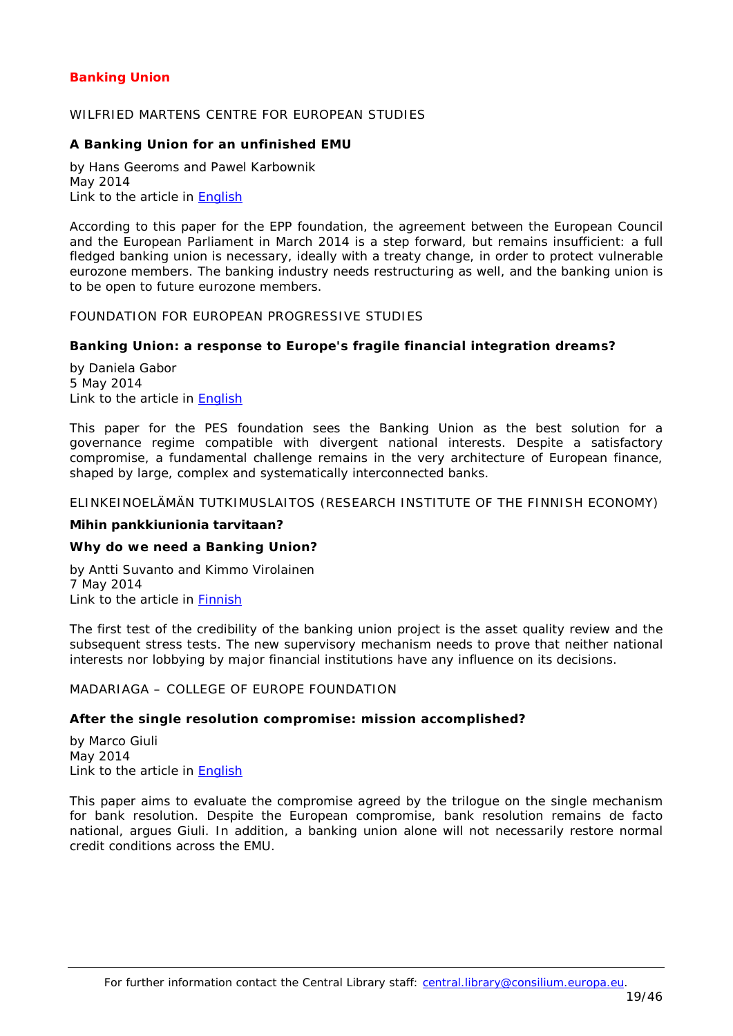## Banking Union

WILFRIED MARTENS CENTRE FOR EUROPEAN STUDIES

### A Banking Union for an unfinished EMU

by Hans Geeroms and Pawel Karbownik
May 2014
Link to the article in English

According to this paper for the EPP foundation, the agreement between the European Council and the European Parliament in March 2014 is a step forward, but remains insufficient: a full fledged banking union is necessary, ideally with a treaty change, in order to protect vulnerable eurozone members. The banking industry needs restructuring as well, and the banking union is to be open to future eurozone members.

FOUNDATION FOR EUROPEAN PROGRESSIVE STUDIES

### Banking Union: a response to Europe's fragile financial integration dreams?

by Daniela Gabor
5 May 2014
Link to the article in English

This paper for the PES foundation sees the Banking Union as the best solution for a governance regime compatible with divergent national interests. Despite a satisfactory compromise, a fundamental challenge remains in the very architecture of European finance, shaped by large, complex and systematically interconnected banks.

ELINKEINOELÄMÄN TUTKIMUSLAITOS (RESEARCH INSTITUTE OF THE FINNISH ECONOMY)

### Mihin pankkiunionia tarvitaan?

### Why do we need a Banking Union?

by Antti Suvanto and Kimmo Virolainen
7 May 2014
Link to the article in Finnish

The first test of the credibility of the banking union project is the asset quality review and the subsequent stress tests. The new supervisory mechanism needs to prove that neither national interests nor lobbying by major financial institutions have any influence on its decisions.

MADARIAGA – COLLEGE OF EUROPE FOUNDATION

### After the single resolution compromise: mission accomplished?

by Marco Giuli
May 2014
Link to the article in English

This paper aims to evaluate the compromise agreed by the trilogue on the single mechanism for bank resolution. Despite the European compromise, bank resolution remains de facto national, argues Giuli. In addition, a banking union alone will not necessarily restore normal credit conditions across the EMU.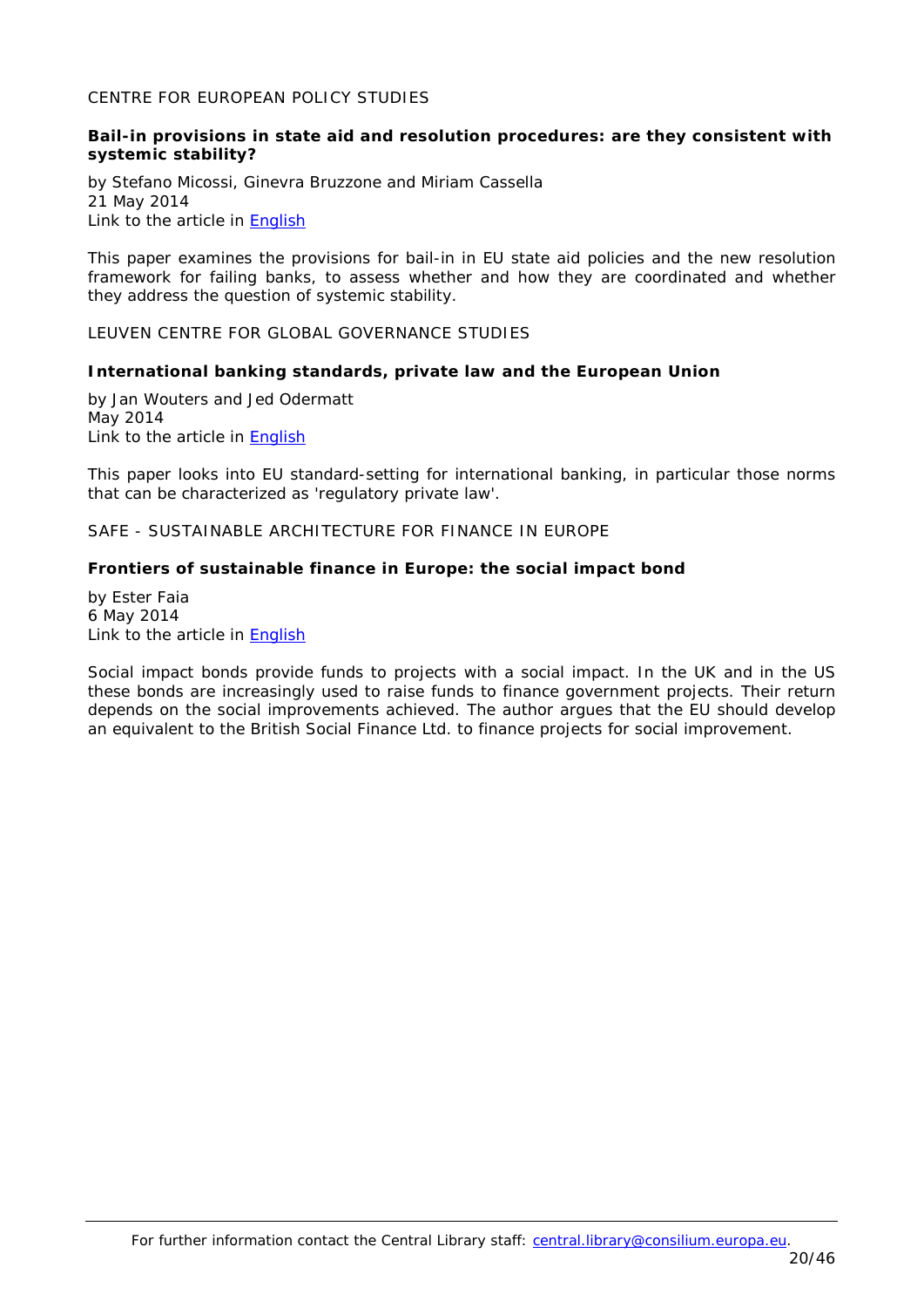CENTRE FOR EUROPEAN POLICY STUDIES

**Bail-in provisions in state aid and resolution procedures: are they consistent with systemic stability?**

by Stefano Micossi, Ginevra Bruzzone and Miriam Cassella
21 May 2014
Link to the article in English

This paper examines the provisions for bail-in in EU state aid policies and the new resolution framework for failing banks, to assess whether and how they are coordinated and whether they address the question of systemic stability.

LEUVEN CENTRE FOR GLOBAL GOVERNANCE STUDIES

**International banking standards, private law and the European Union**

by Jan Wouters and Jed Odermatt
May 2014
Link to the article in English

This paper looks into EU standard-setting for international banking, in particular those norms that can be characterized as 'regulatory private law'.

SAFE - SUSTAINABLE ARCHITECTURE FOR FINANCE IN EUROPE

**Frontiers of sustainable finance in Europe: the social impact bond**

by Ester Faia
6 May 2014
Link to the article in English

Social impact bonds provide funds to projects with a social impact. In the UK and in the US these bonds are increasingly used to raise funds to finance government projects. Their return depends on the social improvements achieved. The author argues that the EU should develop an equivalent to the British Social Finance Ltd. to finance projects for social improvement.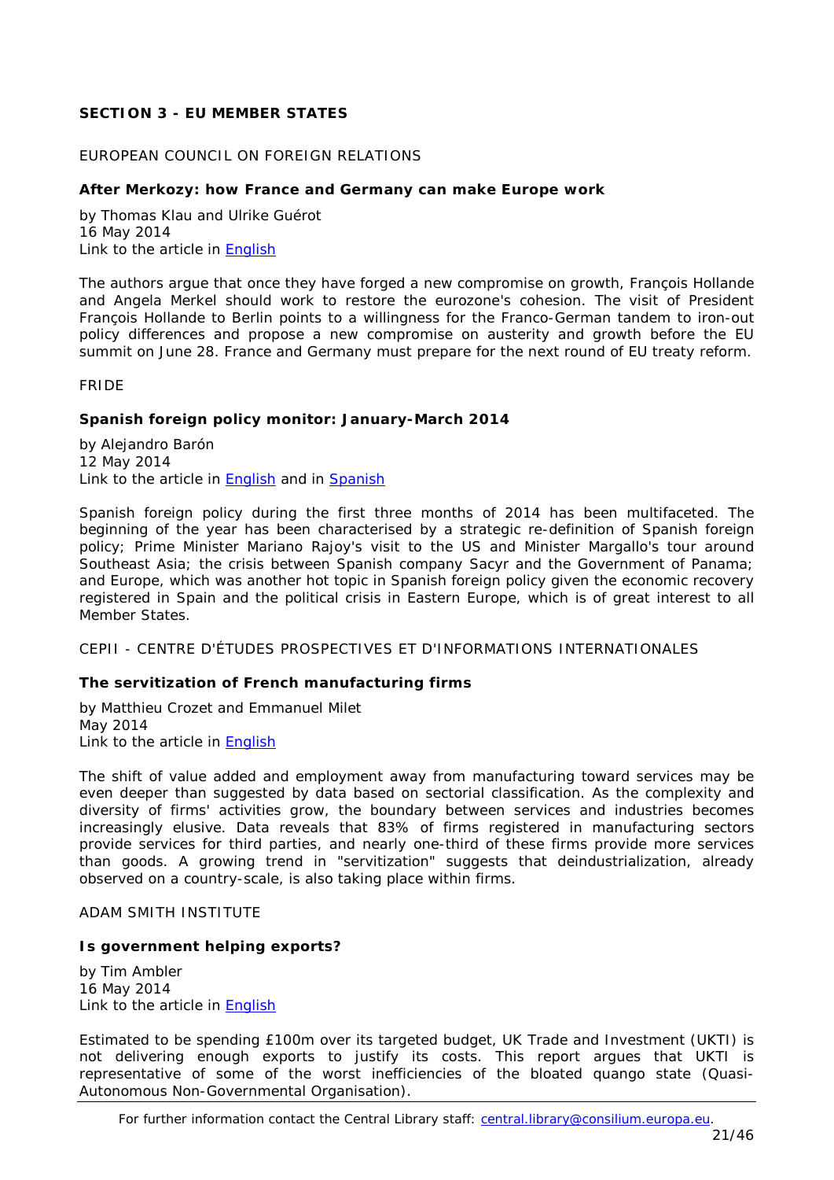## SECTION 3 - EU MEMBER STATES

EUROPEAN COUNCIL ON FOREIGN RELATIONS

### After Merkozy: how France and Germany can make Europe work

by Thomas Klau and Ulrike Guérot
16 May 2014
Link to the article in English

The authors argue that once they have forged a new compromise on growth, François Hollande and Angela Merkel should work to restore the eurozone's cohesion. The visit of President François Hollande to Berlin points to a willingness for the Franco-German tandem to iron-out policy differences and propose a new compromise on austerity and growth before the EU summit on June 28. France and Germany must prepare for the next round of EU treaty reform.

FRIDE

### Spanish foreign policy monitor: January-March 2014

by Alejandro Barón
12 May 2014
Link to the article in English and in Spanish

Spanish foreign policy during the first three months of 2014 has been multifaceted. The beginning of the year has been characterised by a strategic re-definition of Spanish foreign policy; Prime Minister Mariano Rajoy's visit to the US and Minister Margallo's tour around Southeast Asia; the crisis between Spanish company Sacyr and the Government of Panama; and Europe, which was another hot topic in Spanish foreign policy given the economic recovery registered in Spain and the political crisis in Eastern Europe, which is of great interest to all Member States.

CEPII - CENTRE D'ÉTUDES PROSPECTIVES ET D'INFORMATIONS INTERNATIONALES

### The servitization of French manufacturing firms

by Matthieu Crozet and Emmanuel Milet
May 2014
Link to the article in English

The shift of value added and employment away from manufacturing toward services may be even deeper than suggested by data based on sectorial classification. As the complexity and diversity of firms' activities grow, the boundary between services and industries becomes increasingly elusive. Data reveals that 83% of firms registered in manufacturing sectors provide services for third parties, and nearly one-third of these firms provide more services than goods. A growing trend in "servitization" suggests that deindustrialization, already observed on a country-scale, is also taking place within firms.

ADAM SMITH INSTITUTE

### Is government helping exports?

by Tim Ambler
16 May 2014
Link to the article in English

Estimated to be spending £100m over its targeted budget, UK Trade and Investment (UKTI) is not delivering enough exports to justify its costs. This report argues that UKTI is representative of some of the worst inefficiencies of the bloated quango state (Quasi-Autonomous Non-Governmental Organisation).

For further information contact the Central Library staff: central.library@consilium.europa.eu.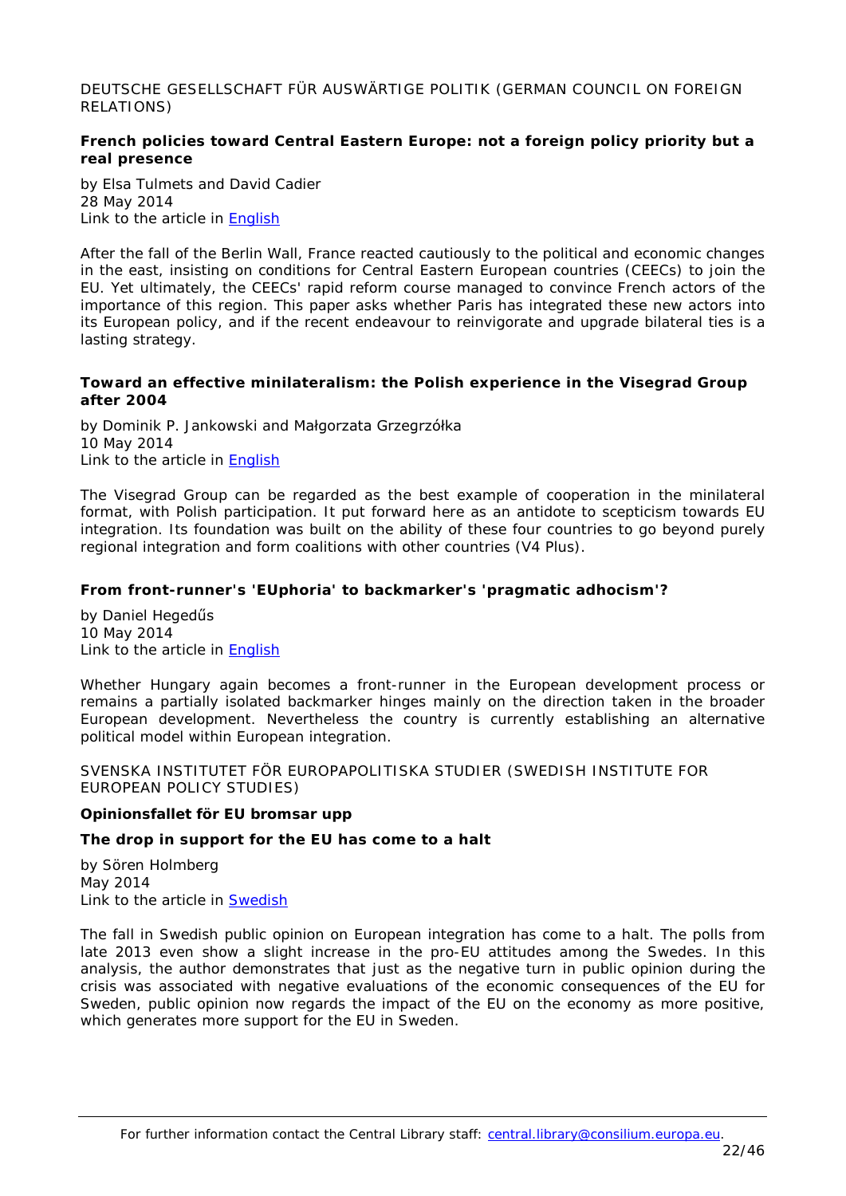DEUTSCHE GESELLSCHAFT FÜR AUSWÄRTIGE POLITIK (GERMAN COUNCIL ON FOREIGN RELATIONS)

**French policies toward Central Eastern Europe: not a foreign policy priority but a real presence**

by Elsa Tulmets and David Cadier
28 May 2014
Link to the article in English

After the fall of the Berlin Wall, France reacted cautiously to the political and economic changes in the east, insisting on conditions for Central Eastern European countries (CEECs) to join the EU. Yet ultimately, the CEECs' rapid reform course managed to convince French actors of the importance of this region. This paper asks whether Paris has integrated these new actors into its European policy, and if the recent endeavour to reinvigorate and upgrade bilateral ties is a lasting strategy.

**Toward an effective minilateralism: the Polish experience in the Visegrad Group after 2004**

by Dominik P. Jankowski and Małgorzata Grzegrzółka
10 May 2014
Link to the article in English

The Visegrad Group can be regarded as the best example of cooperation in the minilateral format, with Polish participation. It put forward here as an antidote to scepticism towards EU integration. Its foundation was built on the ability of these four countries to go beyond purely regional integration and form coalitions with other countries (V4 Plus).

**From front-runner's 'EUphoria' to backmarker's 'pragmatic adhocism'?**

by Daniel Hegedűs
10 May 2014
Link to the article in English

Whether Hungary again becomes a front-runner in the European development process or remains a partially isolated backmarker hinges mainly on the direction taken in the broader European development. Nevertheless the country is currently establishing an alternative political model within European integration.

SVENSKA INSTITUTET FÖR EUROPAPOLITISKA STUDIER (SWEDISH INSTITUTE FOR EUROPEAN POLICY STUDIES)

**Opinionsfallet för EU bromsar upp**

**The drop in support for the EU has come to a halt**

by Sören Holmberg
May 2014
Link to the article in Swedish

The fall in Swedish public opinion on European integration has come to a halt. The polls from late 2013 even show a slight increase in the pro-EU attitudes among the Swedes. In this analysis, the author demonstrates that just as the negative turn in public opinion during the crisis was associated with negative evaluations of the economic consequences of the EU for Sweden, public opinion now regards the impact of the EU on the economy as more positive, which generates more support for the EU in Sweden.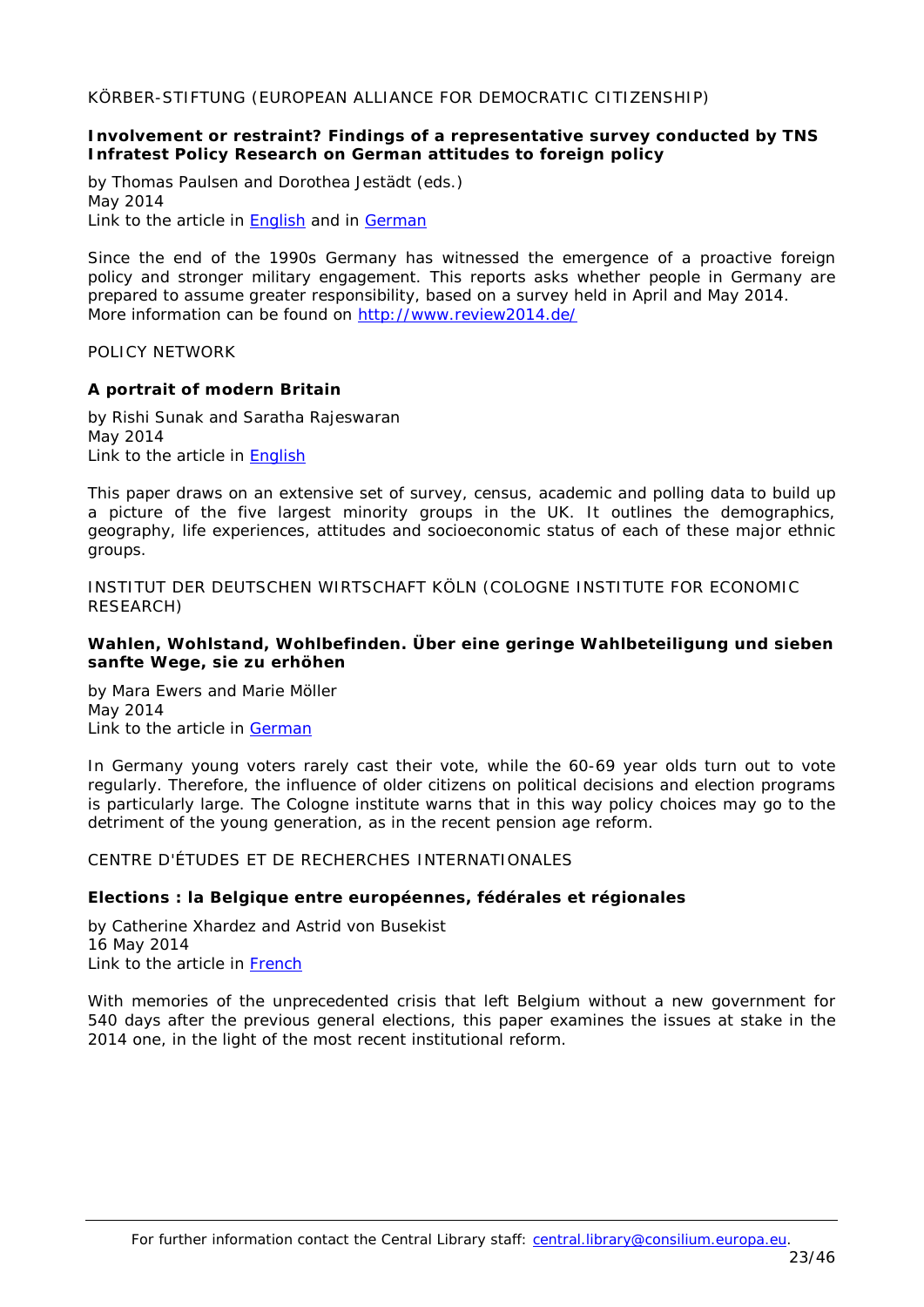KÖRBER-STIFTUNG (EUROPEAN ALLIANCE FOR DEMOCRATIC CITIZENSHIP)

**Involvement or restraint? Findings of a representative survey conducted by TNS Infratest Policy Research on German attitudes to foreign policy**

by Thomas Paulsen and Dorothea Jestädt (eds.)
May 2014
Link to the article in English and in German

Since the end of the 1990s Germany has witnessed the emergence of a proactive foreign policy and stronger military engagement. This reports asks whether people in Germany are prepared to assume greater responsibility, based on a survey held in April and May 2014.
More information can be found on http://www.review2014.de/

POLICY NETWORK

**A portrait of modern Britain**

by Rishi Sunak and Saratha Rajeswaran
May 2014
Link to the article in English

This paper draws on an extensive set of survey, census, academic and polling data to build up a picture of the five largest minority groups in the UK. It outlines the demographics, geography, life experiences, attitudes and socioeconomic status of each of these major ethnic groups.

INSTITUT DER DEUTSCHEN WIRTSCHAFT KÖLN (COLOGNE INSTITUTE FOR ECONOMIC RESEARCH)

**Wahlen, Wohlstand, Wohlbefinden. Über eine geringe Wahlbeteiligung und sieben sanfte Wege, sie zu erhöhen**

by Mara Ewers and Marie Möller
May 2014
Link to the article in German

In Germany young voters rarely cast their vote, while the 60-69 year olds turn out to vote regularly. Therefore, the influence of older citizens on political decisions and election programs is particularly large. The Cologne institute warns that in this way policy choices may go to the detriment of the young generation, as in the recent pension age reform.

CENTRE D'ÉTUDES ET DE RECHERCHES INTERNATIONALES

**Elections : la Belgique entre européennes, fédérales et régionales**

by Catherine Xhardez and Astrid von Busekist
16 May 2014
Link to the article in French

With memories of the unprecedented crisis that left Belgium without a new government for 540 days after the previous general elections, this paper examines the issues at stake in the 2014 one, in the light of the most recent institutional reform.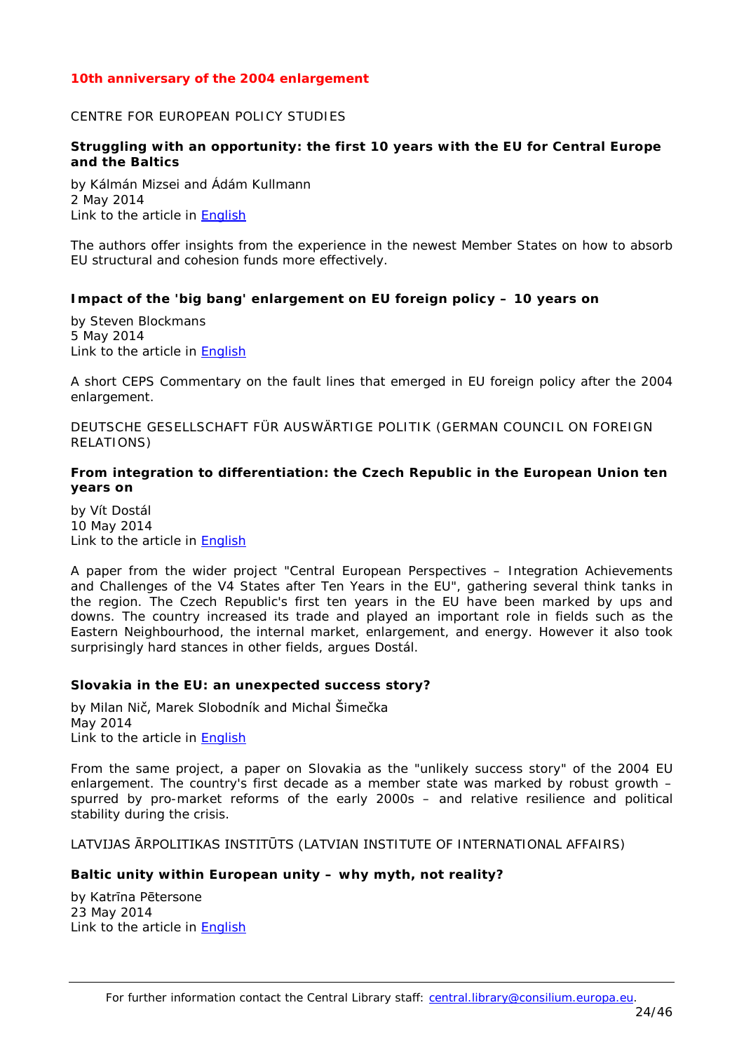## 10th anniversary of the 2004 enlargement

CENTRE FOR EUROPEAN POLICY STUDIES

**Struggling with an opportunity: the first 10 years with the EU for Central Europe and the Baltics**

by Kálmán Mizsei and Ádám Kullmann
2 May 2014
Link to the article in English

The authors offer insights from the experience in the newest Member States on how to absorb EU structural and cohesion funds more effectively.

**Impact of the 'big bang' enlargement on EU foreign policy – 10 years on**

by Steven Blockmans
5 May 2014
Link to the article in English

A short CEPS Commentary on the fault lines that emerged in EU foreign policy after the 2004 enlargement.

DEUTSCHE GESELLSCHAFT FÜR AUSWÄRTIGE POLITIK (GERMAN COUNCIL ON FOREIGN RELATIONS)

**From integration to differentiation: the Czech Republic in the European Union ten years on**

by Vít Dostál
10 May 2014
Link to the article in English

A paper from the wider project "Central European Perspectives – Integration Achievements and Challenges of the V4 States after Ten Years in the EU", gathering several think tanks in the region. The Czech Republic's first ten years in the EU have been marked by ups and downs. The country increased its trade and played an important role in fields such as the Eastern Neighbourhood, the internal market, enlargement, and energy. However it also took surprisingly hard stances in other fields, argues Dostál.

**Slovakia in the EU: an unexpected success story?**

by Milan Nič, Marek Slobodník and Michal Šimečka
May 2014
Link to the article in English

From the same project, a paper on Slovakia as the "unlikely success story" of the 2004 EU enlargement. The country's first decade as a member state was marked by robust growth – spurred by pro-market reforms of the early 2000s – and relative resilience and political stability during the crisis.

LATVIJAS ĀRPOLITIKAS INSTITŪTS (LATVIAN INSTITUTE OF INTERNATIONAL AFFAIRS)

**Baltic unity within European unity – why myth, not reality?**

by Katrīna Pētersone
23 May 2014
Link to the article in English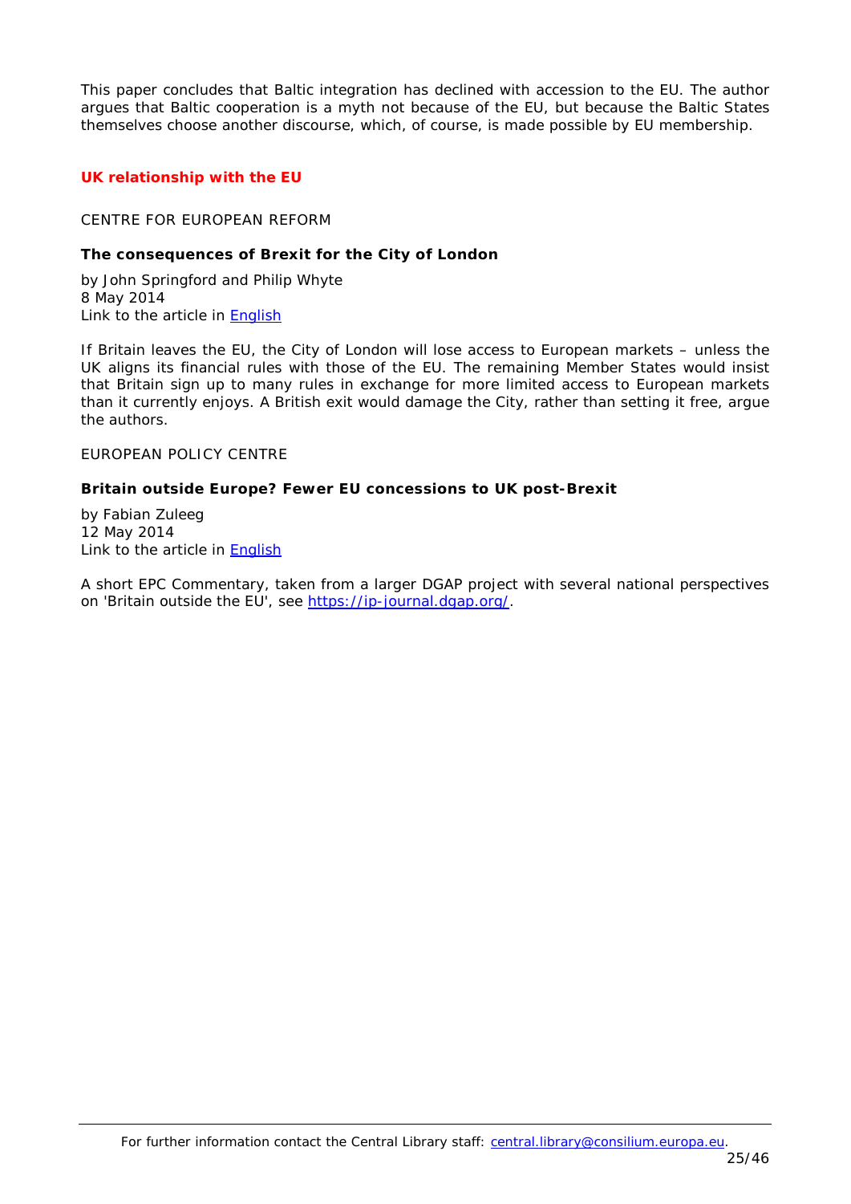This paper concludes that Baltic integration has declined with accession to the EU. The author argues that Baltic cooperation is a myth not because of the EU, but because the Baltic States themselves choose another discourse, which, of course, is made possible by EU membership.

## UK relationship with the EU

CENTRE FOR EUROPEAN REFORM

### The consequences of Brexit for the City of London

by John Springford and Philip Whyte
8 May 2014
Link to the article in English

If Britain leaves the EU, the City of London will lose access to European markets – unless the UK aligns its financial rules with those of the EU. The remaining Member States would insist that Britain sign up to many rules in exchange for more limited access to European markets than it currently enjoys. A British exit would damage the City, rather than setting it free, argue the authors.

EUROPEAN POLICY CENTRE

### Britain outside Europe? Fewer EU concessions to UK post-Brexit

by Fabian Zuleeg
12 May 2014
Link to the article in English

A short EPC Commentary, taken from a larger DGAP project with several national perspectives on 'Britain outside the EU', see https://ip-journal.dgap.org/.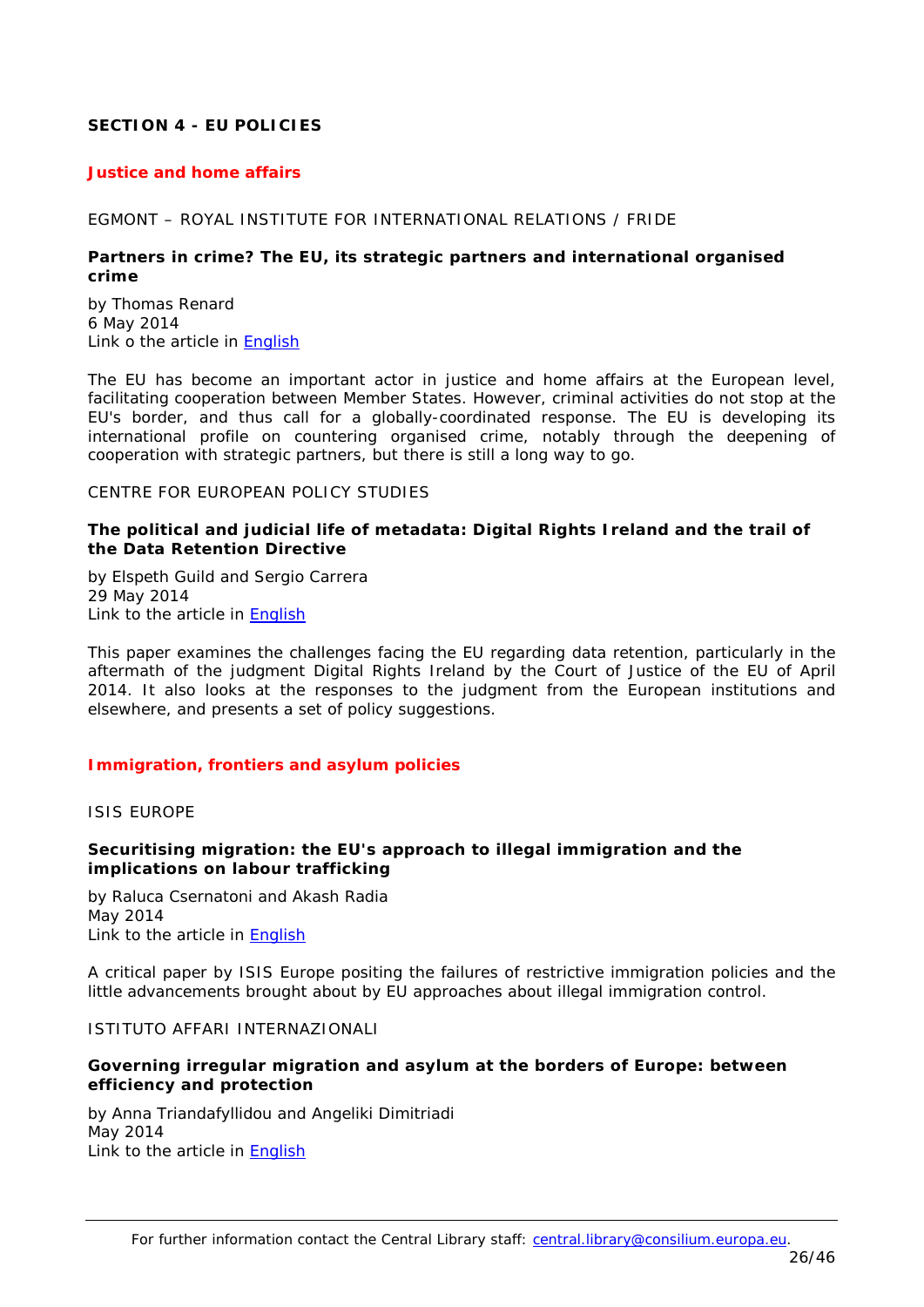## SECTION 4 - EU POLICIES

### Justice and home affairs

EGMONT – ROYAL INSTITUTE FOR INTERNATIONAL RELATIONS / FRIDE

**Partners in crime? The EU, its strategic partners and international organised crime**

by Thomas Renard
6 May 2014
Link o the article in English

The EU has become an important actor in justice and home affairs at the European level, facilitating cooperation between Member States. However, criminal activities do not stop at the EU's border, and thus call for a globally-coordinated response. The EU is developing its international profile on countering organised crime, notably through the deepening of cooperation with strategic partners, but there is still a long way to go.

CENTRE FOR EUROPEAN POLICY STUDIES

**The political and judicial life of metadata: Digital Rights Ireland and the trail of the Data Retention Directive**

by Elspeth Guild and Sergio Carrera
29 May 2014
Link to the article in English

This paper examines the challenges facing the EU regarding data retention, particularly in the aftermath of the judgment Digital Rights Ireland by the Court of Justice of the EU of April 2014. It also looks at the responses to the judgment from the European institutions and elsewhere, and presents a set of policy suggestions.

### Immigration, frontiers and asylum policies

ISIS EUROPE

**Securitising migration: the EU's approach to illegal immigration and the implications on labour trafficking**

by Raluca Csernatoni and Akash Radia
May 2014
Link to the article in English

A critical paper by ISIS Europe positing the failures of restrictive immigration policies and the little advancements brought about by EU approaches about illegal immigration control.

ISTITUTO AFFARI INTERNAZIONALI

**Governing irregular migration and asylum at the borders of Europe: between efficiency and protection**

by Anna Triandafyllidou and Angeliki Dimitriadi
May 2014
Link to the article in English

For further information contact the Central Library staff: central.library@consilium.europa.eu.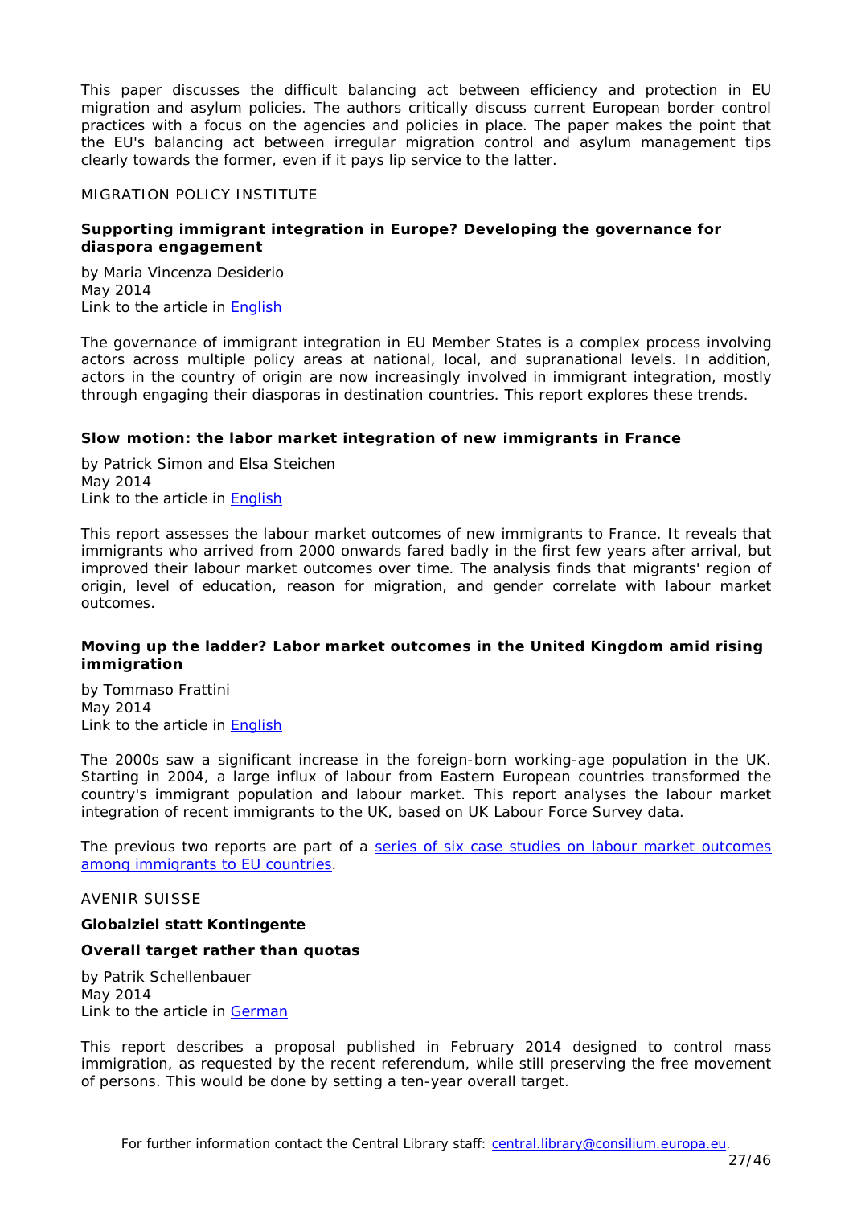This paper discusses the difficult balancing act between efficiency and protection in EU migration and asylum policies. The authors critically discuss current European border control practices with a focus on the agencies and policies in place. The paper makes the point that the EU's balancing act between irregular migration control and asylum management tips clearly towards the former, even if it pays lip service to the latter.

MIGRATION POLICY INSTITUTE

**Supporting immigrant integration in Europe? Developing the governance for diaspora engagement**

by Maria Vincenza Desiderio
May 2014
Link to the article in English

The governance of immigrant integration in EU Member States is a complex process involving actors across multiple policy areas at national, local, and supranational levels. In addition, actors in the country of origin are now increasingly involved in immigrant integration, mostly through engaging their diasporas in destination countries. This report explores these trends.

**Slow motion: the labor market integration of new immigrants in France**

by Patrick Simon and Elsa Steichen
May 2014
Link to the article in English

This report assesses the labour market outcomes of new immigrants to France. It reveals that immigrants who arrived from 2000 onwards fared badly in the first few years after arrival, but improved their labour market outcomes over time. The analysis finds that migrants' region of origin, level of education, reason for migration, and gender correlate with labour market outcomes.

**Moving up the ladder? Labor market outcomes in the United Kingdom amid rising immigration**

by Tommaso Frattini
May 2014
Link to the article in English

The 2000s saw a significant increase in the foreign-born working-age population in the UK. Starting in 2004, a large influx of labour from Eastern European countries transformed the country's immigrant population and labour market. This report analyses the labour market integration of recent immigrants to the UK, based on UK Labour Force Survey data.

The previous two reports are part of a series of six case studies on labour market outcomes among immigrants to EU countries.

AVENIR SUISSE

**Globalziel statt Kontingente**

**Overall target rather than quotas**

by Patrik Schellenbauer
May 2014
Link to the article in German

This report describes a proposal published in February 2014 designed to control mass immigration, as requested by the recent referendum, while still preserving the free movement of persons. This would be done by setting a ten-year overall target.

For further information contact the Central Library staff: central.library@consilium.europa.eu.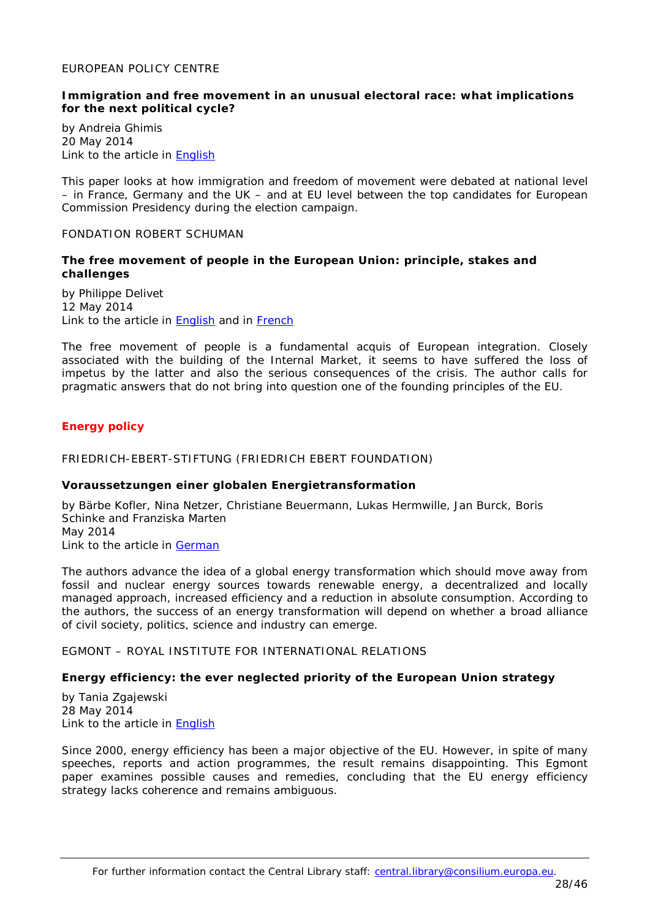EUROPEAN POLICY CENTRE

**Immigration and free movement in an unusual electoral race: what implications for the next political cycle?**

by Andreia Ghimis
20 May 2014
Link to the article in English

This paper looks at how immigration and freedom of movement were debated at national level – in France, Germany and the UK – and at EU level between the top candidates for European Commission Presidency during the election campaign.

FONDATION ROBERT SCHUMAN

**The free movement of people in the European Union: principle, stakes and challenges**

by Philippe Delivet
12 May 2014
Link to the article in English and in French

The free movement of people is a fundamental acquis of European integration. Closely associated with the building of the Internal Market, it seems to have suffered the loss of impetus by the latter and also the serious consequences of the crisis. The author calls for pragmatic answers that do not bring into question one of the founding principles of the EU.

## Energy policy

FRIEDRICH-EBERT-STIFTUNG (FRIEDRICH EBERT FOUNDATION)

**Voraussetzungen einer globalen Energietransformation**

by Bärbe Kofler, Nina Netzer, Christiane Beuermann, Lukas Hermwille, Jan Burck, Boris Schinke and Franziska Marten
May 2014
Link to the article in German

The authors advance the idea of a global energy transformation which should move away from fossil and nuclear energy sources towards renewable energy, a decentralized and locally managed approach, increased efficiency and a reduction in absolute consumption. According to the authors, the success of an energy transformation will depend on whether a broad alliance of civil society, politics, science and industry can emerge.

EGMONT – ROYAL INSTITUTE FOR INTERNATIONAL RELATIONS

**Energy efficiency: the ever neglected priority of the European Union strategy**

by Tania Zgajewski
28 May 2014
Link to the article in English

Since 2000, energy efficiency has been a major objective of the EU. However, in spite of many speeches, reports and action programmes, the result remains disappointing. This Egmont paper examines possible causes and remedies, concluding that the EU energy efficiency strategy lacks coherence and remains ambiguous.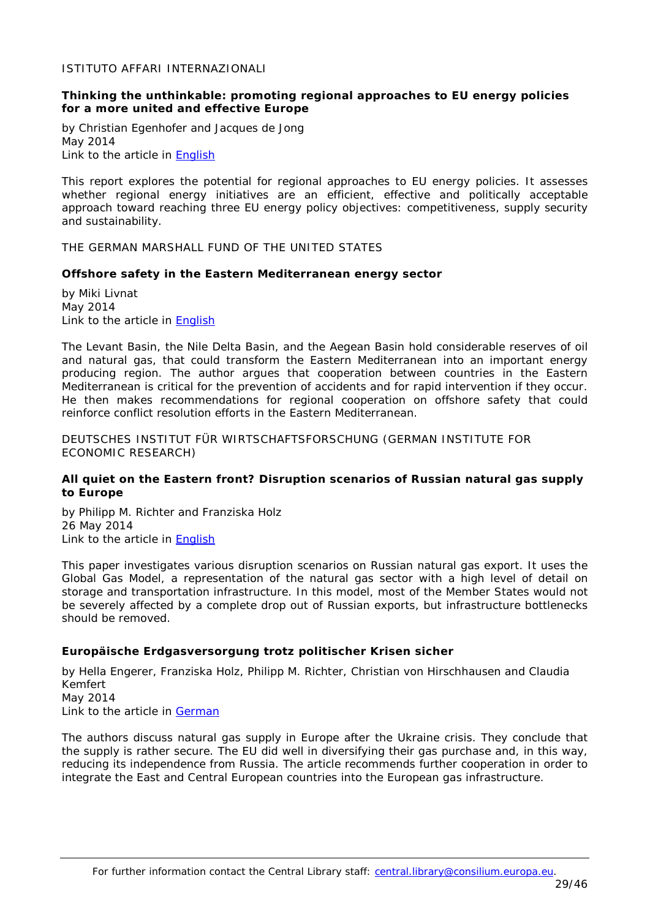ISTITUTO AFFARI INTERNAZIONALI

**Thinking the unthinkable: promoting regional approaches to EU energy policies for a more united and effective Europe**

by Christian Egenhofer and Jacques de Jong
May 2014
Link to the article in English

This report explores the potential for regional approaches to EU energy policies. It assesses whether regional energy initiatives are an efficient, effective and politically acceptable approach toward reaching three EU energy policy objectives: competitiveness, supply security and sustainability.

THE GERMAN MARSHALL FUND OF THE UNITED STATES

**Offshore safety in the Eastern Mediterranean energy sector**

by Miki Livnat
May 2014
Link to the article in English

The Levant Basin, the Nile Delta Basin, and the Aegean Basin hold considerable reserves of oil and natural gas, that could transform the Eastern Mediterranean into an important energy producing region. The author argues that cooperation between countries in the Eastern Mediterranean is critical for the prevention of accidents and for rapid intervention if they occur. He then makes recommendations for regional cooperation on offshore safety that could reinforce conflict resolution efforts in the Eastern Mediterranean.

DEUTSCHES INSTITUT FÜR WIRTSCHAFTSFORSCHUNG (GERMAN INSTITUTE FOR ECONOMIC RESEARCH)

**All quiet on the Eastern front? Disruption scenarios of Russian natural gas supply to Europe**

by Philipp M. Richter and Franziska Holz
26 May 2014
Link to the article in English

This paper investigates various disruption scenarios on Russian natural gas export. It uses the Global Gas Model, a representation of the natural gas sector with a high level of detail on storage and transportation infrastructure. In this model, most of the Member States would not be severely affected by a complete drop out of Russian exports, but infrastructure bottlenecks should be removed.

**Europäische Erdgasversorgung trotz politischer Krisen sicher**

by Hella Engerer, Franziska Holz, Philipp M. Richter, Christian von Hirschhausen and Claudia Kemfert
May 2014
Link to the article in German

The authors discuss natural gas supply in Europe after the Ukraine crisis. They conclude that the supply is rather secure. The EU did well in diversifying their gas purchase and, in this way, reducing its independence from Russia. The article recommends further cooperation in order to integrate the East and Central European countries into the European gas infrastructure.

For further information contact the Central Library staff: central.library@consilium.europa.eu.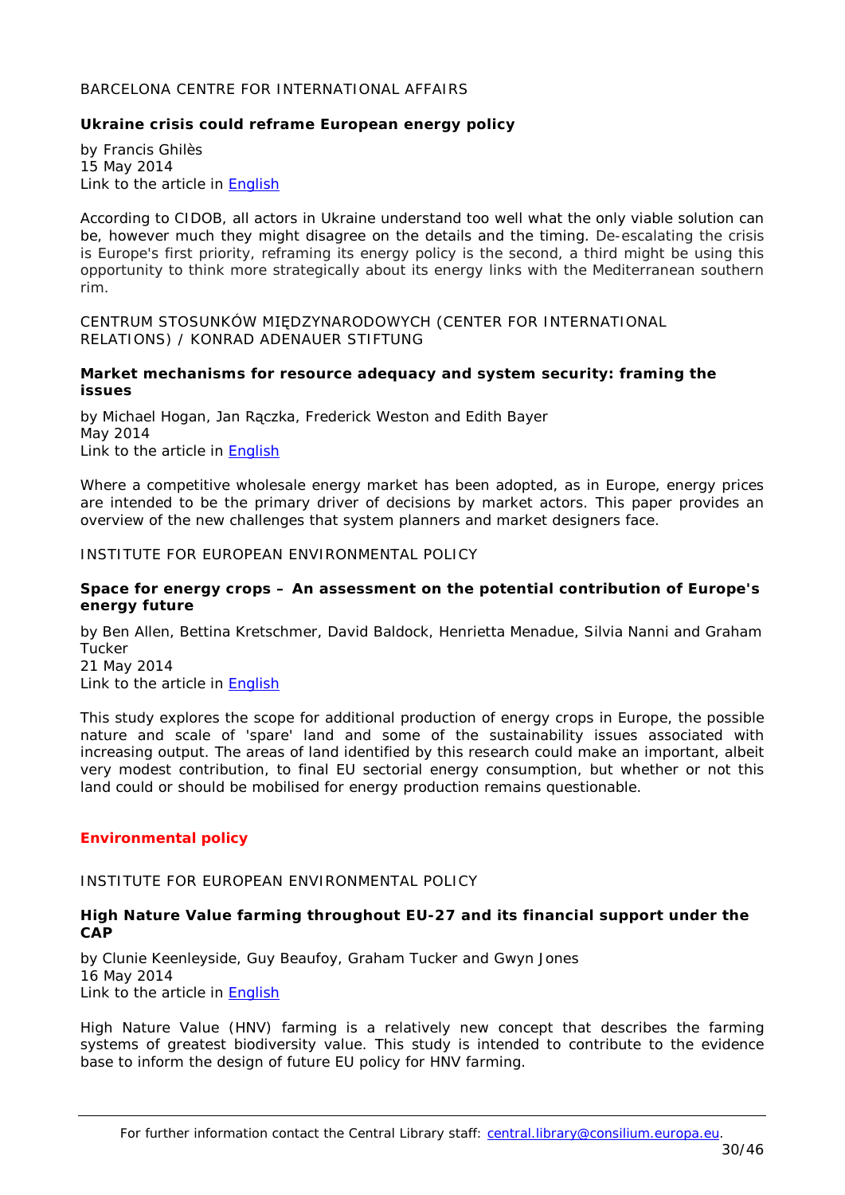BARCELONA CENTRE FOR INTERNATIONAL AFFAIRS

**Ukraine crisis could reframe European energy policy**

by Francis Ghilès
15 May 2014
Link to the article in English

According to CIDOB, all actors in Ukraine understand too well what the only viable solution can be, however much they might disagree on the details and the timing. De-escalating the crisis is Europe's first priority, reframing its energy policy is the second, a third might be using this opportunity to think more strategically about its energy links with the Mediterranean southern rim.

CENTRUM STOSUNKÓW MIĘDZYNARODOWYCH (CENTER FOR INTERNATIONAL RELATIONS) / KONRAD ADENAUER STIFTUNG

**Market mechanisms for resource adequacy and system security: framing the issues**

by Michael Hogan, Jan Rączka, Frederick Weston and Edith Bayer
May 2014
Link to the article in English

Where a competitive wholesale energy market has been adopted, as in Europe, energy prices are intended to be the primary driver of decisions by market actors. This paper provides an overview of the new challenges that system planners and market designers face.

INSTITUTE FOR EUROPEAN ENVIRONMENTAL POLICY

**Space for energy crops – An assessment on the potential contribution of Europe's energy future**

by Ben Allen, Bettina Kretschmer, David Baldock, Henrietta Menadue, Silvia Nanni and Graham Tucker
21 May 2014
Link to the article in English

This study explores the scope for additional production of energy crops in Europe, the possible nature and scale of 'spare' land and some of the sustainability issues associated with increasing output. The areas of land identified by this research could make an important, albeit very modest contribution, to final EU sectorial energy consumption, but whether or not this land could or should be mobilised for energy production remains questionable.

## Environmental policy

INSTITUTE FOR EUROPEAN ENVIRONMENTAL POLICY

**High Nature Value farming throughout EU-27 and its financial support under the CAP**

by Clunie Keenleyside, Guy Beaufoy, Graham Tucker and Gwyn Jones
16 May 2014
Link to the article in English

High Nature Value (HNV) farming is a relatively new concept that describes the farming systems of greatest biodiversity value. This study is intended to contribute to the evidence base to inform the design of future EU policy for HNV farming.

For further information contact the Central Library staff: central.library@consilium.europa.eu.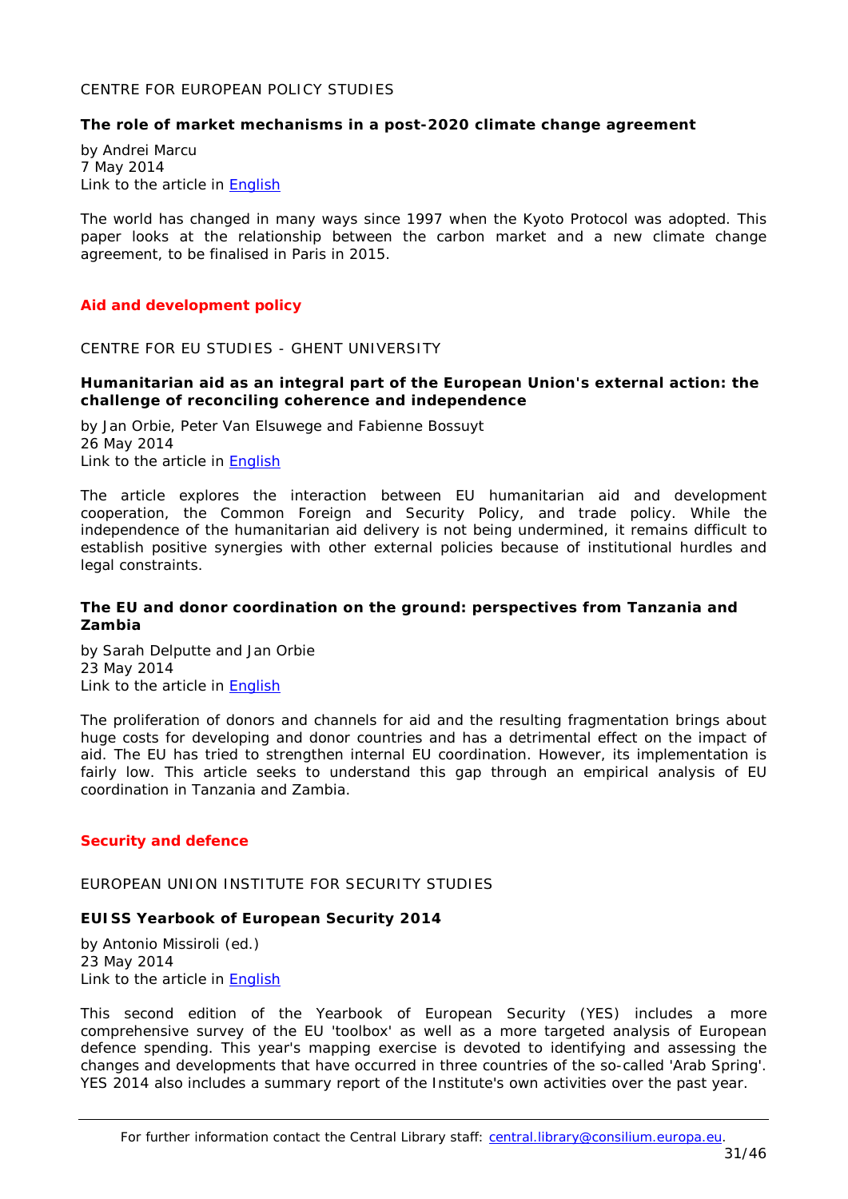CENTRE FOR EUROPEAN POLICY STUDIES

**The role of market mechanisms in a post-2020 climate change agreement**

by Andrei Marcu
7 May 2014
Link to the article in English

The world has changed in many ways since 1997 when the Kyoto Protocol was adopted. This paper looks at the relationship between the carbon market and a new climate change agreement, to be finalised in Paris in 2015.

## Aid and development policy

CENTRE FOR EU STUDIES - GHENT UNIVERSITY

**Humanitarian aid as an integral part of the European Union's external action: the challenge of reconciling coherence and independence**

by Jan Orbie, Peter Van Elsuwege and Fabienne Bossuyt
26 May 2014
Link to the article in English

The article explores the interaction between EU humanitarian aid and development cooperation, the Common Foreign and Security Policy, and trade policy. While the independence of the humanitarian aid delivery is not being undermined, it remains difficult to establish positive synergies with other external policies because of institutional hurdles and legal constraints.

**The EU and donor coordination on the ground: perspectives from Tanzania and Zambia**

by Sarah Delputte and Jan Orbie
23 May 2014
Link to the article in English

The proliferation of donors and channels for aid and the resulting fragmentation brings about huge costs for developing and donor countries and has a detrimental effect on the impact of aid. The EU has tried to strengthen internal EU coordination. However, its implementation is fairly low. This article seeks to understand this gap through an empirical analysis of EU coordination in Tanzania and Zambia.

## Security and defence

EUROPEAN UNION INSTITUTE FOR SECURITY STUDIES

**EUISS Yearbook of European Security 2014**

by Antonio Missiroli (ed.)
23 May 2014
Link to the article in English

This second edition of the Yearbook of European Security (YES) includes a more comprehensive survey of the EU 'toolbox' as well as a more targeted analysis of European defence spending. This year's mapping exercise is devoted to identifying and assessing the changes and developments that have occurred in three countries of the so-called 'Arab Spring'. YES 2014 also includes a summary report of the Institute's own activities over the past year.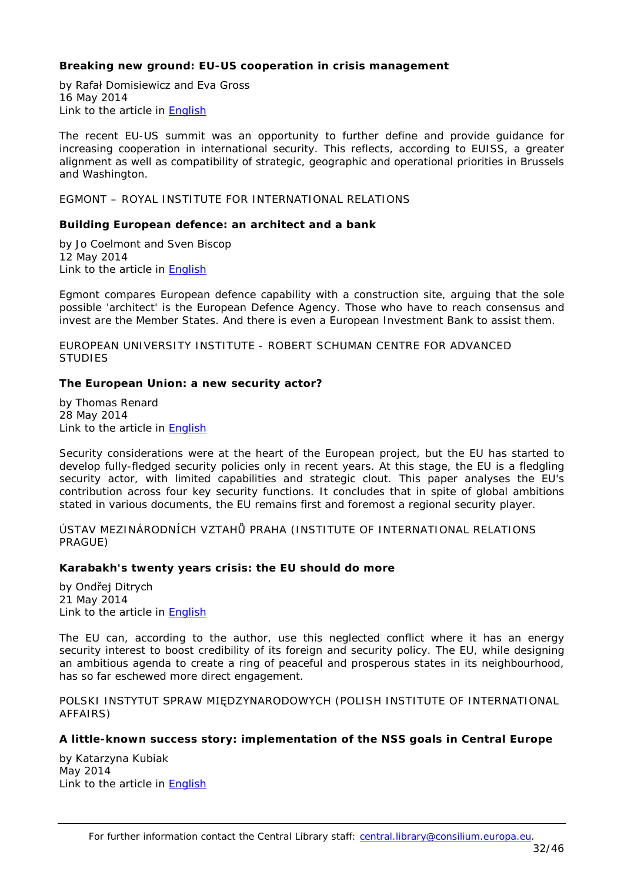**Breaking new ground: EU-US cooperation in crisis management**

by Rafał Domisiewicz and Eva Gross
16 May 2014
Link to the article in English

The recent EU-US summit was an opportunity to further define and provide guidance for increasing cooperation in international security. This reflects, according to EUISS, a greater alignment as well as compatibility of strategic, geographic and operational priorities in Brussels and Washington.

EGMONT – ROYAL INSTITUTE FOR INTERNATIONAL RELATIONS

**Building European defence: an architect and a bank**

by Jo Coelmont and Sven Biscop
12 May 2014
Link to the article in English

Egmont compares European defence capability with a construction site, arguing that the sole possible 'architect' is the European Defence Agency. Those who have to reach consensus and invest are the Member States. And there is even a European Investment Bank to assist them.

EUROPEAN UNIVERSITY INSTITUTE - ROBERT SCHUMAN CENTRE FOR ADVANCED STUDIES

**The European Union: a new security actor?**

by Thomas Renard
28 May 2014
Link to the article in English

Security considerations were at the heart of the European project, but the EU has started to develop fully-fledged security policies only in recent years. At this stage, the EU is a fledgling security actor, with limited capabilities and strategic clout. This paper analyses the EU's contribution across four key security functions. It concludes that in spite of global ambitions stated in various documents, the EU remains first and foremost a regional security player.

ÚSTAV MEZINÁRODNÍCH VZTAHŮ PRAHA (INSTITUTE OF INTERNATIONAL RELATIONS PRAGUE)

**Karabakh's twenty years crisis: the EU should do more**

by Ondřej Ditrych
21 May 2014
Link to the article in English

The EU can, according to the author, use this neglected conflict where it has an energy security interest to boost credibility of its foreign and security policy. The EU, while designing an ambitious agenda to create a ring of peaceful and prosperous states in its neighbourhood, has so far eschewed more direct engagement.

POLSKI INSTYTUT SPRAW MIĘDZYNARODOWYCH (POLISH INSTITUTE OF INTERNATIONAL AFFAIRS)

**A little-known success story: implementation of the NSS goals in Central Europe**

by Katarzyna Kubiak
May 2014
Link to the article in English

For further information contact the Central Library staff: central.library@consilium.europa.eu.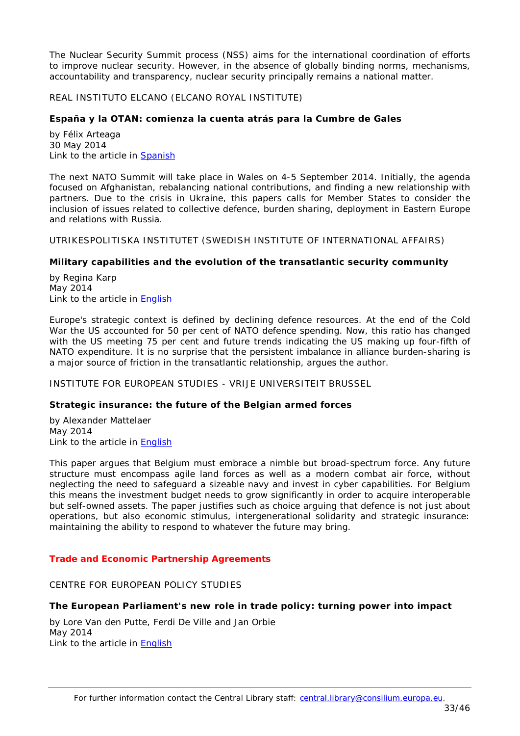The Nuclear Security Summit process (NSS) aims for the international coordination of efforts to improve nuclear security. However, in the absence of globally binding norms, mechanisms, accountability and transparency, nuclear security principally remains a national matter.

REAL INSTITUTO ELCANO (ELCANO ROYAL INSTITUTE)

**España y la OTAN: comienza la cuenta atrás para la Cumbre de Gales**

by Félix Arteaga
30 May 2014
Link to the article in Spanish

The next NATO Summit will take place in Wales on 4-5 September 2014. Initially, the agenda focused on Afghanistan, rebalancing national contributions, and finding a new relationship with partners. Due to the crisis in Ukraine, this papers calls for Member States to consider the inclusion of issues related to collective defence, burden sharing, deployment in Eastern Europe and relations with Russia.

UTRIKESPOLITISKA INSTITUTET (SWEDISH INSTITUTE OF INTERNATIONAL AFFAIRS)

**Military capabilities and the evolution of the transatlantic security community**

by Regina Karp
May 2014
Link to the article in English

Europe's strategic context is defined by declining defence resources. At the end of the Cold War the US accounted for 50 per cent of NATO defence spending. Now, this ratio has changed with the US meeting 75 per cent and future trends indicating the US making up four-fifth of NATO expenditure. It is no surprise that the persistent imbalance in alliance burden-sharing is a major source of friction in the transatlantic relationship, argues the author.

INSTITUTE FOR EUROPEAN STUDIES - VRIJE UNIVERSITEIT BRUSSEL

**Strategic insurance: the future of the Belgian armed forces**

by Alexander Mattelaer
May 2014
Link to the article in English

This paper argues that Belgium must embrace a nimble but broad-spectrum force. Any future structure must encompass agile land forces as well as a modern combat air force, without neglecting the need to safeguard a sizeable navy and invest in cyber capabilities. For Belgium this means the investment budget needs to grow significantly in order to acquire interoperable but self-owned assets. The paper justifies such as choice arguing that defence is not just about operations, but also economic stimulus, intergenerational solidarity and strategic insurance: maintaining the ability to respond to whatever the future may bring.

## Trade and Economic Partnership Agreements

CENTRE FOR EUROPEAN POLICY STUDIES

**The European Parliament's new role in trade policy: turning power into impact**

by Lore Van den Putte, Ferdi De Ville and Jan Orbie
May 2014
Link to the article in English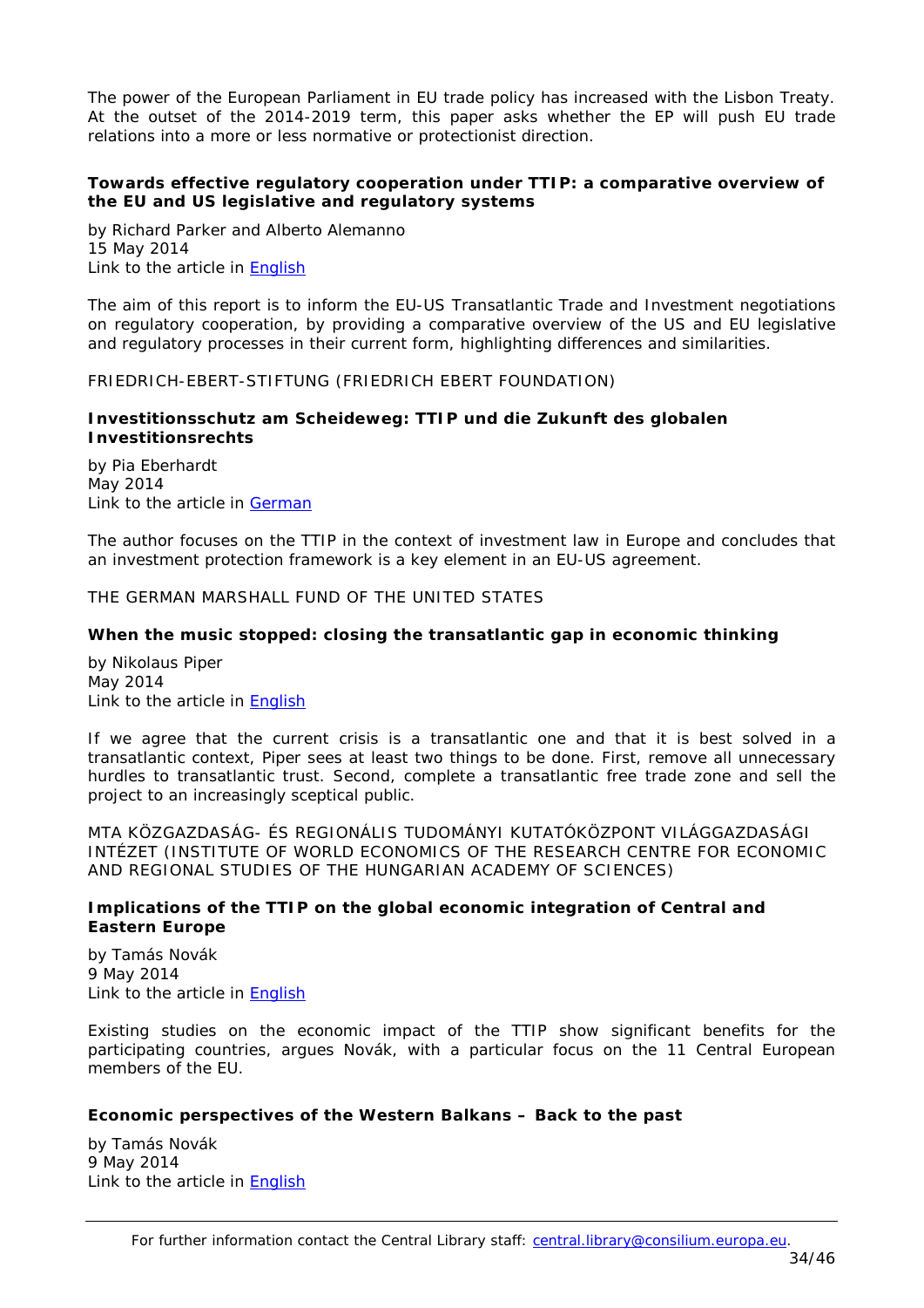The power of the European Parliament in EU trade policy has increased with the Lisbon Treaty. At the outset of the 2014-2019 term, this paper asks whether the EP will push EU trade relations into a more or less normative or protectionist direction.

**Towards effective regulatory cooperation under TTIP: a comparative overview of the EU and US legislative and regulatory systems**

by Richard Parker and Alberto Alemanno
15 May 2014
Link to the article in English

The aim of this report is to inform the EU-US Transatlantic Trade and Investment negotiations on regulatory cooperation, by providing a comparative overview of the US and EU legislative and regulatory processes in their current form, highlighting differences and similarities.

FRIEDRICH-EBERT-STIFTUNG (FRIEDRICH EBERT FOUNDATION)

**Investitionsschutz am Scheideweg: TTIP und die Zukunft des globalen Investitionsrechts**

by Pia Eberhardt
May 2014
Link to the article in German

The author focuses on the TTIP in the context of investment law in Europe and concludes that an investment protection framework is a key element in an EU-US agreement.

THE GERMAN MARSHALL FUND OF THE UNITED STATES

**When the music stopped: closing the transatlantic gap in economic thinking**

by Nikolaus Piper
May 2014
Link to the article in English

If we agree that the current crisis is a transatlantic one and that it is best solved in a transatlantic context, Piper sees at least two things to be done. First, remove all unnecessary hurdles to transatlantic trust. Second, complete a transatlantic free trade zone and sell the project to an increasingly sceptical public.

MTA KÖZGAZDASÁG- ÉS REGIONÁLIS TUDOMÁNYI KUTATÓKÖZPONT VILÁGGAZDASÁGI INTÉZET (INSTITUTE OF WORLD ECONOMICS OF THE RESEARCH CENTRE FOR ECONOMIC AND REGIONAL STUDIES OF THE HUNGARIAN ACADEMY OF SCIENCES)

**Implications of the TTIP on the global economic integration of Central and Eastern Europe**

by Tamás Novák
9 May 2014
Link to the article in English

Existing studies on the economic impact of the TTIP show significant benefits for the participating countries, argues Novák, with a particular focus on the 11 Central European members of the EU.

**Economic perspectives of the Western Balkans – Back to the past**

by Tamás Novák
9 May 2014
Link to the article in English

For further information contact the Central Library staff: central.library@consilium.europa.eu.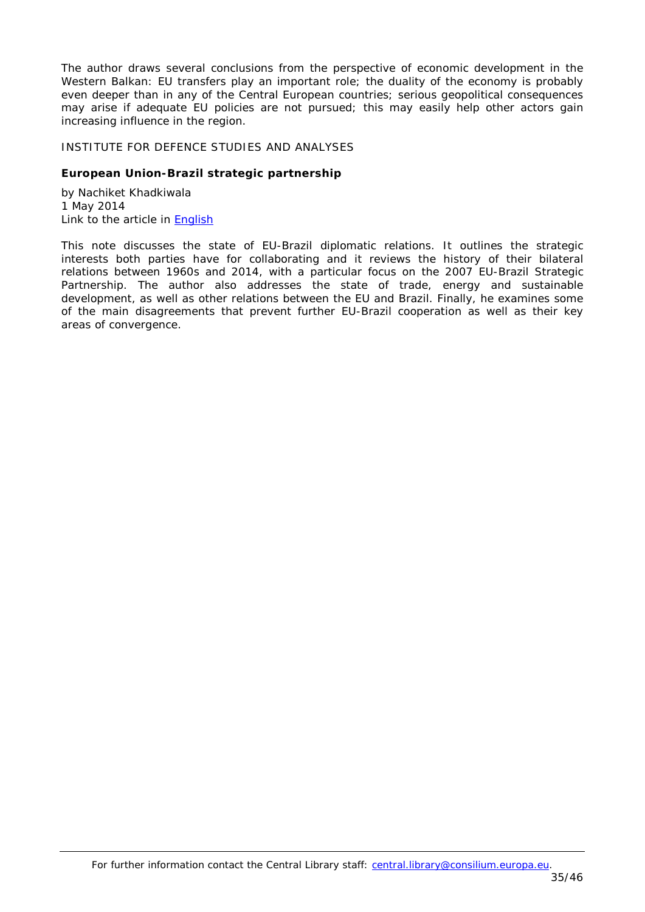The author draws several conclusions from the perspective of economic development in the Western Balkan: EU transfers play an important role; the duality of the economy is probably even deeper than in any of the Central European countries; serious geopolitical consequences may arise if adequate EU policies are not pursued; this may easily help other actors gain increasing influence in the region.

INSTITUTE FOR DEFENCE STUDIES AND ANALYSES

**European Union-Brazil strategic partnership**

by Nachiket Khadkiwala
1 May 2014
Link to the article in English

This note discusses the state of EU-Brazil diplomatic relations. It outlines the strategic interests both parties have for collaborating and it reviews the history of their bilateral relations between 1960s and 2014, with a particular focus on the 2007 EU-Brazil Strategic Partnership. The author also addresses the state of trade, energy and sustainable development, as well as other relations between the EU and Brazil. Finally, he examines some of the main disagreements that prevent further EU-Brazil cooperation as well as their key areas of convergence.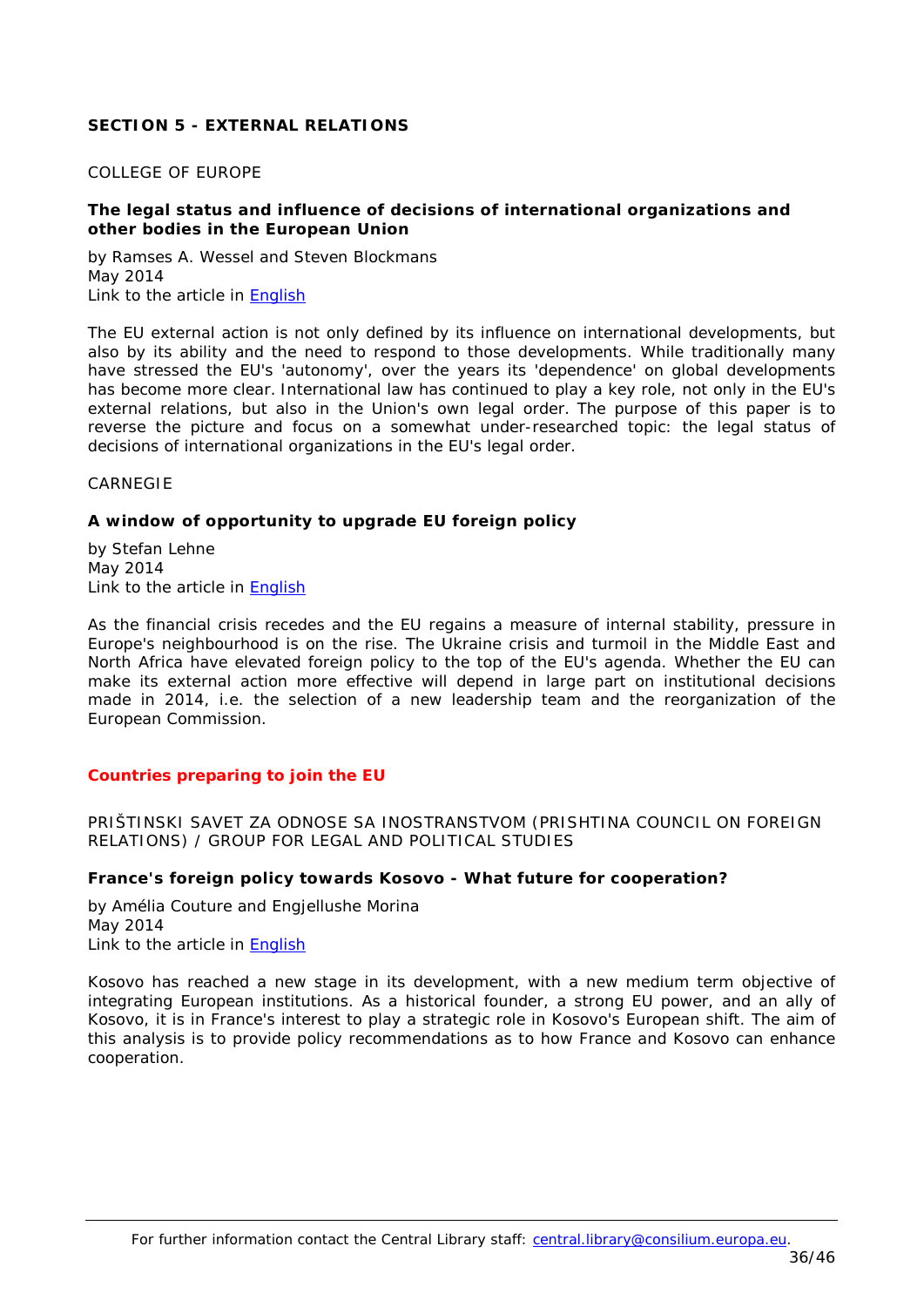## SECTION 5 - EXTERNAL RELATIONS

COLLEGE OF EUROPE

### The legal status and influence of decisions of international organizations and other bodies in the European Union

by Ramses A. Wessel and Steven Blockmans
May 2014
Link to the article in English

The EU external action is not only defined by its influence on international developments, but also by its ability and the need to respond to those developments. While traditionally many have stressed the EU's 'autonomy', over the years its 'dependence' on global developments has become more clear. International law has continued to play a key role, not only in the EU's external relations, but also in the Union's own legal order. The purpose of this paper is to reverse the picture and focus on a somewhat under-researched topic: the legal status of decisions of international organizations in the EU's legal order.

CARNEGIE

### A window of opportunity to upgrade EU foreign policy

by Stefan Lehne
May 2014
Link to the article in English

As the financial crisis recedes and the EU regains a measure of internal stability, pressure in Europe's neighbourhood is on the rise. The Ukraine crisis and turmoil in the Middle East and North Africa have elevated foreign policy to the top of the EU's agenda. Whether the EU can make its external action more effective will depend in large part on institutional decisions made in 2014, i.e. the selection of a new leadership team and the reorganization of the European Commission.

## Countries preparing to join the EU

PRIŠTINSKI SAVET ZA ODNOSE SA INOSTRANSTVOM (PRISHTINA COUNCIL ON FOREIGN RELATIONS) / GROUP FOR LEGAL AND POLITICAL STUDIES

### France's foreign policy towards Kosovo - What future for cooperation?

by Amélia Couture and Engjellushe Morina
May 2014
Link to the article in English

Kosovo has reached a new stage in its development, with a new medium term objective of integrating European institutions. As a historical founder, a strong EU power, and an ally of Kosovo, it is in France's interest to play a strategic role in Kosovo's European shift. The aim of this analysis is to provide policy recommendations as to how France and Kosovo can enhance cooperation.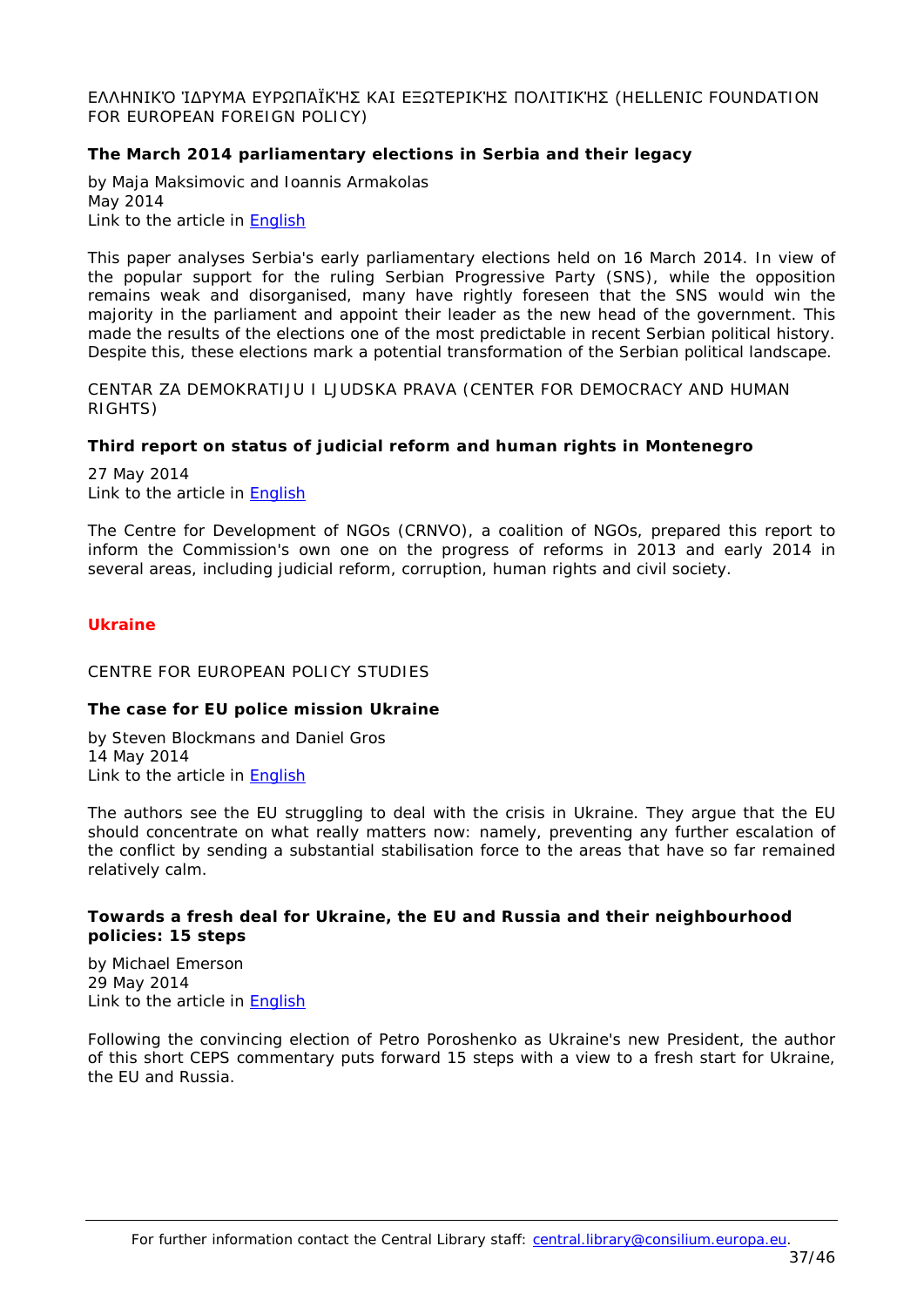ΕΛΛΗΝΙΚΌ ΊΔΡΥΜΑ ΕΥΡΩΠΑΪΚΉΣ ΚΑΙ ΕΞΩΤΕΡΙΚΉΣ ΠΟΛΙΤΙΚΉΣ (HELLENIC FOUNDATION FOR EUROPEAN FOREIGN POLICY)

**The March 2014 parliamentary elections in Serbia and their legacy**

by Maja Maksimovic and Ioannis Armakolas
May 2014
Link to the article in English

This paper analyses Serbia's early parliamentary elections held on 16 March 2014. In view of the popular support for the ruling Serbian Progressive Party (SNS), while the opposition remains weak and disorganised, many have rightly foreseen that the SNS would win the majority in the parliament and appoint their leader as the new head of the government. This made the results of the elections one of the most predictable in recent Serbian political history. Despite this, these elections mark a potential transformation of the Serbian political landscape.

CENTAR ZA DEMOKRATIJU I LJUDSKA PRAVA (CENTER FOR DEMOCRACY AND HUMAN RIGHTS)

**Third report on status of judicial reform and human rights in Montenegro**

27 May 2014
Link to the article in English

The Centre for Development of NGOs (CRNVO), a coalition of NGOs, prepared this report to inform the Commission's own one on the progress of reforms in 2013 and early 2014 in several areas, including judicial reform, corruption, human rights and civil society.

## Ukraine

CENTRE FOR EUROPEAN POLICY STUDIES

**The case for EU police mission Ukraine**

by Steven Blockmans and Daniel Gros
14 May 2014
Link to the article in English

The authors see the EU struggling to deal with the crisis in Ukraine. They argue that the EU should concentrate on what really matters now: namely, preventing any further escalation of the conflict by sending a substantial stabilisation force to the areas that have so far remained relatively calm.

**Towards a fresh deal for Ukraine, the EU and Russia and their neighbourhood policies: 15 steps**

by Michael Emerson
29 May 2014
Link to the article in English

Following the convincing election of Petro Poroshenko as Ukraine's new President, the author of this short CEPS commentary puts forward 15 steps with a view to a fresh start for Ukraine, the EU and Russia.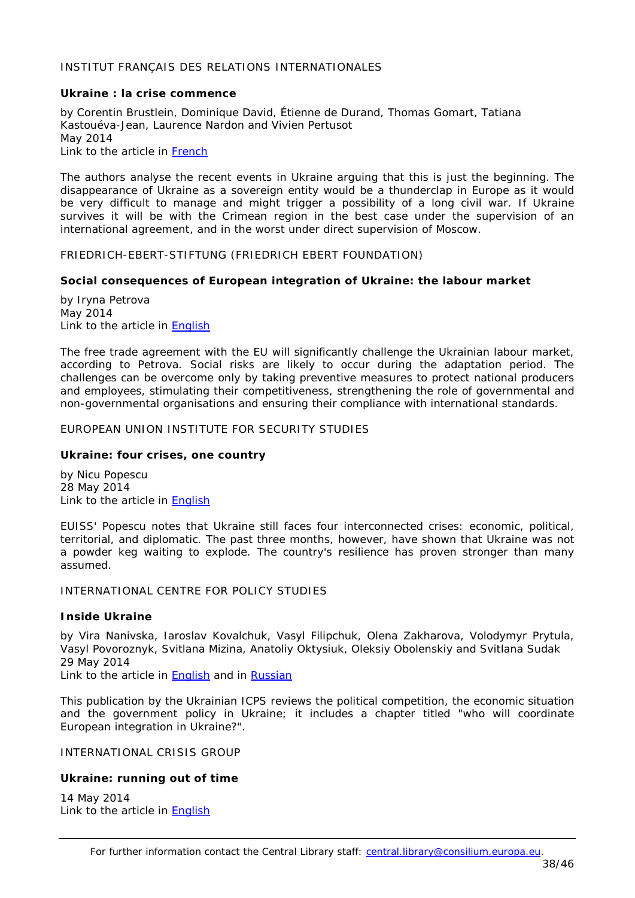INSTITUT FRANÇAIS DES RELATIONS INTERNATIONALES

**Ukraine : la crise commence**

by Corentin Brustlein, Dominique David, Étienne de Durand, Thomas Gomart, Tatiana Kastouéva-Jean, Laurence Nardon and Vivien Pertusot
May 2014
Link to the article in French

The authors analyse the recent events in Ukraine arguing that this is just the beginning. The disappearance of Ukraine as a sovereign entity would be a thunderclap in Europe as it would be very difficult to manage and might trigger a possibility of a long civil war. If Ukraine survives it will be with the Crimean region in the best case under the supervision of an international agreement, and in the worst under direct supervision of Moscow.

FRIEDRICH-EBERT-STIFTUNG (FRIEDRICH EBERT FOUNDATION)

**Social consequences of European integration of Ukraine: the labour market**

by Iryna Petrova
May 2014
Link to the article in English

The free trade agreement with the EU will significantly challenge the Ukrainian labour market, according to Petrova. Social risks are likely to occur during the adaptation period. The challenges can be overcome only by taking preventive measures to protect national producers and employees, stimulating their competitiveness, strengthening the role of governmental and non-governmental organisations and ensuring their compliance with international standards.

EUROPEAN UNION INSTITUTE FOR SECURITY STUDIES

**Ukraine: four crises, one country**

by Nicu Popescu
28 May 2014
Link to the article in English

EUISS' Popescu notes that Ukraine still faces four interconnected crises: economic, political, territorial, and diplomatic. The past three months, however, have shown that Ukraine was not a powder keg waiting to explode. The country's resilience has proven stronger than many assumed.

INTERNATIONAL CENTRE FOR POLICY STUDIES

**Inside Ukraine**

by Vira Nanivska, Iaroslav Kovalchuk, Vasyl Filipchuk, Olena Zakharova, Volodymyr Prytula, Vasyl Povoroznyk, Svitlana Mizina, Anatoliy Oktysiuk, Oleksiy Obolenskiy and Svitlana Sudak
29 May 2014
Link to the article in English and in Russian

This publication by the Ukrainian ICPS reviews the political competition, the economic situation and the government policy in Ukraine; it includes a chapter titled "who will coordinate European integration in Ukraine?".

INTERNATIONAL CRISIS GROUP

**Ukraine: running out of time**

14 May 2014
Link to the article in English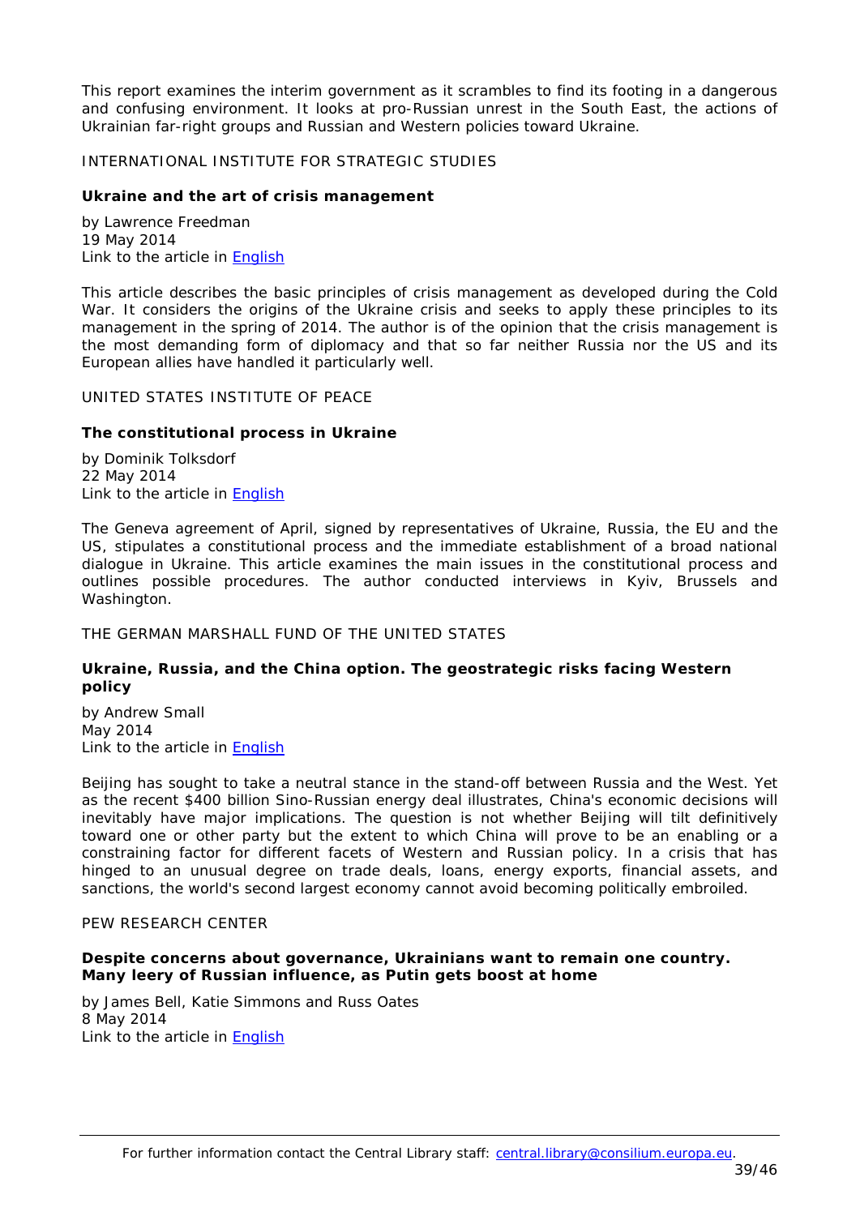This report examines the interim government as it scrambles to find its footing in a dangerous and confusing environment. It looks at pro-Russian unrest in the South East, the actions of Ukrainian far-right groups and Russian and Western policies toward Ukraine.

INTERNATIONAL INSTITUTE FOR STRATEGIC STUDIES

**Ukraine and the art of crisis management**

by Lawrence Freedman
19 May 2014
Link to the article in English

This article describes the basic principles of crisis management as developed during the Cold War. It considers the origins of the Ukraine crisis and seeks to apply these principles to its management in the spring of 2014. The author is of the opinion that the crisis management is the most demanding form of diplomacy and that so far neither Russia nor the US and its European allies have handled it particularly well.

UNITED STATES INSTITUTE OF PEACE

**The constitutional process in Ukraine**

by Dominik Tolksdorf
22 May 2014
Link to the article in English

The Geneva agreement of April, signed by representatives of Ukraine, Russia, the EU and the US, stipulates a constitutional process and the immediate establishment of a broad national dialogue in Ukraine. This article examines the main issues in the constitutional process and outlines possible procedures. The author conducted interviews in Kyiv, Brussels and Washington.

THE GERMAN MARSHALL FUND OF THE UNITED STATES

**Ukraine, Russia, and the China option. The geostrategic risks facing Western policy**

by Andrew Small
May 2014
Link to the article in English

Beijing has sought to take a neutral stance in the stand-off between Russia and the West. Yet as the recent $400 billion Sino-Russian energy deal illustrates, China's economic decisions will inevitably have major implications. The question is not whether Beijing will tilt definitively toward one or other party but the extent to which China will prove to be an enabling or a constraining factor for different facets of Western and Russian policy. In a crisis that has hinged to an unusual degree on trade deals, loans, energy exports, financial assets, and sanctions, the world's second largest economy cannot avoid becoming politically embroiled.

PEW RESEARCH CENTER

**Despite concerns about governance, Ukrainians want to remain one country. Many leery of Russian influence, as Putin gets boost at home**

by James Bell, Katie Simmons and Russ Oates
8 May 2014
Link to the article in English

For further information contact the Central Library staff: central.library@consilium.europa.eu.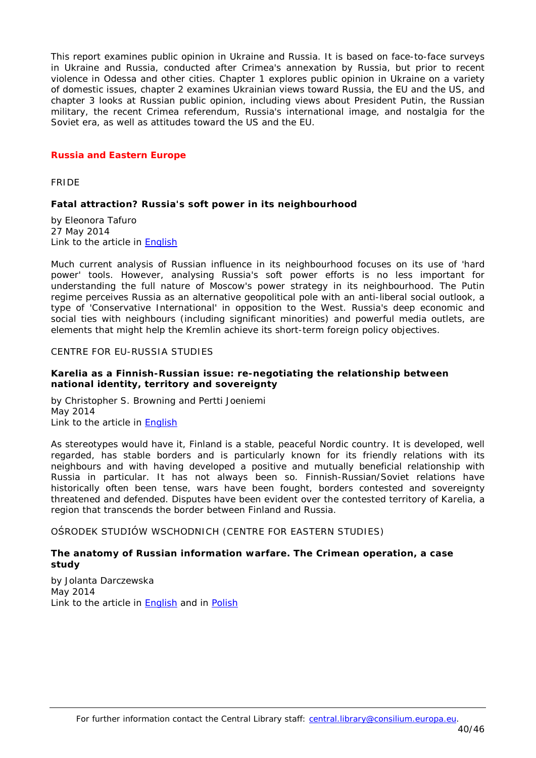This report examines public opinion in Ukraine and Russia. It is based on face-to-face surveys in Ukraine and Russia, conducted after Crimea's annexation by Russia, but prior to recent violence in Odessa and other cities. Chapter 1 explores public opinion in Ukraine on a variety of domestic issues, chapter 2 examines Ukrainian views toward Russia, the EU and the US, and chapter 3 looks at Russian public opinion, including views about President Putin, the Russian military, the recent Crimea referendum, Russia's international image, and nostalgia for the Soviet era, as well as attitudes toward the US and the EU.

## Russia and Eastern Europe

FRIDE

**Fatal attraction? Russia's soft power in its neighbourhood**

by Eleonora Tafuro
27 May 2014
Link to the article in English

Much current analysis of Russian influence in its neighbourhood focuses on its use of 'hard power' tools. However, analysing Russia's soft power efforts is no less important for understanding the full nature of Moscow's power strategy in its neighbourhood. The Putin regime perceives Russia as an alternative geopolitical pole with an anti-liberal social outlook, a type of 'Conservative International' in opposition to the West. Russia's deep economic and social ties with neighbours (including significant minorities) and powerful media outlets, are elements that might help the Kremlin achieve its short-term foreign policy objectives.

CENTRE FOR EU-RUSSIA STUDIES

**Karelia as a Finnish-Russian issue: re-negotiating the relationship between national identity, territory and sovereignty**

by Christopher S. Browning and Pertti Joeniemi
May 2014
Link to the article in English

As stereotypes would have it, Finland is a stable, peaceful Nordic country. It is developed, well regarded, has stable borders and is particularly known for its friendly relations with its neighbours and with having developed a positive and mutually beneficial relationship with Russia in particular. It has not always been so. Finnish-Russian/Soviet relations have historically often been tense, wars have been fought, borders contested and sovereignty threatened and defended. Disputes have been evident over the contested territory of Karelia, a region that transcends the border between Finland and Russia.

OŚRODEK STUDIÓW WSCHODNICH (CENTRE FOR EASTERN STUDIES)

**The anatomy of Russian information warfare. The Crimean operation, a case study**

by Jolanta Darczewska
May 2014
Link to the article in English and in Polish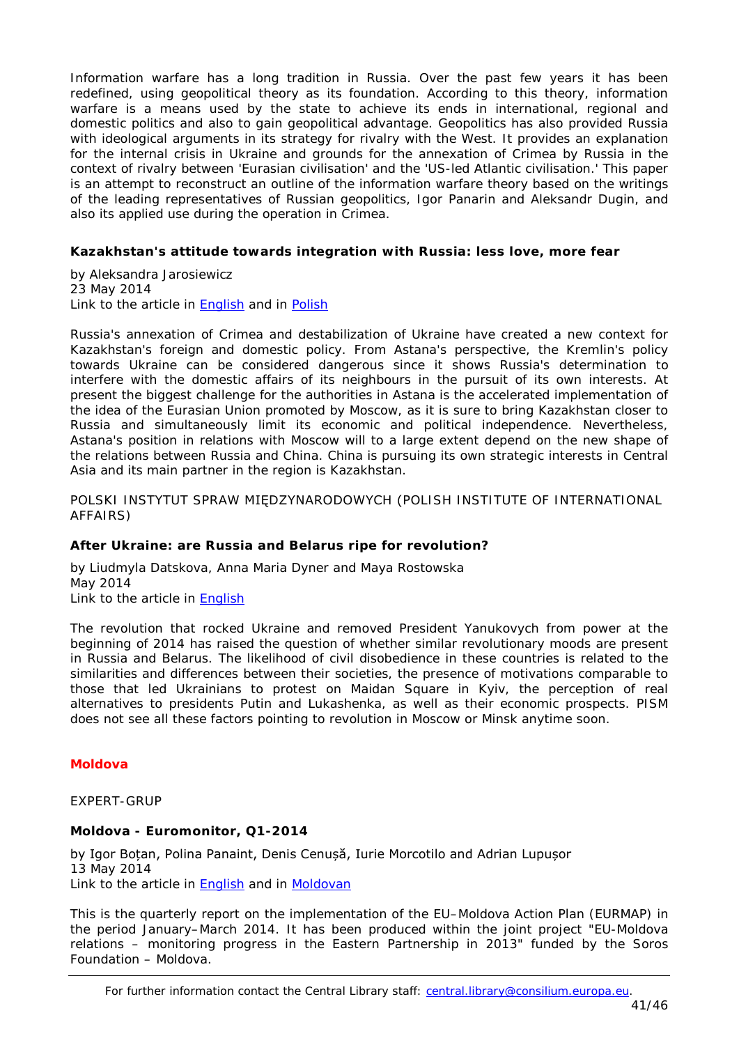Information warfare has a long tradition in Russia. Over the past few years it has been redefined, using geopolitical theory as its foundation. According to this theory, information warfare is a means used by the state to achieve its ends in international, regional and domestic politics and also to gain geopolitical advantage. Geopolitics has also provided Russia with ideological arguments in its strategy for rivalry with the West. It provides an explanation for the internal crisis in Ukraine and grounds for the annexation of Crimea by Russia in the context of rivalry between 'Eurasian civilisation' and the 'US-led Atlantic civilisation.' This paper is an attempt to reconstruct an outline of the information warfare theory based on the writings of the leading representatives of Russian geopolitics, Igor Panarin and Aleksandr Dugin, and also its applied use during the operation in Crimea.

**Kazakhstan's attitude towards integration with Russia: less love, more fear**

by Aleksandra Jarosiewicz
23 May 2014
Link to the article in English and in Polish

Russia's annexation of Crimea and destabilization of Ukraine have created a new context for Kazakhstan's foreign and domestic policy. From Astana's perspective, the Kremlin's policy towards Ukraine can be considered dangerous since it shows Russia's determination to interfere with the domestic affairs of its neighbours in the pursuit of its own interests. At present the biggest challenge for the authorities in Astana is the accelerated implementation of the idea of the Eurasian Union promoted by Moscow, as it is sure to bring Kazakhstan closer to Russia and simultaneously limit its economic and political independence. Nevertheless, Astana's position in relations with Moscow will to a large extent depend on the new shape of the relations between Russia and China. China is pursuing its own strategic interests in Central Asia and its main partner in the region is Kazakhstan.

POLSKI INSTYTUT SPRAW MIĘDZYNARODOWYCH (POLISH INSTITUTE OF INTERNATIONAL AFFAIRS)

**After Ukraine: are Russia and Belarus ripe for revolution?**

by Liudmyla Datskova, Anna Maria Dyner and Maya Rostowska
May 2014
Link to the article in English

The revolution that rocked Ukraine and removed President Yanukovych from power at the beginning of 2014 has raised the question of whether similar revolutionary moods are present in Russia and Belarus. The likelihood of civil disobedience in these countries is related to the similarities and differences between their societies, the presence of motivations comparable to those that led Ukrainians to protest on Maidan Square in Kyiv, the perception of real alternatives to presidents Putin and Lukashenka, as well as their economic prospects. PISM does not see all these factors pointing to revolution in Moscow or Minsk anytime soon.

## Moldova

EXPERT-GRUP

**Moldova - Euromonitor, Q1-2014**

by Igor Boțan, Polina Panaint, Denis Cenușă, Iurie Morcotilo and Adrian Lupușor
13 May 2014
Link to the article in English and in Moldovan

This is the quarterly report on the implementation of the EU–Moldova Action Plan (EURMAP) in the period January–March 2014. It has been produced within the joint project "EU-Moldova relations – monitoring progress in the Eastern Partnership in 2013" funded by the Soros Foundation – Moldova.

For further information contact the Central Library staff: central.library@consilium.europa.eu.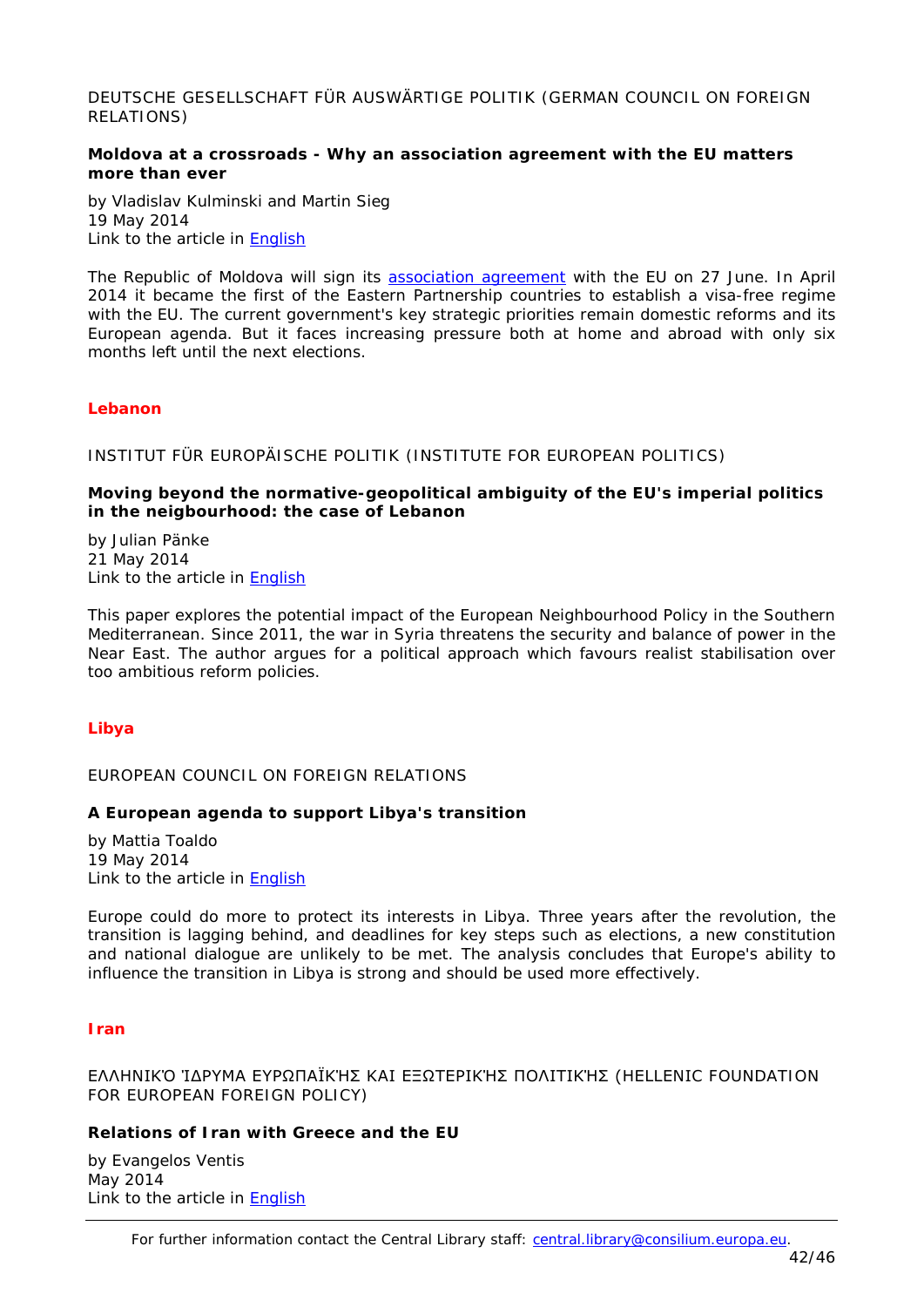DEUTSCHE GESELLSCHAFT FÜR AUSWÄRTIGE POLITIK (GERMAN COUNCIL ON FOREIGN RELATIONS)

**Moldova at a crossroads - Why an association agreement with the EU matters more than ever**

by Vladislav Kulminski and Martin Sieg
19 May 2014
Link to the article in English

The Republic of Moldova will sign its association agreement with the EU on 27 June. In April 2014 it became the first of the Eastern Partnership countries to establish a visa-free regime with the EU. The current government's key strategic priorities remain domestic reforms and its European agenda. But it faces increasing pressure both at home and abroad with only six months left until the next elections.

## Lebanon

INSTITUT FÜR EUROPÄISCHE POLITIK (INSTITUTE FOR EUROPEAN POLITICS)

**Moving beyond the normative-geopolitical ambiguity of the EU's imperial politics in the neigbourhood: the case of Lebanon**

by Julian Pänke
21 May 2014
Link to the article in English

This paper explores the potential impact of the European Neighbourhood Policy in the Southern Mediterranean. Since 2011, the war in Syria threatens the security and balance of power in the Near East. The author argues for a political approach which favours realist stabilisation over too ambitious reform policies.

## Libya

EUROPEAN COUNCIL ON FOREIGN RELATIONS

**A European agenda to support Libya's transition**

by Mattia Toaldo
19 May 2014
Link to the article in English

Europe could do more to protect its interests in Libya. Three years after the revolution, the transition is lagging behind, and deadlines for key steps such as elections, a new constitution and national dialogue are unlikely to be met. The analysis concludes that Europe's ability to influence the transition in Libya is strong and should be used more effectively.

## Iran

ΕΛΛΗΝΙΚΌ ΊΔΡΥΜΑ ΕΥΡΩΠΑΪΚΉΣ ΚΑΙ ΕΞΩΤΕΡΙΚΉΣ ΠΟΛΙΤΙΚΉΣ (HELLENIC FOUNDATION FOR EUROPEAN FOREIGN POLICY)

**Relations of Iran with Greece and the EU**

by Evangelos Ventis
May 2014
Link to the article in English

For further information contact the Central Library staff: central.library@consilium.europa.eu.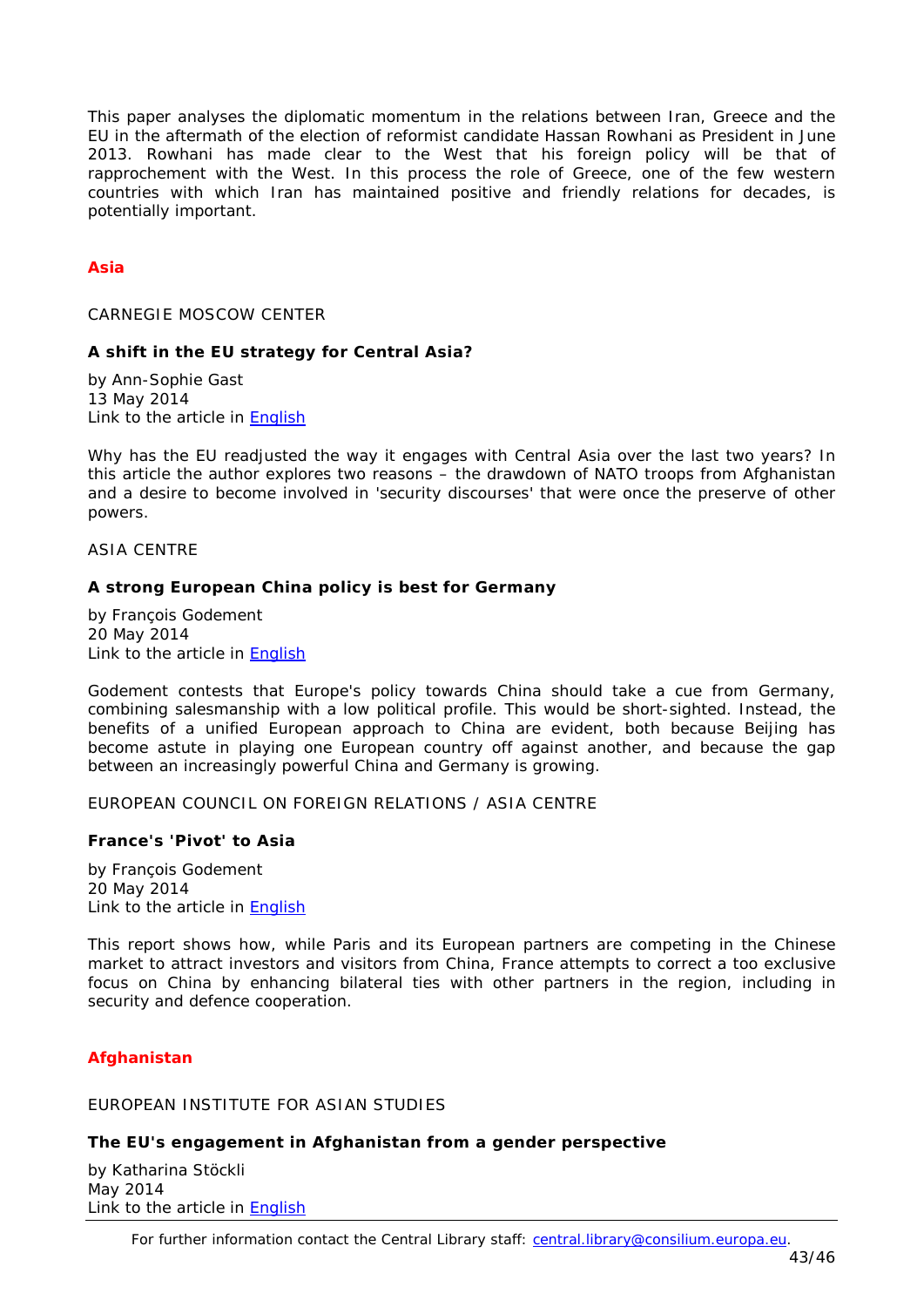This paper analyses the diplomatic momentum in the relations between Iran, Greece and the EU in the aftermath of the election of reformist candidate Hassan Rowhani as President in June 2013. Rowhani has made clear to the West that his foreign policy will be that of rapprochement with the West. In this process the role of Greece, one of the few western countries with which Iran has maintained positive and friendly relations for decades, is potentially important.

## Asia

CARNEGIE MOSCOW CENTER

**A shift in the EU strategy for Central Asia?**

by Ann-Sophie Gast
13 May 2014
Link to the article in English

Why has the EU readjusted the way it engages with Central Asia over the last two years? In this article the author explores two reasons – the drawdown of NATO troops from Afghanistan and a desire to become involved in 'security discourses' that were once the preserve of other powers.

ASIA CENTRE

**A strong European China policy is best for Germany**

by François Godement
20 May 2014
Link to the article in English

Godement contests that Europe's policy towards China should take a cue from Germany, combining salesmanship with a low political profile. This would be short-sighted. Instead, the benefits of a unified European approach to China are evident, both because Beijing has become astute in playing one European country off against another, and because the gap between an increasingly powerful China and Germany is growing.

EUROPEAN COUNCIL ON FOREIGN RELATIONS / ASIA CENTRE

**France's 'Pivot' to Asia**

by François Godement
20 May 2014
Link to the article in English

This report shows how, while Paris and its European partners are competing in the Chinese market to attract investors and visitors from China, France attempts to correct a too exclusive focus on China by enhancing bilateral ties with other partners in the region, including in security and defence cooperation.

## Afghanistan

EUROPEAN INSTITUTE FOR ASIAN STUDIES

**The EU's engagement in Afghanistan from a gender perspective**

by Katharina Stöckli
May 2014
Link to the article in English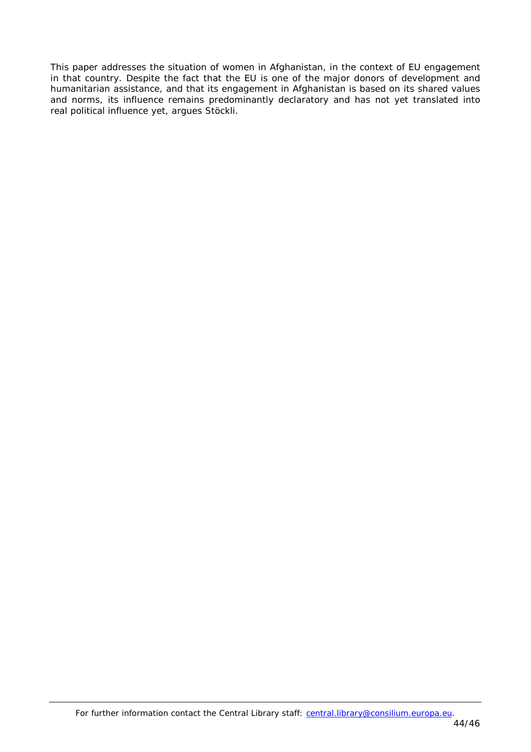This paper addresses the situation of women in Afghanistan, in the context of EU engagement in that country. Despite the fact that the EU is one of the major donors of development and humanitarian assistance, and that its engagement in Afghanistan is based on its shared values and norms, its influence remains predominantly declaratory and has not yet translated into real political influence yet, argues Stöckli.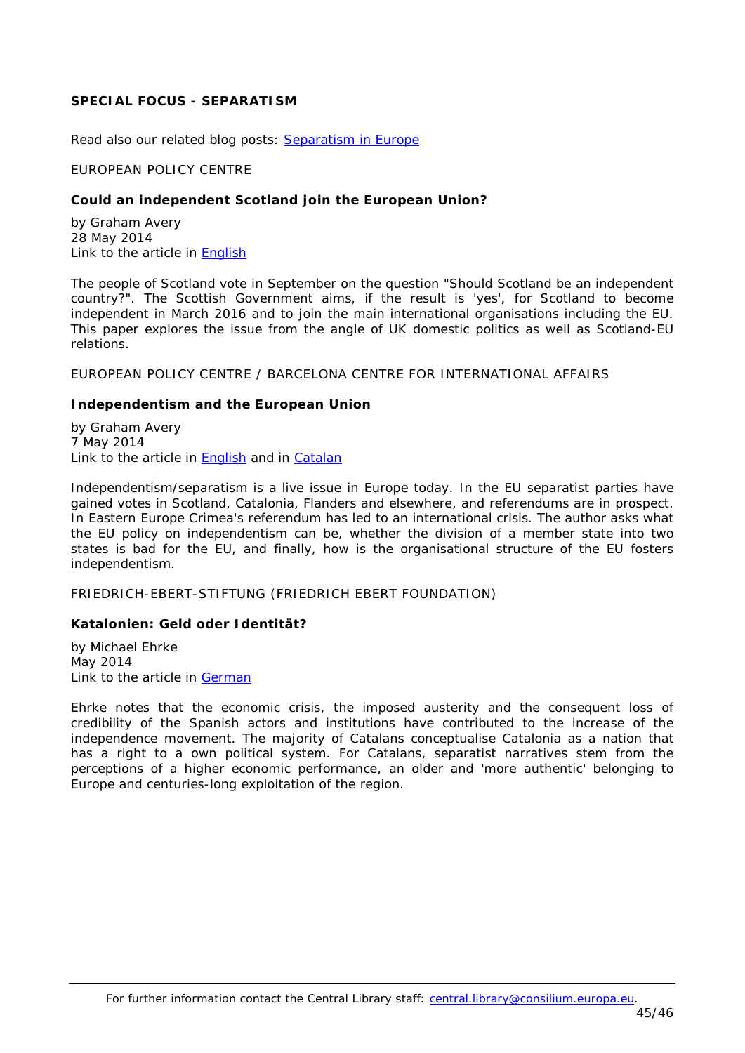**SPECIAL FOCUS - SEPARATISM**

Read also our related blog posts: Separatism in Europe

EUROPEAN POLICY CENTRE

**Could an independent Scotland join the European Union?**

by Graham Avery
28 May 2014
Link to the article in English

The people of Scotland vote in September on the question "Should Scotland be an independent country?". The Scottish Government aims, if the result is 'yes', for Scotland to become independent in March 2016 and to join the main international organisations including the EU. This paper explores the issue from the angle of UK domestic politics as well as Scotland-EU relations.

EUROPEAN POLICY CENTRE / BARCELONA CENTRE FOR INTERNATIONAL AFFAIRS

**Independentism and the European Union**

by Graham Avery
7 May 2014
Link to the article in English and in Catalan

Independentism/separatism is a live issue in Europe today. In the EU separatist parties have gained votes in Scotland, Catalonia, Flanders and elsewhere, and referendums are in prospect. In Eastern Europe Crimea's referendum has led to an international crisis. The author asks what the EU policy on independentism can be, whether the division of a member state into two states is bad for the EU, and finally, how is the organisational structure of the EU fosters independentism.

FRIEDRICH-EBERT-STIFTUNG (FRIEDRICH EBERT FOUNDATION)

**Katalonien: Geld oder Identität?**

by Michael Ehrke
May 2014
Link to the article in German

Ehrke notes that the economic crisis, the imposed austerity and the consequent loss of credibility of the Spanish actors and institutions have contributed to the increase of the independence movement. The majority of Catalans conceptualise Catalonia as a nation that has a right to a own political system. For Catalans, separatist narratives stem from the perceptions of a higher economic performance, an older and 'more authentic' belonging to Europe and centuries-long exploitation of the region.

For further information contact the Central Library staff: central.library@consilium.europa.eu.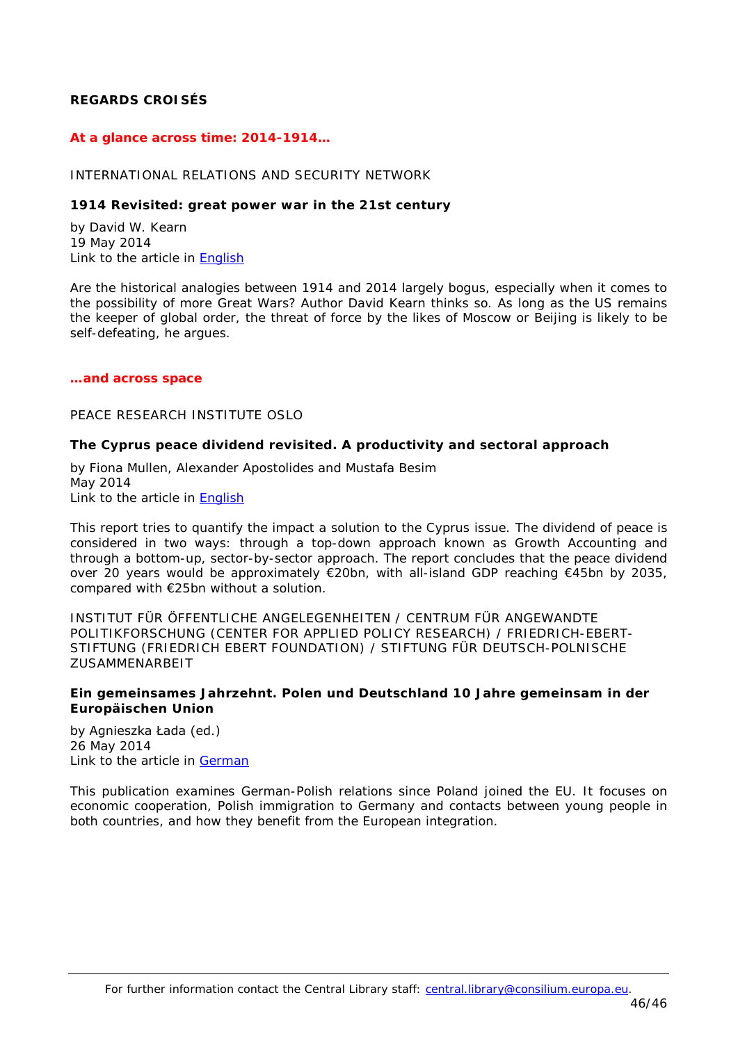**REGARDS CROISÉS**

**At a glance across time: 2014-1914…**

INTERNATIONAL RELATIONS AND SECURITY NETWORK

**1914 Revisited: great power war in the 21st century**

by David W. Kearn
19 May 2014
Link to the article in English

Are the historical analogies between 1914 and 2014 largely bogus, especially when it comes to the possibility of more Great Wars? Author David Kearn thinks so. As long as the US remains the keeper of global order, the threat of force by the likes of Moscow or Beijing is likely to be self-defeating, he argues.

**…and across space**

PEACE RESEARCH INSTITUTE OSLO

**The Cyprus peace dividend revisited. A productivity and sectoral approach**

by Fiona Mullen, Alexander Apostolides and Mustafa Besim
May 2014
Link to the article in English

This report tries to quantify the impact a solution to the Cyprus issue. The dividend of peace is considered in two ways: through a top-down approach known as Growth Accounting and through a bottom-up, sector-by-sector approach. The report concludes that the peace dividend over 20 years would be approximately €20bn, with all-island GDP reaching €45bn by 2035, compared with €25bn without a solution.

INSTITUT FÜR ÖFFENTLICHE ANGELEGENHEITEN / CENTRUM FÜR ANGEWANDTE POLITIKFORSCHUNG (CENTER FOR APPLIED POLICY RESEARCH) / FRIEDRICH-EBERT-STIFTUNG (FRIEDRICH EBERT FOUNDATION) / STIFTUNG FÜR DEUTSCH-POLNISCHE ZUSAMMENARBEIT

**Ein gemeinsames Jahrzehnt. Polen und Deutschland 10 Jahre gemeinsam in der Europäischen Union**

by Agnieszka Łada (ed.)
26 May 2014
Link to the article in German

This publication examines German-Polish relations since Poland joined the EU. It focuses on economic cooperation, Polish immigration to Germany and contacts between young people in both countries, and how they benefit from the European integration.

For further information contact the Central Library staff: central.library@consilium.europa.eu.